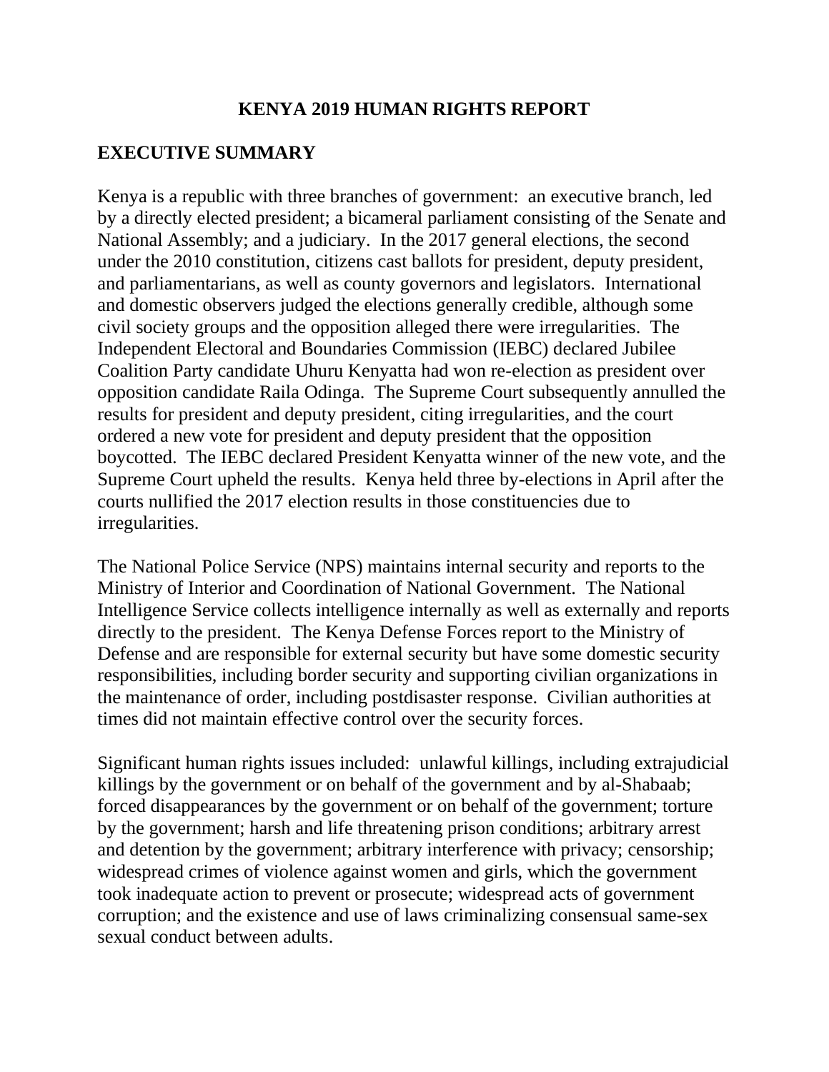# KENYA 2019 HUMAN RIGHTS REPORT

## EXECUTIVE SUMMARY

Kenya is a republic with three branches of government: an executive branch, led by a directly elected president; a bicameral parliament consisting of the Senate and National Assembly; and a judiciary. In the 2017 general elections, the second under the 2010 constitution, citizens cast ballots for president, deputy president, and parliamentarians, as well as county governors and legislators. International and domestic observers judged the elections generally credible, although some civil society groups and the opposition alleged there were irregularities. The Independent Electoral and Boundaries Commission (IEBC) declared Jubilee Coalition Party candidate Uhuru Kenyatta had won re-election as president over opposition candidate Raila Odinga. The Supreme Court subsequently annulled the results for president and deputy president, citing irregularities, and the court ordered a new vote for president and deputy president that the opposition boycotted. The IEBC declared President Kenyatta winner of the new vote, and the Supreme Court upheld the results. Kenya held three by-elections in April after the courts nullified the 2017 election results in those constituencies due to irregularities.

The National Police Service (NPS) maintains internal security and reports to the Ministry of Interior and Coordination of National Government. The National Intelligence Service collects intelligence internally as well as externally and reports directly to the president. The Kenya Defense Forces report to the Ministry of Defense and are responsible for external security but have some domestic security responsibilities, including border security and supporting civilian organizations in the maintenance of order, including postdisaster response. Civilian authorities at times did not maintain effective control over the security forces.

Significant human rights issues included: unlawful killings, including extrajudicial killings by the government or on behalf of the government and by al-Shabaab; forced disappearances by the government or on behalf of the government; torture by the government; harsh and life threatening prison conditions; arbitrary arrest and detention by the government; arbitrary interference with privacy; censorship; widespread crimes of violence against women and girls, which the government took inadequate action to prevent or prosecute; widespread acts of government corruption; and the existence and use of laws criminalizing consensual same-sex sexual conduct between adults.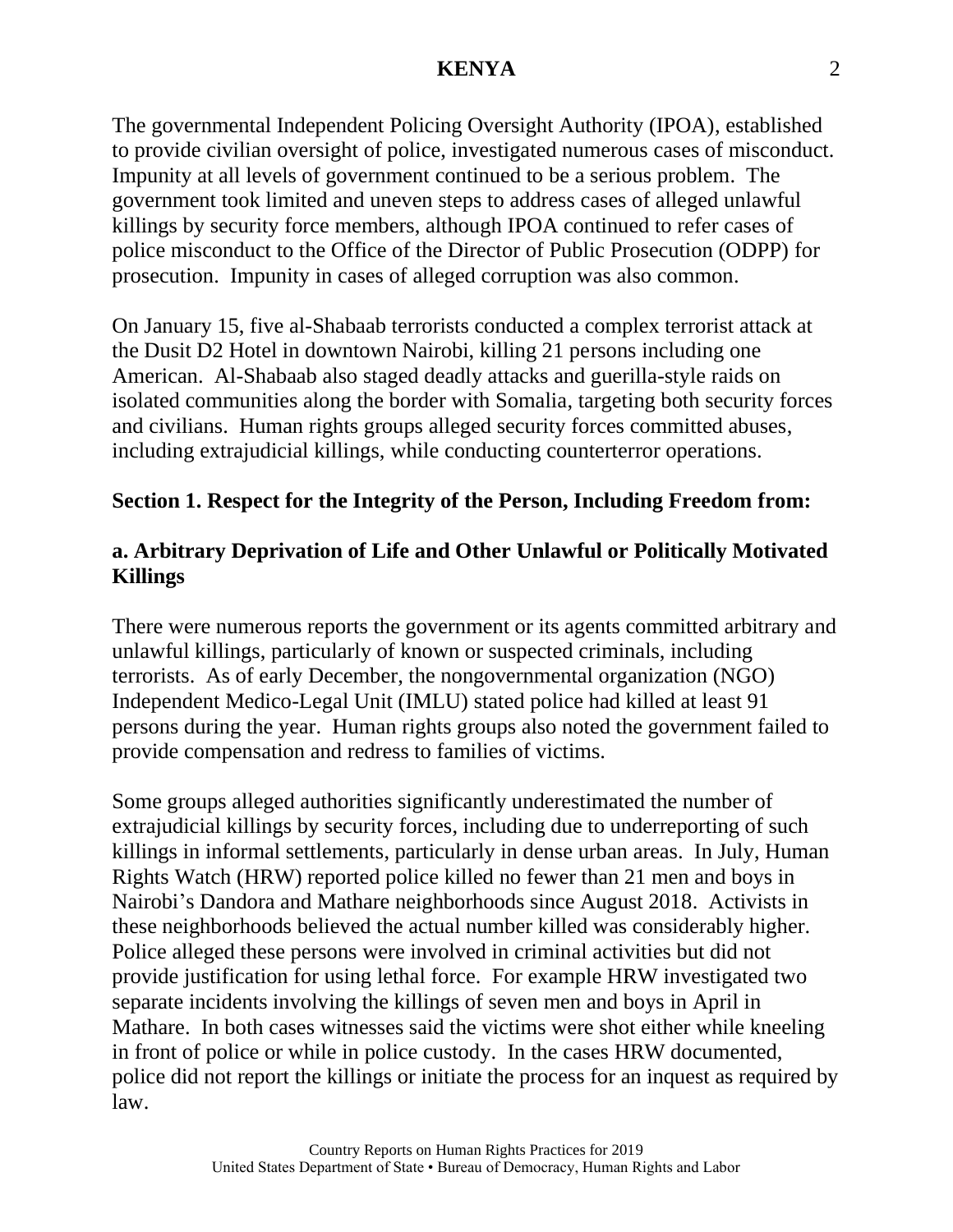The governmental Independent Policing Oversight Authority (IPOA), established to provide civilian oversight of police, investigated numerous cases of misconduct. Impunity at all levels of government continued to be a serious problem. The government took limited and uneven steps to address cases of alleged unlawful killings by security force members, although IPOA continued to refer cases of police misconduct to the Office of the Director of Public Prosecution (ODPP) for prosecution. Impunity in cases of alleged corruption was also common.

On January 15, five al-Shabaab terrorists conducted a complex terrorist attack at the Dusit D2 Hotel in downtown Nairobi, killing 21 persons including one American. Al-Shabaab also staged deadly attacks and guerilla-style raids on isolated communities along the border with Somalia, targeting both security forces and civilians. Human rights groups alleged security forces committed abuses, including extrajudicial killings, while conducting counterterror operations.

## Section 1. Respect for the Integrity of the Person, Including Freedom from:

### a. Arbitrary Deprivation of Life and Other Unlawful or Politically Motivated Killings

There were numerous reports the government or its agents committed arbitrary and unlawful killings, particularly of known or suspected criminals, including terrorists. As of early December, the nongovernmental organization (NGO) Independent Medico-Legal Unit (IMLU) stated police had killed at least 91 persons during the year. Human rights groups also noted the government failed to provide compensation and redress to families of victims.

Some groups alleged authorities significantly underestimated the number of extrajudicial killings by security forces, including due to underreporting of such killings in informal settlements, particularly in dense urban areas. In July, Human Rights Watch (HRW) reported police killed no fewer than 21 men and boys in Nairobi's Dandora and Mathare neighborhoods since August 2018. Activists in these neighborhoods believed the actual number killed was considerably higher. Police alleged these persons were involved in criminal activities but did not provide justification for using lethal force. For example HRW investigated two separate incidents involving the killings of seven men and boys in April in Mathare. In both cases witnesses said the victims were shot either while kneeling in front of police or while in police custody. In the cases HRW documented, police did not report the killings or initiate the process for an inquest as required by law.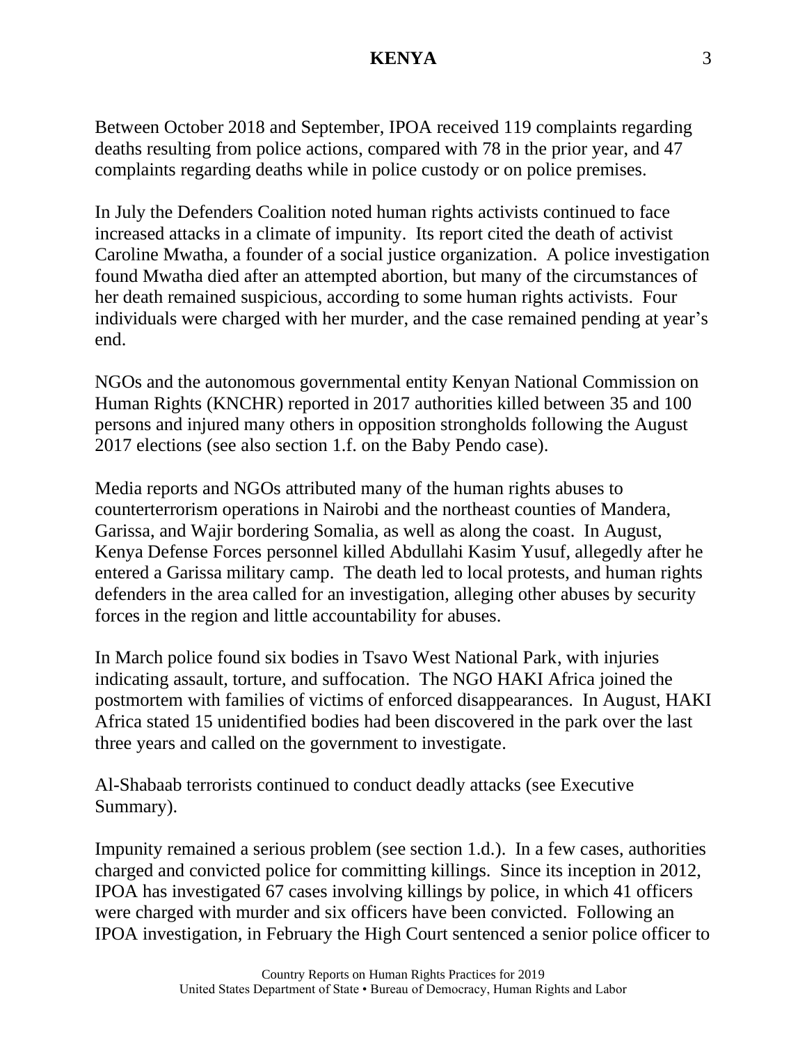Between October 2018 and September, IPOA received 119 complaints regarding deaths resulting from police actions, compared with 78 in the prior year, and 47 complaints regarding deaths while in police custody or on police premises.

In July the Defenders Coalition noted human rights activists continued to face increased attacks in a climate of impunity. Its report cited the death of activist Caroline Mwatha, a founder of a social justice organization. A police investigation found Mwatha died after an attempted abortion, but many of the circumstances of her death remained suspicious, according to some human rights activists. Four individuals were charged with her murder, and the case remained pending at year's end.

NGOs and the autonomous governmental entity Kenyan National Commission on Human Rights (KNCHR) reported in 2017 authorities killed between 35 and 100 persons and injured many others in opposition strongholds following the August 2017 elections (see also section 1.f. on the Baby Pendo case).

Media reports and NGOs attributed many of the human rights abuses to counterterrorism operations in Nairobi and the northeast counties of Mandera, Garissa, and Wajir bordering Somalia, as well as along the coast. In August, Kenya Defense Forces personnel killed Abdullahi Kasim Yusuf, allegedly after he entered a Garissa military camp. The death led to local protests, and human rights defenders in the area called for an investigation, alleging other abuses by security forces in the region and little accountability for abuses.

In March police found six bodies in Tsavo West National Park, with injuries indicating assault, torture, and suffocation. The NGO HAKI Africa joined the postmortem with families of victims of enforced disappearances. In August, HAKI Africa stated 15 unidentified bodies had been discovered in the park over the last three years and called on the government to investigate.

Al-Shabaab terrorists continued to conduct deadly attacks (see Executive Summary).

Impunity remained a serious problem (see section 1.d.). In a few cases, authorities charged and convicted police for committing killings. Since its inception in 2012, IPOA has investigated 67 cases involving killings by police, in which 41 officers were charged with murder and six officers have been convicted. Following an IPOA investigation, in February the High Court sentenced a senior police officer to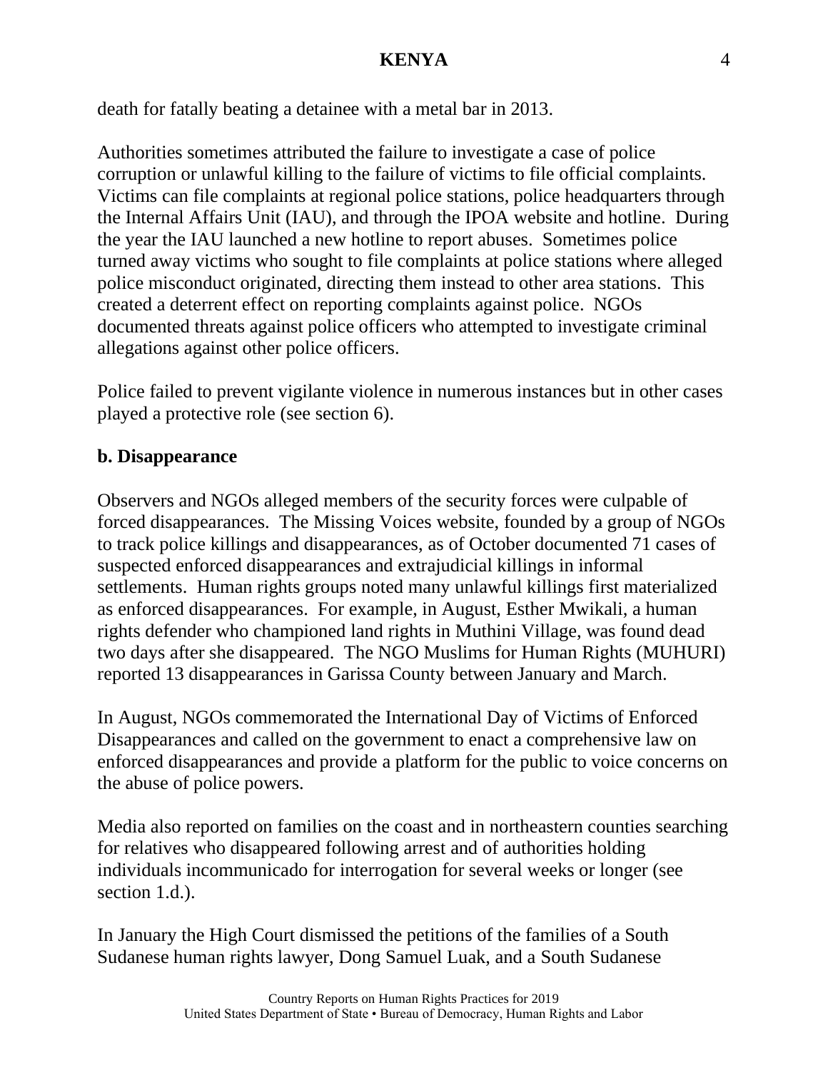death for fatally beating a detainee with a metal bar in 2013.

Authorities sometimes attributed the failure to investigate a case of police corruption or unlawful killing to the failure of victims to file official complaints. Victims can file complaints at regional police stations, police headquarters through the Internal Affairs Unit (IAU), and through the IPOA website and hotline. During the year the IAU launched a new hotline to report abuses. Sometimes police turned away victims who sought to file complaints at police stations where alleged police misconduct originated, directing them instead to other area stations. This created a deterrent effect on reporting complaints against police. NGOs documented threats against police officers who attempted to investigate criminal allegations against other police officers.

Police failed to prevent vigilante violence in numerous instances but in other cases played a protective role (see section 6).

**b. Disappearance**

Observers and NGOs alleged members of the security forces were culpable of forced disappearances. The Missing Voices website, founded by a group of NGOs to track police killings and disappearances, as of October documented 71 cases of suspected enforced disappearances and extrajudicial killings in informal settlements. Human rights groups noted many unlawful killings first materialized as enforced disappearances. For example, in August, Esther Mwikali, a human rights defender who championed land rights in Muthini Village, was found dead two days after she disappeared. The NGO Muslims for Human Rights (MUHURI) reported 13 disappearances in Garissa County between January and March.

In August, NGOs commemorated the International Day of Victims of Enforced Disappearances and called on the government to enact a comprehensive law on enforced disappearances and provide a platform for the public to voice concerns on the abuse of police powers.

Media also reported on families on the coast and in northeastern counties searching for relatives who disappeared following arrest and of authorities holding individuals incommunicado for interrogation for several weeks or longer (see section 1.d.).

In January the High Court dismissed the petitions of the families of a South Sudanese human rights lawyer, Dong Samuel Luak, and a South Sudanese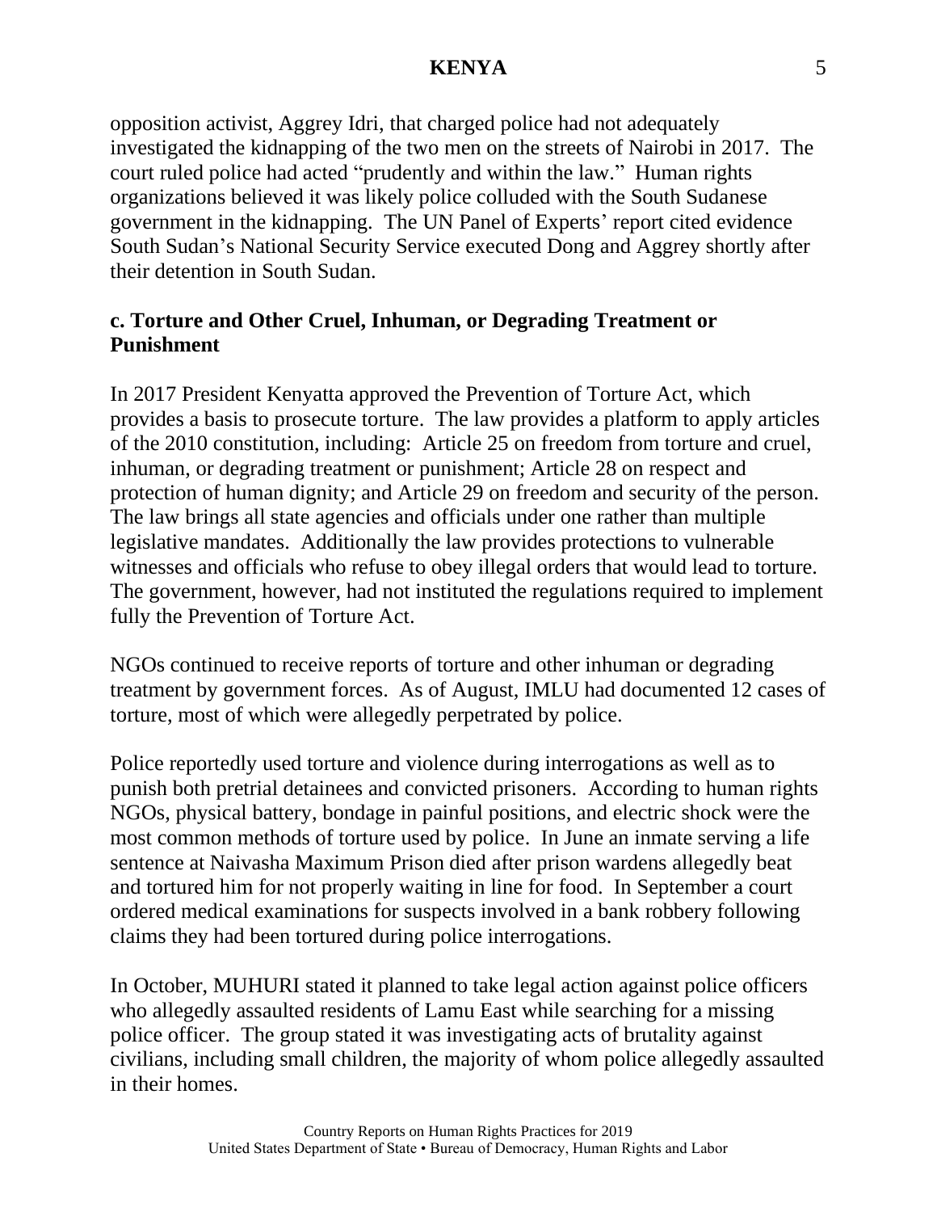opposition activist, Aggrey Idri, that charged police had not adequately investigated the kidnapping of the two men on the streets of Nairobi in 2017. The court ruled police had acted "prudently and within the law." Human rights organizations believed it was likely police colluded with the South Sudanese government in the kidnapping. The UN Panel of Experts' report cited evidence South Sudan's National Security Service executed Dong and Aggrey shortly after their detention in South Sudan.

## c. Torture and Other Cruel, Inhuman, or Degrading Treatment or Punishment

In 2017 President Kenyatta approved the Prevention of Torture Act, which provides a basis to prosecute torture. The law provides a platform to apply articles of the 2010 constitution, including: Article 25 on freedom from torture and cruel, inhuman, or degrading treatment or punishment; Article 28 on respect and protection of human dignity; and Article 29 on freedom and security of the person. The law brings all state agencies and officials under one rather than multiple legislative mandates. Additionally the law provides protections to vulnerable witnesses and officials who refuse to obey illegal orders that would lead to torture. The government, however, had not instituted the regulations required to implement fully the Prevention of Torture Act.

NGOs continued to receive reports of torture and other inhuman or degrading treatment by government forces. As of August, IMLU had documented 12 cases of torture, most of which were allegedly perpetrated by police.

Police reportedly used torture and violence during interrogations as well as to punish both pretrial detainees and convicted prisoners. According to human rights NGOs, physical battery, bondage in painful positions, and electric shock were the most common methods of torture used by police. In June an inmate serving a life sentence at Naivasha Maximum Prison died after prison wardens allegedly beat and tortured him for not properly waiting in line for food. In September a court ordered medical examinations for suspects involved in a bank robbery following claims they had been tortured during police interrogations.

In October, MUHURI stated it planned to take legal action against police officers who allegedly assaulted residents of Lamu East while searching for a missing police officer. The group stated it was investigating acts of brutality against civilians, including small children, the majority of whom police allegedly assaulted in their homes.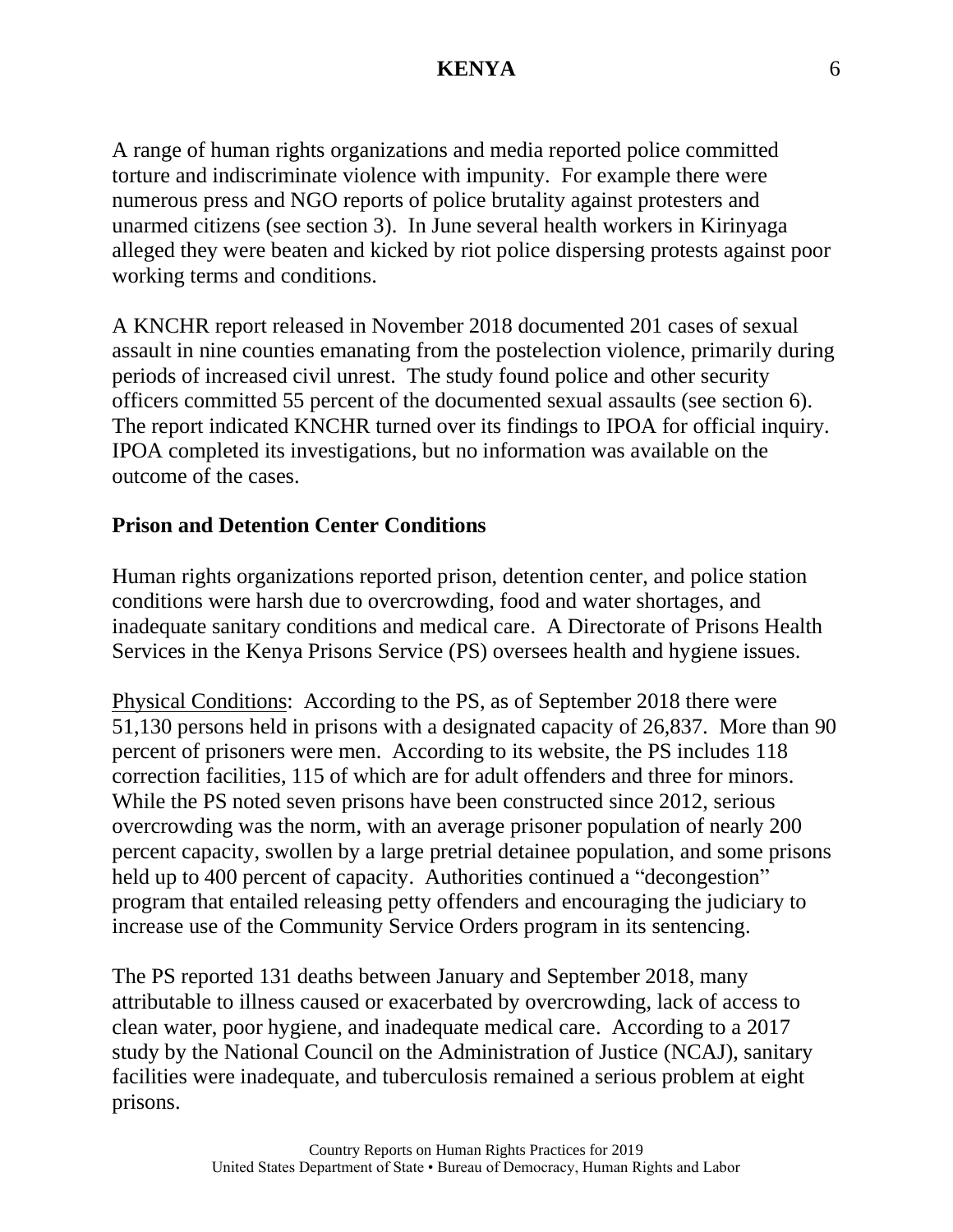A range of human rights organizations and media reported police committed torture and indiscriminate violence with impunity. For example there were numerous press and NGO reports of police brutality against protesters and unarmed citizens (see section 3). In June several health workers in Kirinyaga alleged they were beaten and kicked by riot police dispersing protests against poor working terms and conditions.

A KNCHR report released in November 2018 documented 201 cases of sexual assault in nine counties emanating from the postelection violence, primarily during periods of increased civil unrest. The study found police and other security officers committed 55 percent of the documented sexual assaults (see section 6). The report indicated KNCHR turned over its findings to IPOA for official inquiry. IPOA completed its investigations, but no information was available on the outcome of the cases.

**Prison and Detention Center Conditions**

Human rights organizations reported prison, detention center, and police station conditions were harsh due to overcrowding, food and water shortages, and inadequate sanitary conditions and medical care. A Directorate of Prisons Health Services in the Kenya Prisons Service (PS) oversees health and hygiene issues.

Physical Conditions: According to the PS, as of September 2018 there were 51,130 persons held in prisons with a designated capacity of 26,837. More than 90 percent of prisoners were men. According to its website, the PS includes 118 correction facilities, 115 of which are for adult offenders and three for minors. While the PS noted seven prisons have been constructed since 2012, serious overcrowding was the norm, with an average prisoner population of nearly 200 percent capacity, swollen by a large pretrial detainee population, and some prisons held up to 400 percent of capacity. Authorities continued a "decongestion" program that entailed releasing petty offenders and encouraging the judiciary to increase use of the Community Service Orders program in its sentencing.

The PS reported 131 deaths between January and September 2018, many attributable to illness caused or exacerbated by overcrowding, lack of access to clean water, poor hygiene, and inadequate medical care. According to a 2017 study by the National Council on the Administration of Justice (NCAJ), sanitary facilities were inadequate, and tuberculosis remained a serious problem at eight prisons.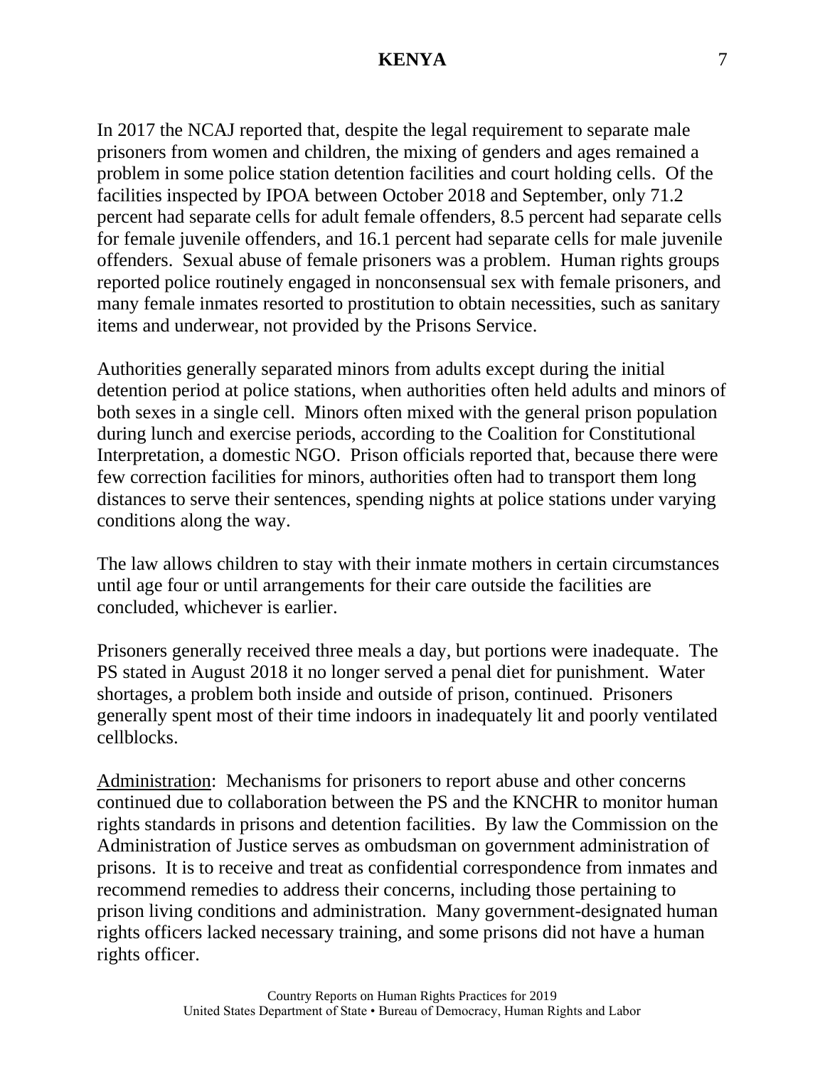In 2017 the NCAJ reported that, despite the legal requirement to separate male prisoners from women and children, the mixing of genders and ages remained a problem in some police station detention facilities and court holding cells. Of the facilities inspected by IPOA between October 2018 and September, only 71.2 percent had separate cells for adult female offenders, 8.5 percent had separate cells for female juvenile offenders, and 16.1 percent had separate cells for male juvenile offenders. Sexual abuse of female prisoners was a problem. Human rights groups reported police routinely engaged in nonconsensual sex with female prisoners, and many female inmates resorted to prostitution to obtain necessities, such as sanitary items and underwear, not provided by the Prisons Service.

Authorities generally separated minors from adults except during the initial detention period at police stations, when authorities often held adults and minors of both sexes in a single cell. Minors often mixed with the general prison population during lunch and exercise periods, according to the Coalition for Constitutional Interpretation, a domestic NGO. Prison officials reported that, because there were few correction facilities for minors, authorities often had to transport them long distances to serve their sentences, spending nights at police stations under varying conditions along the way.

The law allows children to stay with their inmate mothers in certain circumstances until age four or until arrangements for their care outside the facilities are concluded, whichever is earlier.

Prisoners generally received three meals a day, but portions were inadequate. The PS stated in August 2018 it no longer served a penal diet for punishment. Water shortages, a problem both inside and outside of prison, continued. Prisoners generally spent most of their time indoors in inadequately lit and poorly ventilated cellblocks.

<u>Administration</u>: Mechanisms for prisoners to report abuse and other concerns continued due to collaboration between the PS and the KNCHR to monitor human rights standards in prisons and detention facilities. By law the Commission on the Administration of Justice serves as ombudsman on government administration of prisons. It is to receive and treat as confidential correspondence from inmates and recommend remedies to address their concerns, including those pertaining to prison living conditions and administration. Many government-designated human rights officers lacked necessary training, and some prisons did not have a human rights officer.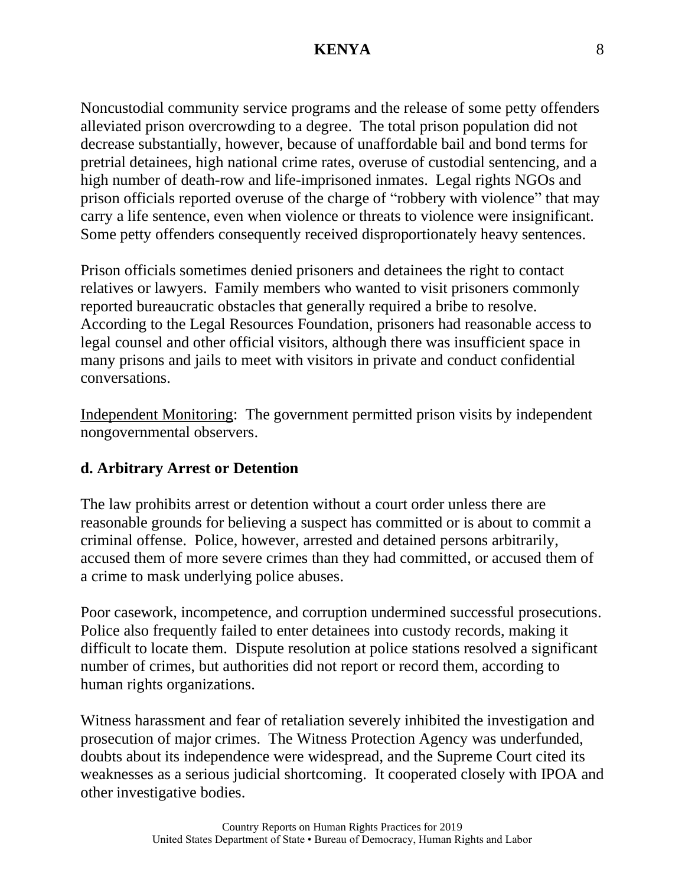Noncustodial community service programs and the release of some petty offenders alleviated prison overcrowding to a degree. The total prison population did not decrease substantially, however, because of unaffordable bail and bond terms for pretrial detainees, high national crime rates, overuse of custodial sentencing, and a high number of death-row and life-imprisoned inmates. Legal rights NGOs and prison officials reported overuse of the charge of "robbery with violence" that may carry a life sentence, even when violence or threats to violence were insignificant. Some petty offenders consequently received disproportionately heavy sentences.

Prison officials sometimes denied prisoners and detainees the right to contact relatives or lawyers. Family members who wanted to visit prisoners commonly reported bureaucratic obstacles that generally required a bribe to resolve. According to the Legal Resources Foundation, prisoners had reasonable access to legal counsel and other official visitors, although there was insufficient space in many prisons and jails to meet with visitors in private and conduct confidential conversations.

Independent Monitoring: The government permitted prison visits by independent nongovernmental observers.

### d. Arbitrary Arrest or Detention

The law prohibits arrest or detention without a court order unless there are reasonable grounds for believing a suspect has committed or is about to commit a criminal offense. Police, however, arrested and detained persons arbitrarily, accused them of more severe crimes than they had committed, or accused them of a crime to mask underlying police abuses.

Poor casework, incompetence, and corruption undermined successful prosecutions. Police also frequently failed to enter detainees into custody records, making it difficult to locate them. Dispute resolution at police stations resolved a significant number of crimes, but authorities did not report or record them, according to human rights organizations.

Witness harassment and fear of retaliation severely inhibited the investigation and prosecution of major crimes. The Witness Protection Agency was underfunded, doubts about its independence were widespread, and the Supreme Court cited its weaknesses as a serious judicial shortcoming. It cooperated closely with IPOA and other investigative bodies.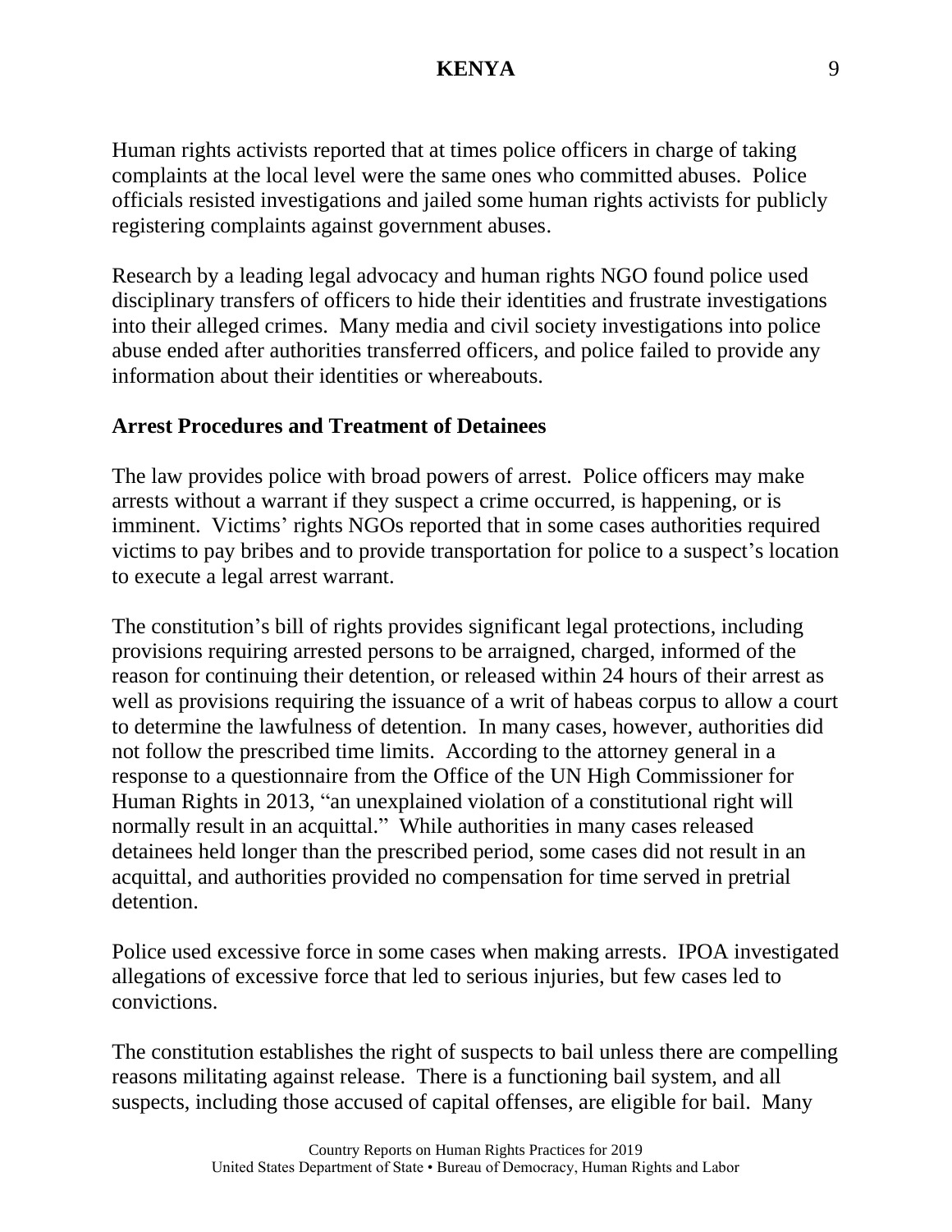Human rights activists reported that at times police officers in charge of taking complaints at the local level were the same ones who committed abuses. Police officials resisted investigations and jailed some human rights activists for publicly registering complaints against government abuses.

Research by a leading legal advocacy and human rights NGO found police used disciplinary transfers of officers to hide their identities and frustrate investigations into their alleged crimes. Many media and civil society investigations into police abuse ended after authorities transferred officers, and police failed to provide any information about their identities or whereabouts.

**Arrest Procedures and Treatment of Detainees**

The law provides police with broad powers of arrest. Police officers may make arrests without a warrant if they suspect a crime occurred, is happening, or is imminent. Victims' rights NGOs reported that in some cases authorities required victims to pay bribes and to provide transportation for police to a suspect's location to execute a legal arrest warrant.

The constitution's bill of rights provides significant legal protections, including provisions requiring arrested persons to be arraigned, charged, informed of the reason for continuing their detention, or released within 24 hours of their arrest as well as provisions requiring the issuance of a writ of habeas corpus to allow a court to determine the lawfulness of detention. In many cases, however, authorities did not follow the prescribed time limits. According to the attorney general in a response to a questionnaire from the Office of the UN High Commissioner for Human Rights in 2013, "an unexplained violation of a constitutional right will normally result in an acquittal." While authorities in many cases released detainees held longer than the prescribed period, some cases did not result in an acquittal, and authorities provided no compensation for time served in pretrial detention.

Police used excessive force in some cases when making arrests. IPOA investigated allegations of excessive force that led to serious injuries, but few cases led to convictions.

The constitution establishes the right of suspects to bail unless there are compelling reasons militating against release. There is a functioning bail system, and all suspects, including those accused of capital offenses, are eligible for bail. Many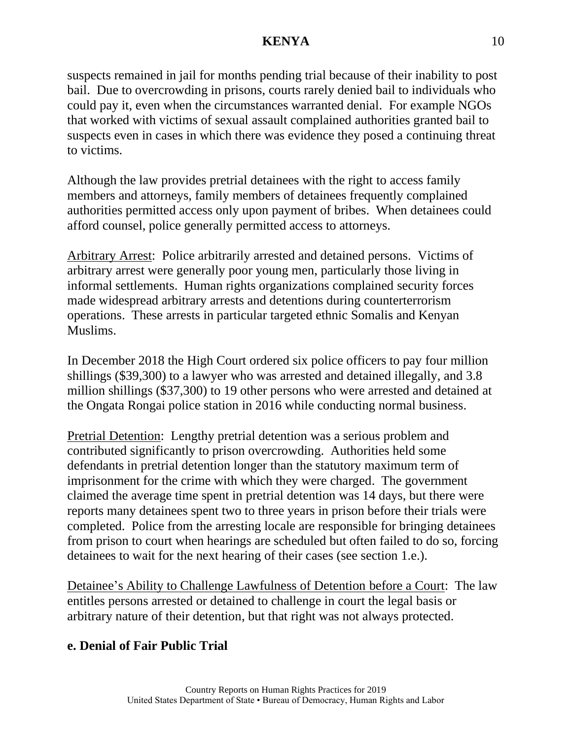suspects remained in jail for months pending trial because of their inability to post bail. Due to overcrowding in prisons, courts rarely denied bail to individuals who could pay it, even when the circumstances warranted denial. For example NGOs that worked with victims of sexual assault complained authorities granted bail to suspects even in cases in which there was evidence they posed a continuing threat to victims.

Although the law provides pretrial detainees with the right to access family members and attorneys, family members of detainees frequently complained authorities permitted access only upon payment of bribes. When detainees could afford counsel, police generally permitted access to attorneys.

Arbitrary Arrest: Police arbitrarily arrested and detained persons. Victims of arbitrary arrest were generally poor young men, particularly those living in informal settlements. Human rights organizations complained security forces made widespread arbitrary arrests and detentions during counterterrorism operations. These arrests in particular targeted ethnic Somalis and Kenyan Muslims.

In December 2018 the High Court ordered six police officers to pay four million shillings ($39,300) to a lawyer who was arrested and detained illegally, and 3.8 million shillings ($37,300) to 19 other persons who were arrested and detained at the Ongata Rongai police station in 2016 while conducting normal business.

Pretrial Detention: Lengthy pretrial detention was a serious problem and contributed significantly to prison overcrowding. Authorities held some defendants in pretrial detention longer than the statutory maximum term of imprisonment for the crime with which they were charged. The government claimed the average time spent in pretrial detention was 14 days, but there were reports many detainees spent two to three years in prison before their trials were completed. Police from the arresting locale are responsible for bringing detainees from prison to court when hearings are scheduled but often failed to do so, forcing detainees to wait for the next hearing of their cases (see section 1.e.).

Detainee's Ability to Challenge Lawfulness of Detention before a Court: The law entitles persons arrested or detained to challenge in court the legal basis or arbitrary nature of their detention, but that right was not always protected.

## e. Denial of Fair Public Trial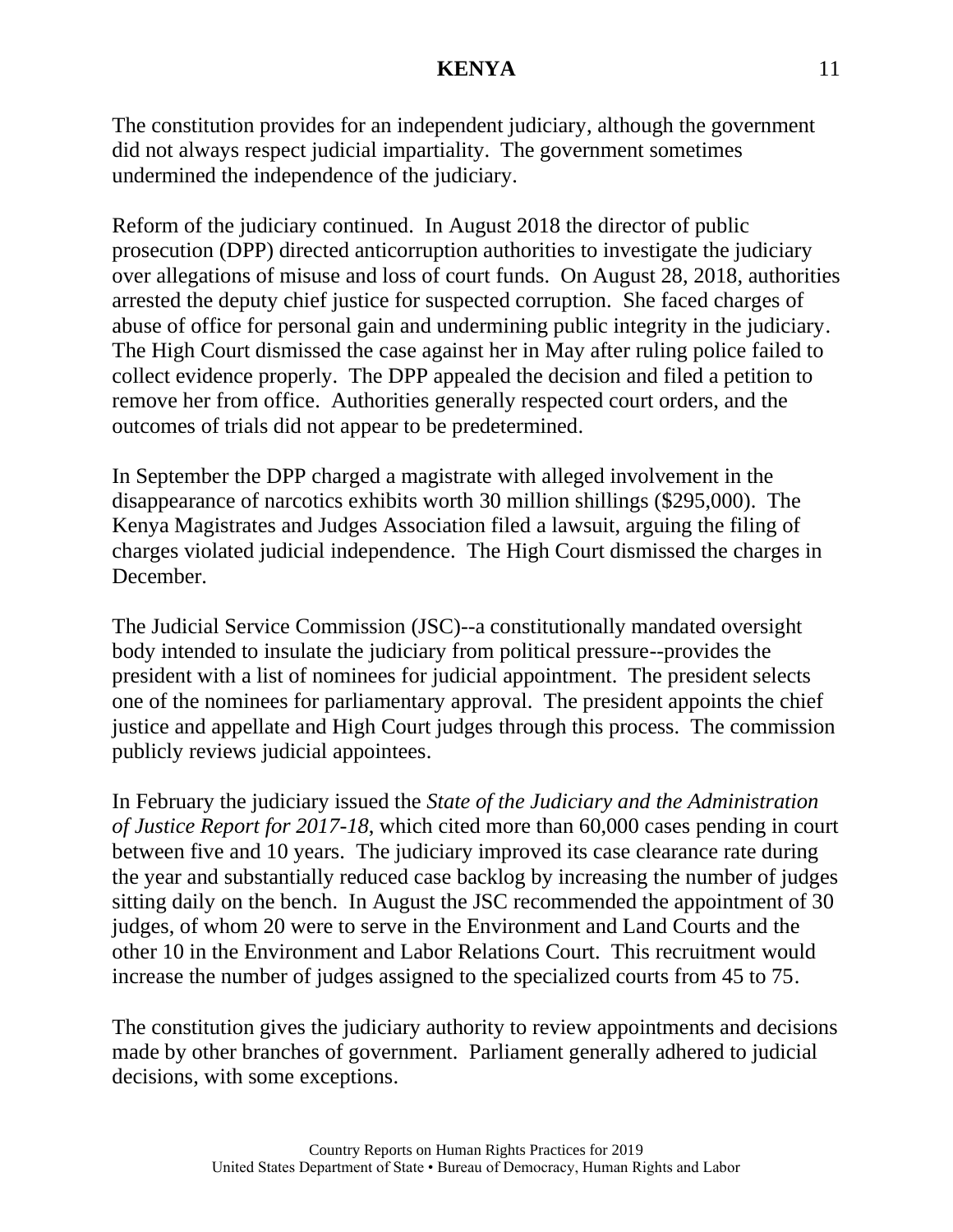The constitution provides for an independent judiciary, although the government did not always respect judicial impartiality. The government sometimes undermined the independence of the judiciary.

Reform of the judiciary continued. In August 2018 the director of public prosecution (DPP) directed anticorruption authorities to investigate the judiciary over allegations of misuse and loss of court funds. On August 28, 2018, authorities arrested the deputy chief justice for suspected corruption. She faced charges of abuse of office for personal gain and undermining public integrity in the judiciary. The High Court dismissed the case against her in May after ruling police failed to collect evidence properly. The DPP appealed the decision and filed a petition to remove her from office. Authorities generally respected court orders, and the outcomes of trials did not appear to be predetermined.

In September the DPP charged a magistrate with alleged involvement in the disappearance of narcotics exhibits worth 30 million shillings ($295,000). The Kenya Magistrates and Judges Association filed a lawsuit, arguing the filing of charges violated judicial independence. The High Court dismissed the charges in December.

The Judicial Service Commission (JSC)--a constitutionally mandated oversight body intended to insulate the judiciary from political pressure--provides the president with a list of nominees for judicial appointment. The president selects one of the nominees for parliamentary approval. The president appoints the chief justice and appellate and High Court judges through this process. The commission publicly reviews judicial appointees.

In February the judiciary issued the *State of the Judiciary and the Administration of Justice Report for 2017-18*, which cited more than 60,000 cases pending in court between five and 10 years. The judiciary improved its case clearance rate during the year and substantially reduced case backlog by increasing the number of judges sitting daily on the bench. In August the JSC recommended the appointment of 30 judges, of whom 20 were to serve in the Environment and Land Courts and the other 10 in the Environment and Labor Relations Court. This recruitment would increase the number of judges assigned to the specialized courts from 45 to 75.

The constitution gives the judiciary authority to review appointments and decisions made by other branches of government. Parliament generally adhered to judicial decisions, with some exceptions.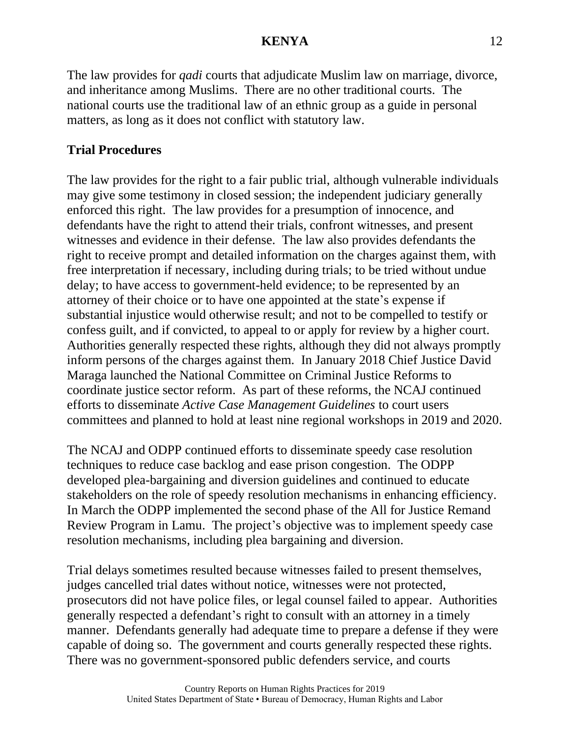The law provides for *qadi* courts that adjudicate Muslim law on marriage, divorce, and inheritance among Muslims. There are no other traditional courts. The national courts use the traditional law of an ethnic group as a guide in personal matters, as long as it does not conflict with statutory law.

**Trial Procedures**

The law provides for the right to a fair public trial, although vulnerable individuals may give some testimony in closed session; the independent judiciary generally enforced this right. The law provides for a presumption of innocence, and defendants have the right to attend their trials, confront witnesses, and present witnesses and evidence in their defense. The law also provides defendants the right to receive prompt and detailed information on the charges against them, with free interpretation if necessary, including during trials; to be tried without undue delay; to have access to government-held evidence; to be represented by an attorney of their choice or to have one appointed at the state's expense if substantial injustice would otherwise result; and not to be compelled to testify or confess guilt, and if convicted, to appeal to or apply for review by a higher court. Authorities generally respected these rights, although they did not always promptly inform persons of the charges against them. In January 2018 Chief Justice David Maraga launched the National Committee on Criminal Justice Reforms to coordinate justice sector reform. As part of these reforms, the NCAJ continued efforts to disseminate *Active Case Management Guidelines* to court users committees and planned to hold at least nine regional workshops in 2019 and 2020.

The NCAJ and ODPP continued efforts to disseminate speedy case resolution techniques to reduce case backlog and ease prison congestion. The ODPP developed plea-bargaining and diversion guidelines and continued to educate stakeholders on the role of speedy resolution mechanisms in enhancing efficiency. In March the ODPP implemented the second phase of the All for Justice Remand Review Program in Lamu. The project's objective was to implement speedy case resolution mechanisms, including plea bargaining and diversion.

Trial delays sometimes resulted because witnesses failed to present themselves, judges cancelled trial dates without notice, witnesses were not protected, prosecutors did not have police files, or legal counsel failed to appear. Authorities generally respected a defendant's right to consult with an attorney in a timely manner. Defendants generally had adequate time to prepare a defense if they were capable of doing so. The government and courts generally respected these rights. There was no government-sponsored public defenders service, and courts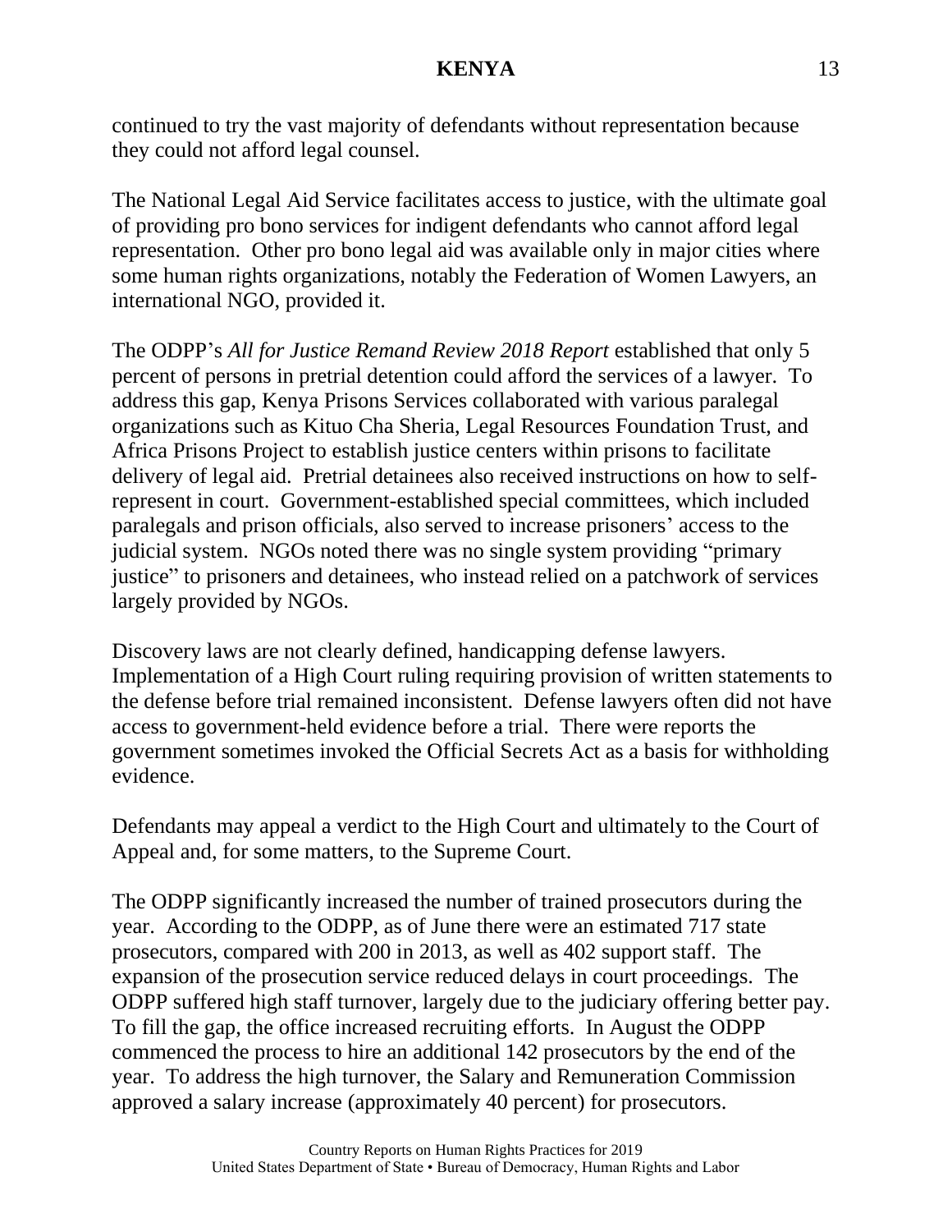continued to try the vast majority of defendants without representation because they could not afford legal counsel.

The National Legal Aid Service facilitates access to justice, with the ultimate goal of providing pro bono services for indigent defendants who cannot afford legal representation. Other pro bono legal aid was available only in major cities where some human rights organizations, notably the Federation of Women Lawyers, an international NGO, provided it.

The ODPP's *All for Justice Remand Review 2018 Report* established that only 5 percent of persons in pretrial detention could afford the services of a lawyer. To address this gap, Kenya Prisons Services collaborated with various paralegal organizations such as Kituo Cha Sheria, Legal Resources Foundation Trust, and Africa Prisons Project to establish justice centers within prisons to facilitate delivery of legal aid. Pretrial detainees also received instructions on how to self-represent in court. Government-established special committees, which included paralegals and prison officials, also served to increase prisoners' access to the judicial system. NGOs noted there was no single system providing "primary justice" to prisoners and detainees, who instead relied on a patchwork of services largely provided by NGOs.

Discovery laws are not clearly defined, handicapping defense lawyers. Implementation of a High Court ruling requiring provision of written statements to the defense before trial remained inconsistent. Defense lawyers often did not have access to government-held evidence before a trial. There were reports the government sometimes invoked the Official Secrets Act as a basis for withholding evidence.

Defendants may appeal a verdict to the High Court and ultimately to the Court of Appeal and, for some matters, to the Supreme Court.

The ODPP significantly increased the number of trained prosecutors during the year. According to the ODPP, as of June there were an estimated 717 state prosecutors, compared with 200 in 2013, as well as 402 support staff. The expansion of the prosecution service reduced delays in court proceedings. The ODPP suffered high staff turnover, largely due to the judiciary offering better pay. To fill the gap, the office increased recruiting efforts. In August the ODPP commenced the process to hire an additional 142 prosecutors by the end of the year. To address the high turnover, the Salary and Remuneration Commission approved a salary increase (approximately 40 percent) for prosecutors.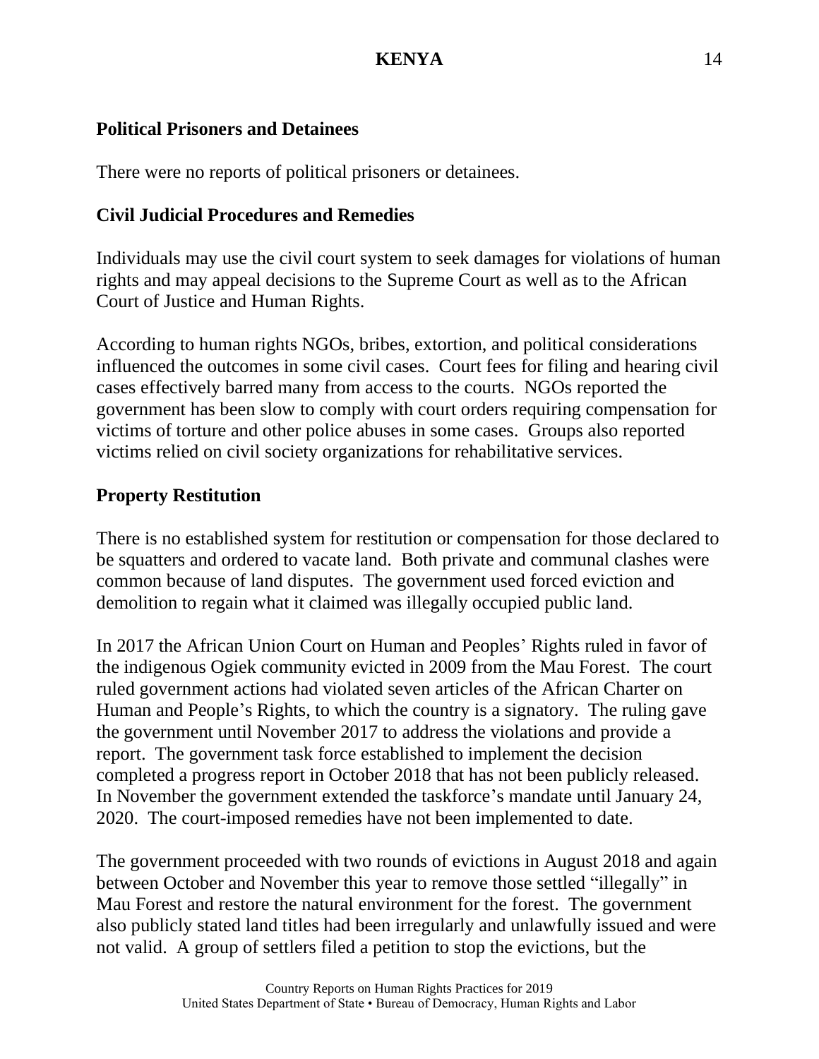### Political Prisoners and Detainees

There were no reports of political prisoners or detainees.

### Civil Judicial Procedures and Remedies

Individuals may use the civil court system to seek damages for violations of human rights and may appeal decisions to the Supreme Court as well as to the African Court of Justice and Human Rights.

According to human rights NGOs, bribes, extortion, and political considerations influenced the outcomes in some civil cases. Court fees for filing and hearing civil cases effectively barred many from access to the courts. NGOs reported the government has been slow to comply with court orders requiring compensation for victims of torture and other police abuses in some cases. Groups also reported victims relied on civil society organizations for rehabilitative services.

### Property Restitution

There is no established system for restitution or compensation for those declared to be squatters and ordered to vacate land. Both private and communal clashes were common because of land disputes. The government used forced eviction and demolition to regain what it claimed was illegally occupied public land.

In 2017 the African Union Court on Human and Peoples' Rights ruled in favor of the indigenous Ogiek community evicted in 2009 from the Mau Forest. The court ruled government actions had violated seven articles of the African Charter on Human and People's Rights, to which the country is a signatory. The ruling gave the government until November 2017 to address the violations and provide a report. The government task force established to implement the decision completed a progress report in October 2018 that has not been publicly released. In November the government extended the taskforce's mandate until January 24, 2020. The court-imposed remedies have not been implemented to date.

The government proceeded with two rounds of evictions in August 2018 and again between October and November this year to remove those settled "illegally" in Mau Forest and restore the natural environment for the forest. The government also publicly stated land titles had been irregularly and unlawfully issued and were not valid. A group of settlers filed a petition to stop the evictions, but the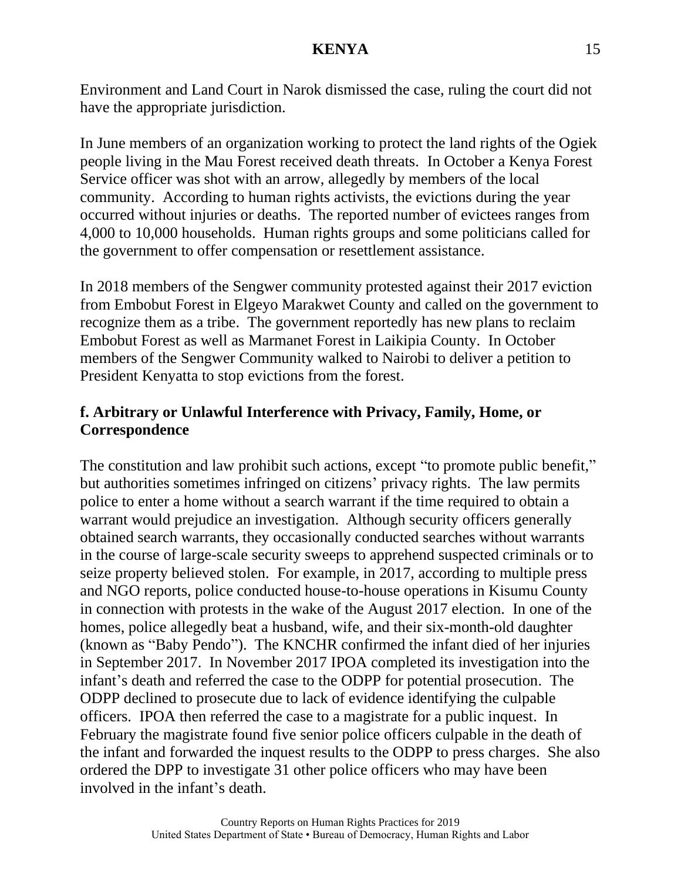Environment and Land Court in Narok dismissed the case, ruling the court did not have the appropriate jurisdiction.

In June members of an organization working to protect the land rights of the Ogiek people living in the Mau Forest received death threats. In October a Kenya Forest Service officer was shot with an arrow, allegedly by members of the local community. According to human rights activists, the evictions during the year occurred without injuries or deaths. The reported number of evictees ranges from 4,000 to 10,000 households. Human rights groups and some politicians called for the government to offer compensation or resettlement assistance.

In 2018 members of the Sengwer community protested against their 2017 eviction from Embobut Forest in Elgeyo Marakwet County and called on the government to recognize them as a tribe. The government reportedly has new plans to reclaim Embobut Forest as well as Marmanet Forest in Laikipia County. In October members of the Sengwer Community walked to Nairobi to deliver a petition to President Kenyatta to stop evictions from the forest.

## f. Arbitrary or Unlawful Interference with Privacy, Family, Home, or Correspondence

The constitution and law prohibit such actions, except "to promote public benefit," but authorities sometimes infringed on citizens' privacy rights. The law permits police to enter a home without a search warrant if the time required to obtain a warrant would prejudice an investigation. Although security officers generally obtained search warrants, they occasionally conducted searches without warrants in the course of large-scale security sweeps to apprehend suspected criminals or to seize property believed stolen. For example, in 2017, according to multiple press and NGO reports, police conducted house-to-house operations in Kisumu County in connection with protests in the wake of the August 2017 election. In one of the homes, police allegedly beat a husband, wife, and their six-month-old daughter (known as "Baby Pendo"). The KNCHR confirmed the infant died of her injuries in September 2017. In November 2017 IPOA completed its investigation into the infant's death and referred the case to the ODPP for potential prosecution. The ODPP declined to prosecute due to lack of evidence identifying the culpable officers. IPOA then referred the case to a magistrate for a public inquest. In February the magistrate found five senior police officers culpable in the death of the infant and forwarded the inquest results to the ODPP to press charges. She also ordered the DPP to investigate 31 other police officers who may have been involved in the infant's death.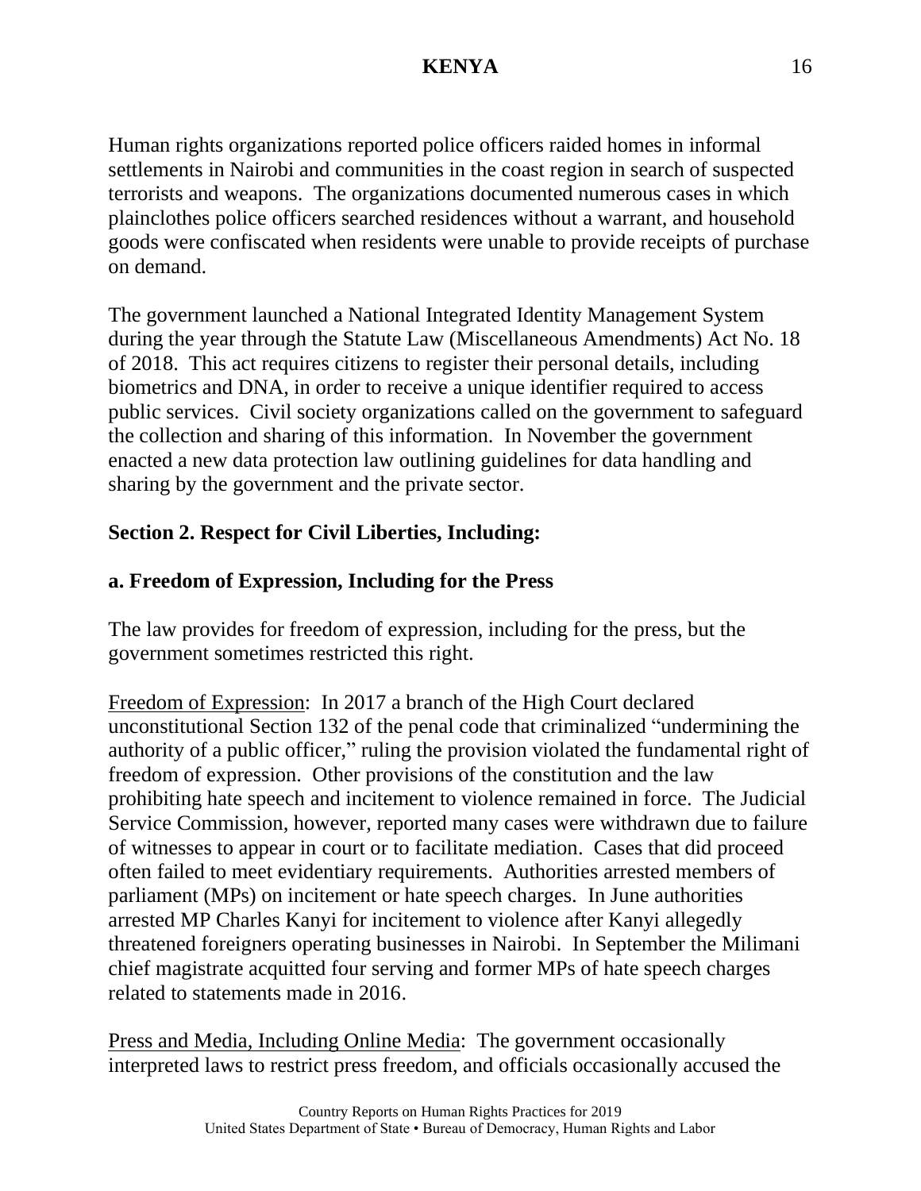Human rights organizations reported police officers raided homes in informal settlements in Nairobi and communities in the coast region in search of suspected terrorists and weapons. The organizations documented numerous cases in which plainclothes police officers searched residences without a warrant, and household goods were confiscated when residents were unable to provide receipts of purchase on demand.

The government launched a National Integrated Identity Management System during the year through the Statute Law (Miscellaneous Amendments) Act No. 18 of 2018. This act requires citizens to register their personal details, including biometrics and DNA, in order to receive a unique identifier required to access public services. Civil society organizations called on the government to safeguard the collection and sharing of this information. In November the government enacted a new data protection law outlining guidelines for data handling and sharing by the government and the private sector.

## Section 2. Respect for Civil Liberties, Including:

### a. Freedom of Expression, Including for the Press

The law provides for freedom of expression, including for the press, but the government sometimes restricted this right.

Freedom of Expression: In 2017 a branch of the High Court declared unconstitutional Section 132 of the penal code that criminalized "undermining the authority of a public officer," ruling the provision violated the fundamental right of freedom of expression. Other provisions of the constitution and the law prohibiting hate speech and incitement to violence remained in force. The Judicial Service Commission, however, reported many cases were withdrawn due to failure of witnesses to appear in court or to facilitate mediation. Cases that did proceed often failed to meet evidentiary requirements. Authorities arrested members of parliament (MPs) on incitement or hate speech charges. In June authorities arrested MP Charles Kanyi for incitement to violence after Kanyi allegedly threatened foreigners operating businesses in Nairobi. In September the Milimani chief magistrate acquitted four serving and former MPs of hate speech charges related to statements made in 2016.

Press and Media, Including Online Media: The government occasionally interpreted laws to restrict press freedom, and officials occasionally accused the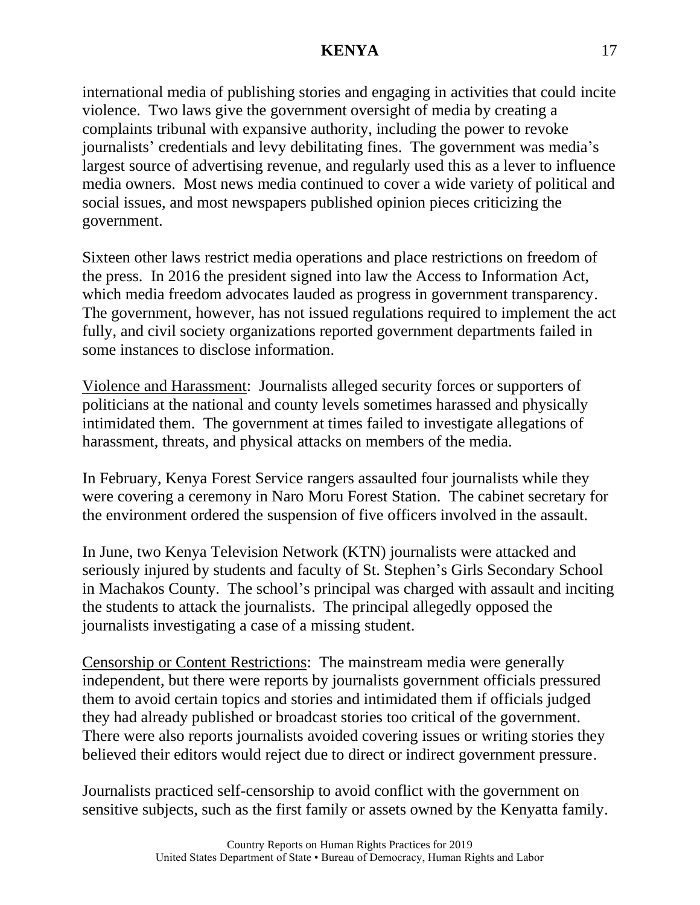international media of publishing stories and engaging in activities that could incite violence. Two laws give the government oversight of media by creating a complaints tribunal with expansive authority, including the power to revoke journalists' credentials and levy debilitating fines. The government was media's largest source of advertising revenue, and regularly used this as a lever to influence media owners. Most news media continued to cover a wide variety of political and social issues, and most newspapers published opinion pieces criticizing the government.

Sixteen other laws restrict media operations and place restrictions on freedom of the press. In 2016 the president signed into law the Access to Information Act, which media freedom advocates lauded as progress in government transparency. The government, however, has not issued regulations required to implement the act fully, and civil society organizations reported government departments failed in some instances to disclose information.

Violence and Harassment: Journalists alleged security forces or supporters of politicians at the national and county levels sometimes harassed and physically intimidated them. The government at times failed to investigate allegations of harassment, threats, and physical attacks on members of the media.

In February, Kenya Forest Service rangers assaulted four journalists while they were covering a ceremony in Naro Moru Forest Station. The cabinet secretary for the environment ordered the suspension of five officers involved in the assault.

In June, two Kenya Television Network (KTN) journalists were attacked and seriously injured by students and faculty of St. Stephen's Girls Secondary School in Machakos County. The school's principal was charged with assault and inciting the students to attack the journalists. The principal allegedly opposed the journalists investigating a case of a missing student.

Censorship or Content Restrictions: The mainstream media were generally independent, but there were reports by journalists government officials pressured them to avoid certain topics and stories and intimidated them if officials judged they had already published or broadcast stories too critical of the government. There were also reports journalists avoided covering issues or writing stories they believed their editors would reject due to direct or indirect government pressure.

Journalists practiced self-censorship to avoid conflict with the government on sensitive subjects, such as the first family or assets owned by the Kenyatta family.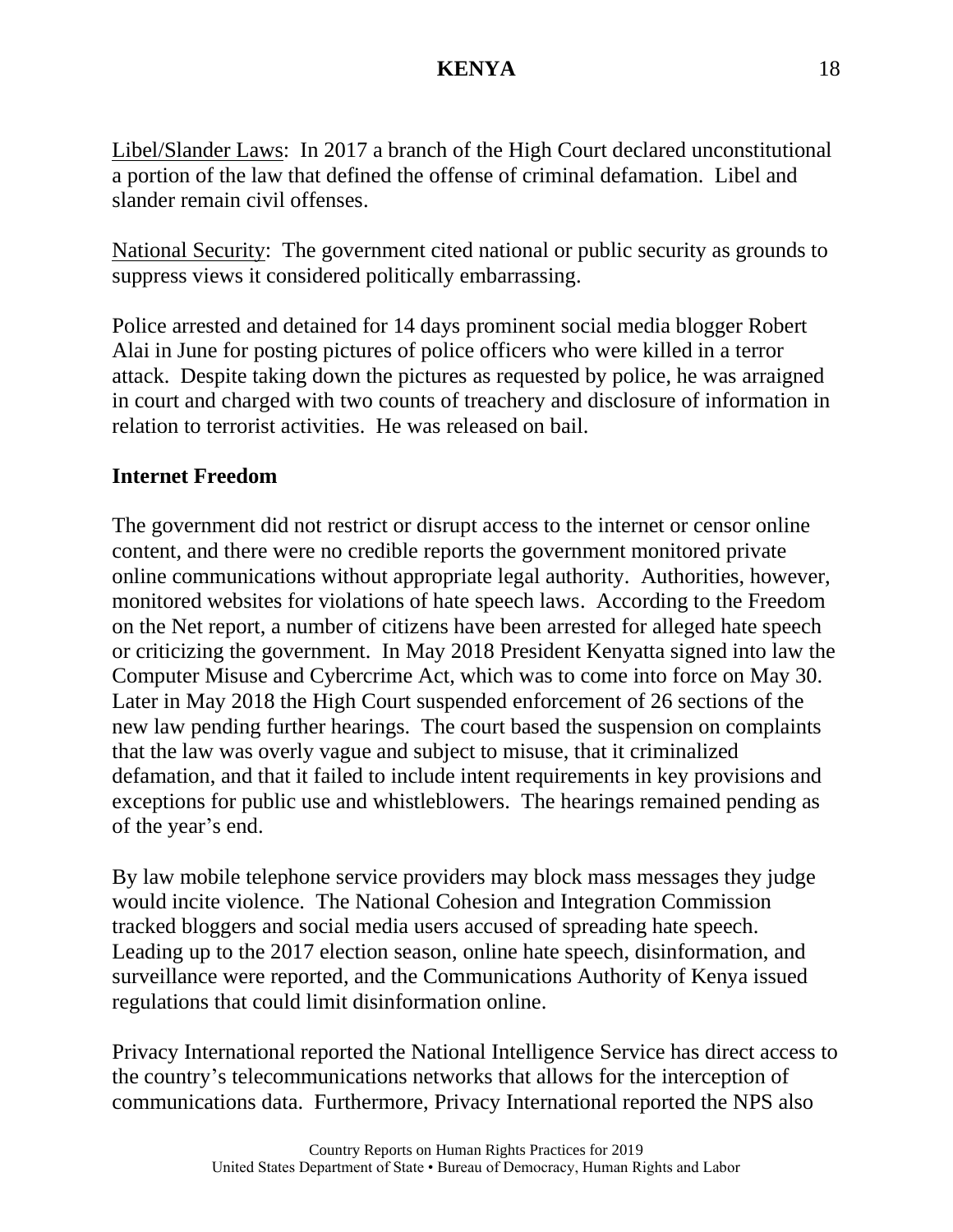Libel/Slander Laws: In 2017 a branch of the High Court declared unconstitutional a portion of the law that defined the offense of criminal defamation. Libel and slander remain civil offenses.

National Security: The government cited national or public security as grounds to suppress views it considered politically embarrassing.

Police arrested and detained for 14 days prominent social media blogger Robert Alai in June for posting pictures of police officers who were killed in a terror attack. Despite taking down the pictures as requested by police, he was arraigned in court and charged with two counts of treachery and disclosure of information in relation to terrorist activities. He was released on bail.

## Internet Freedom

The government did not restrict or disrupt access to the internet or censor online content, and there were no credible reports the government monitored private online communications without appropriate legal authority. Authorities, however, monitored websites for violations of hate speech laws. According to the Freedom on the Net report, a number of citizens have been arrested for alleged hate speech or criticizing the government. In May 2018 President Kenyatta signed into law the Computer Misuse and Cybercrime Act, which was to come into force on May 30. Later in May 2018 the High Court suspended enforcement of 26 sections of the new law pending further hearings. The court based the suspension on complaints that the law was overly vague and subject to misuse, that it criminalized defamation, and that it failed to include intent requirements in key provisions and exceptions for public use and whistleblowers. The hearings remained pending as of the year's end.

By law mobile telephone service providers may block mass messages they judge would incite violence. The National Cohesion and Integration Commission tracked bloggers and social media users accused of spreading hate speech. Leading up to the 2017 election season, online hate speech, disinformation, and surveillance were reported, and the Communications Authority of Kenya issued regulations that could limit disinformation online.

Privacy International reported the National Intelligence Service has direct access to the country's telecommunications networks that allows for the interception of communications data. Furthermore, Privacy International reported the NPS also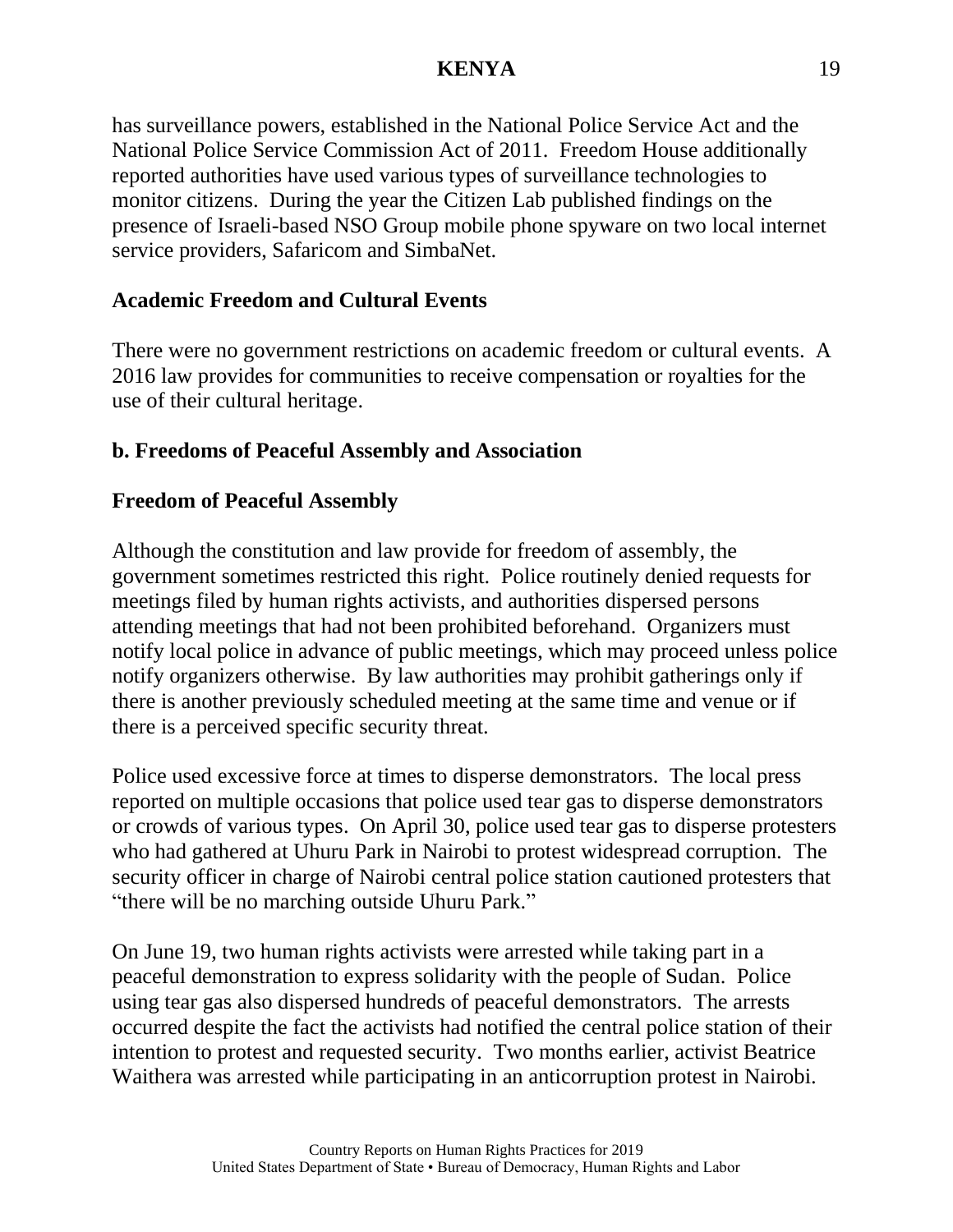has surveillance powers, established in the National Police Service Act and the National Police Service Commission Act of 2011. Freedom House additionally reported authorities have used various types of surveillance technologies to monitor citizens. During the year the Citizen Lab published findings on the presence of Israeli-based NSO Group mobile phone spyware on two local internet service providers, Safaricom and SimbaNet.

**Academic Freedom and Cultural Events**

There were no government restrictions on academic freedom or cultural events. A 2016 law provides for communities to receive compensation or royalties for the use of their cultural heritage.

**b. Freedoms of Peaceful Assembly and Association**

**Freedom of Peaceful Assembly**

Although the constitution and law provide for freedom of assembly, the government sometimes restricted this right. Police routinely denied requests for meetings filed by human rights activists, and authorities dispersed persons attending meetings that had not been prohibited beforehand. Organizers must notify local police in advance of public meetings, which may proceed unless police notify organizers otherwise. By law authorities may prohibit gatherings only if there is another previously scheduled meeting at the same time and venue or if there is a perceived specific security threat.

Police used excessive force at times to disperse demonstrators. The local press reported on multiple occasions that police used tear gas to disperse demonstrators or crowds of various types. On April 30, police used tear gas to disperse protesters who had gathered at Uhuru Park in Nairobi to protest widespread corruption. The security officer in charge of Nairobi central police station cautioned protesters that "there will be no marching outside Uhuru Park."

On June 19, two human rights activists were arrested while taking part in a peaceful demonstration to express solidarity with the people of Sudan. Police using tear gas also dispersed hundreds of peaceful demonstrators. The arrests occurred despite the fact the activists had notified the central police station of their intention to protest and requested security. Two months earlier, activist Beatrice Waithera was arrested while participating in an anticorruption protest in Nairobi.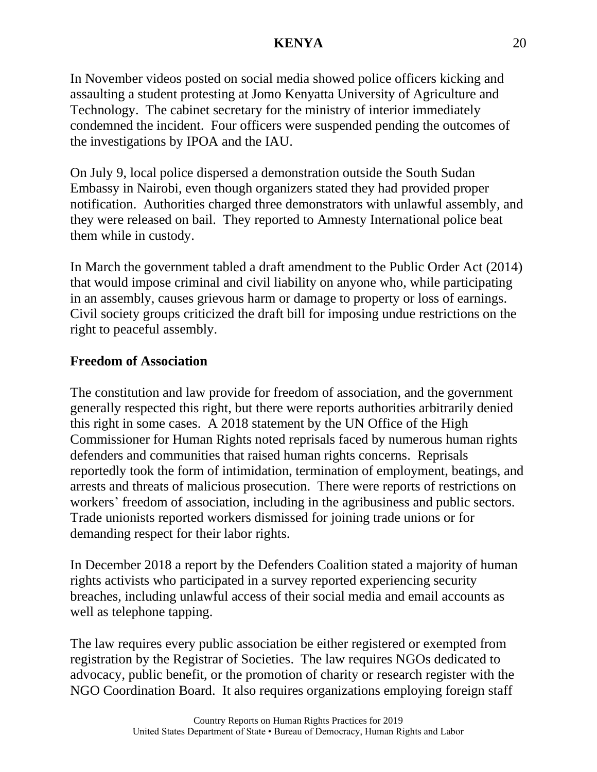In November videos posted on social media showed police officers kicking and assaulting a student protesting at Jomo Kenyatta University of Agriculture and Technology. The cabinet secretary for the ministry of interior immediately condemned the incident. Four officers were suspended pending the outcomes of the investigations by IPOA and the IAU.

On July 9, local police dispersed a demonstration outside the South Sudan Embassy in Nairobi, even though organizers stated they had provided proper notification. Authorities charged three demonstrators with unlawful assembly, and they were released on bail. They reported to Amnesty International police beat them while in custody.

In March the government tabled a draft amendment to the Public Order Act (2014) that would impose criminal and civil liability on anyone who, while participating in an assembly, causes grievous harm or damage to property or loss of earnings. Civil society groups criticized the draft bill for imposing undue restrictions on the right to peaceful assembly.

**Freedom of Association**

The constitution and law provide for freedom of association, and the government generally respected this right, but there were reports authorities arbitrarily denied this right in some cases. A 2018 statement by the UN Office of the High Commissioner for Human Rights noted reprisals faced by numerous human rights defenders and communities that raised human rights concerns. Reprisals reportedly took the form of intimidation, termination of employment, beatings, and arrests and threats of malicious prosecution. There were reports of restrictions on workers' freedom of association, including in the agribusiness and public sectors. Trade unionists reported workers dismissed for joining trade unions or for demanding respect for their labor rights.

In December 2018 a report by the Defenders Coalition stated a majority of human rights activists who participated in a survey reported experiencing security breaches, including unlawful access of their social media and email accounts as well as telephone tapping.

The law requires every public association be either registered or exempted from registration by the Registrar of Societies. The law requires NGOs dedicated to advocacy, public benefit, or the promotion of charity or research register with the NGO Coordination Board. It also requires organizations employing foreign staff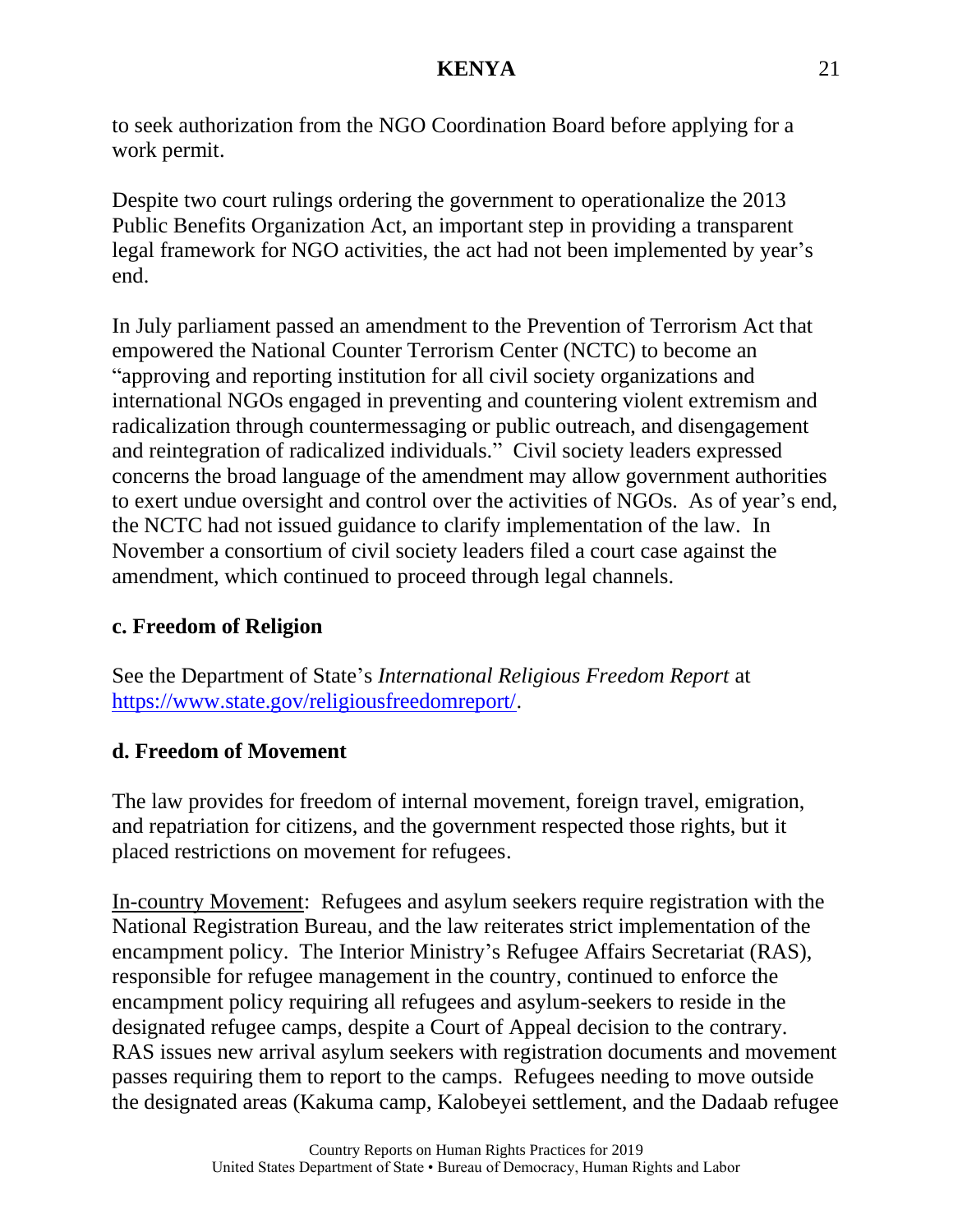to seek authorization from the NGO Coordination Board before applying for a work permit.

Despite two court rulings ordering the government to operationalize the 2013 Public Benefits Organization Act, an important step in providing a transparent legal framework for NGO activities, the act had not been implemented by year's end.

In July parliament passed an amendment to the Prevention of Terrorism Act that empowered the National Counter Terrorism Center (NCTC) to become an "approving and reporting institution for all civil society organizations and international NGOs engaged in preventing and countering violent extremism and radicalization through countermessaging or public outreach, and disengagement and reintegration of radicalized individuals." Civil society leaders expressed concerns the broad language of the amendment may allow government authorities to exert undue oversight and control over the activities of NGOs. As of year's end, the NCTC had not issued guidance to clarify implementation of the law. In November a consortium of civil society leaders filed a court case against the amendment, which continued to proceed through legal channels.

### c. Freedom of Religion

See the Department of State's *International Religious Freedom Report* at https://www.state.gov/religiousfreedomreport/.

### d. Freedom of Movement

The law provides for freedom of internal movement, foreign travel, emigration, and repatriation for citizens, and the government respected those rights, but it placed restrictions on movement for refugees.

<u>In-country Movement</u>: Refugees and asylum seekers require registration with the National Registration Bureau, and the law reiterates strict implementation of the encampment policy. The Interior Ministry's Refugee Affairs Secretariat (RAS), responsible for refugee management in the country, continued to enforce the encampment policy requiring all refugees and asylum-seekers to reside in the designated refugee camps, despite a Court of Appeal decision to the contrary. RAS issues new arrival asylum seekers with registration documents and movement passes requiring them to report to the camps. Refugees needing to move outside the designated areas (Kakuma camp, Kalobeyei settlement, and the Dadaab refugee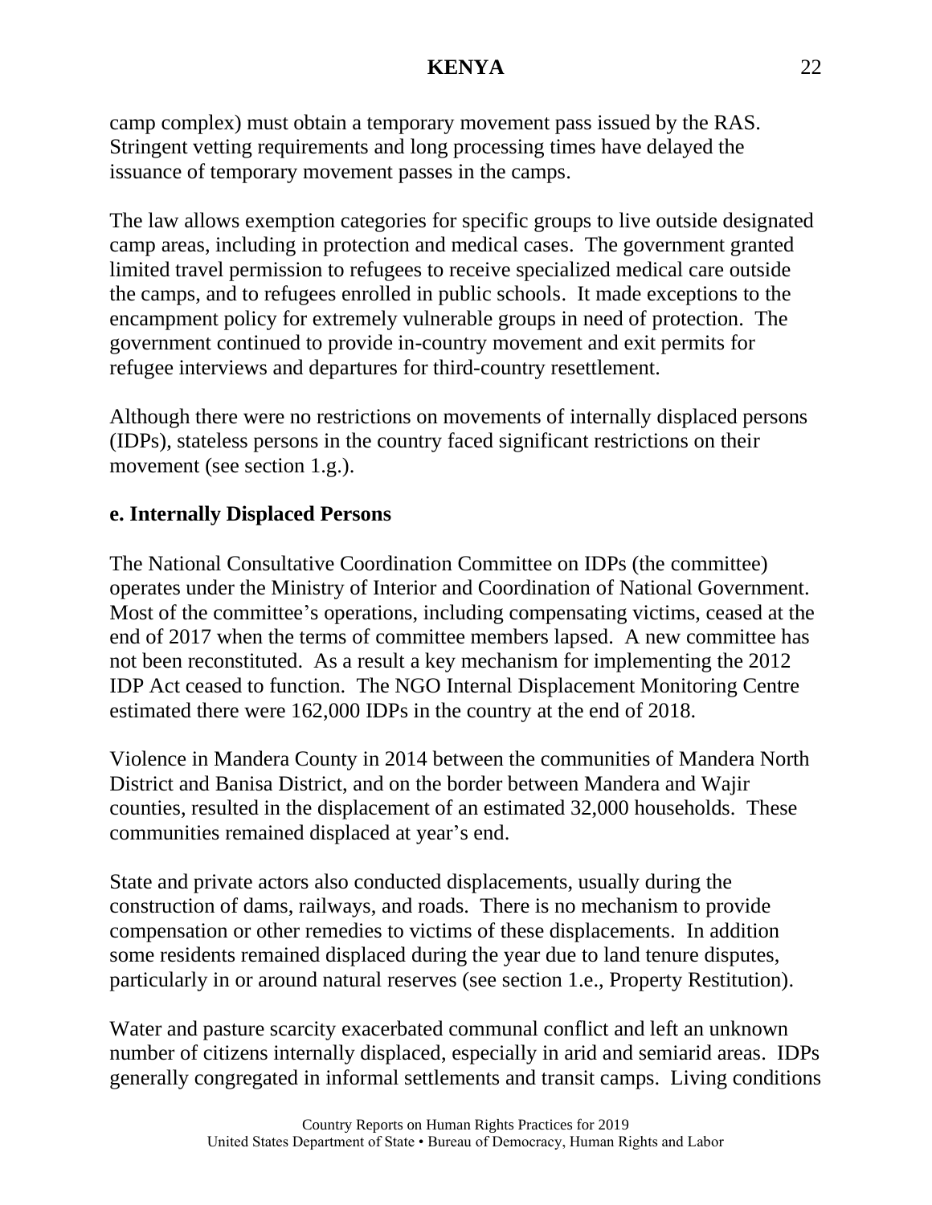camp complex) must obtain a temporary movement pass issued by the RAS. Stringent vetting requirements and long processing times have delayed the issuance of temporary movement passes in the camps.

The law allows exemption categories for specific groups to live outside designated camp areas, including in protection and medical cases. The government granted limited travel permission to refugees to receive specialized medical care outside the camps, and to refugees enrolled in public schools. It made exceptions to the encampment policy for extremely vulnerable groups in need of protection. The government continued to provide in-country movement and exit permits for refugee interviews and departures for third-country resettlement.

Although there were no restrictions on movements of internally displaced persons (IDPs), stateless persons in the country faced significant restrictions on their movement (see section 1.g.).

**e. Internally Displaced Persons**

The National Consultative Coordination Committee on IDPs (the committee) operates under the Ministry of Interior and Coordination of National Government. Most of the committee's operations, including compensating victims, ceased at the end of 2017 when the terms of committee members lapsed. A new committee has not been reconstituted. As a result a key mechanism for implementing the 2012 IDP Act ceased to function. The NGO Internal Displacement Monitoring Centre estimated there were 162,000 IDPs in the country at the end of 2018.

Violence in Mandera County in 2014 between the communities of Mandera North District and Banisa District, and on the border between Mandera and Wajir counties, resulted in the displacement of an estimated 32,000 households. These communities remained displaced at year's end.

State and private actors also conducted displacements, usually during the construction of dams, railways, and roads. There is no mechanism to provide compensation or other remedies to victims of these displacements. In addition some residents remained displaced during the year due to land tenure disputes, particularly in or around natural reserves (see section 1.e., Property Restitution).

Water and pasture scarcity exacerbated communal conflict and left an unknown number of citizens internally displaced, especially in arid and semiarid areas. IDPs generally congregated in informal settlements and transit camps. Living conditions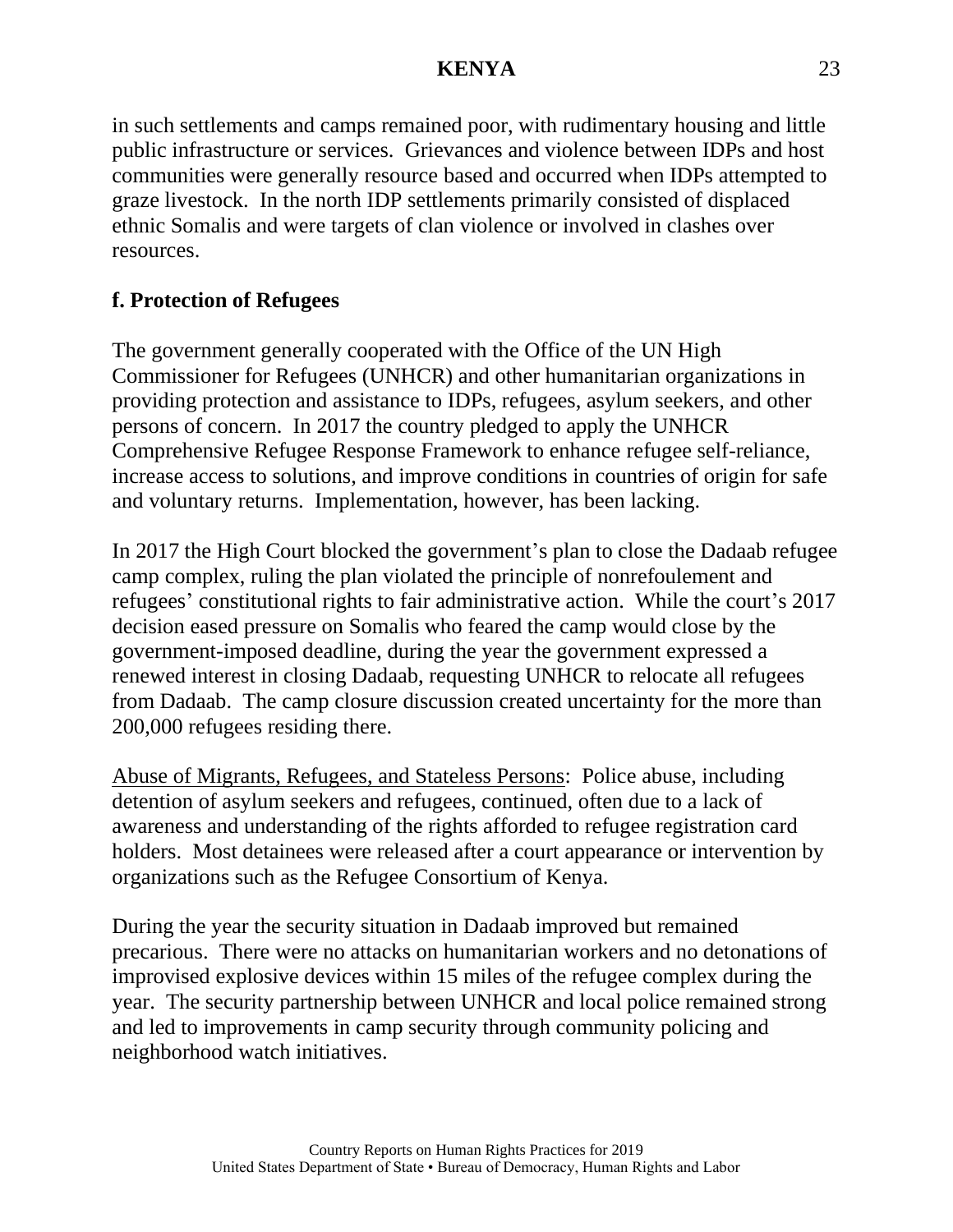in such settlements and camps remained poor, with rudimentary housing and little public infrastructure or services. Grievances and violence between IDPs and host communities were generally resource based and occurred when IDPs attempted to graze livestock. In the north IDP settlements primarily consisted of displaced ethnic Somalis and were targets of clan violence or involved in clashes over resources.

## f. Protection of Refugees

The government generally cooperated with the Office of the UN High Commissioner for Refugees (UNHCR) and other humanitarian organizations in providing protection and assistance to IDPs, refugees, asylum seekers, and other persons of concern. In 2017 the country pledged to apply the UNHCR Comprehensive Refugee Response Framework to enhance refugee self-reliance, increase access to solutions, and improve conditions in countries of origin for safe and voluntary returns. Implementation, however, has been lacking.

In 2017 the High Court blocked the government's plan to close the Dadaab refugee camp complex, ruling the plan violated the principle of nonrefoulement and refugees' constitutional rights to fair administrative action. While the court's 2017 decision eased pressure on Somalis who feared the camp would close by the government-imposed deadline, during the year the government expressed a renewed interest in closing Dadaab, requesting UNHCR to relocate all refugees from Dadaab. The camp closure discussion created uncertainty for the more than 200,000 refugees residing there.

Abuse of Migrants, Refugees, and Stateless Persons: Police abuse, including detention of asylum seekers and refugees, continued, often due to a lack of awareness and understanding of the rights afforded to refugee registration card holders. Most detainees were released after a court appearance or intervention by organizations such as the Refugee Consortium of Kenya.

During the year the security situation in Dadaab improved but remained precarious. There were no attacks on humanitarian workers and no detonations of improvised explosive devices within 15 miles of the refugee complex during the year. The security partnership between UNHCR and local police remained strong and led to improvements in camp security through community policing and neighborhood watch initiatives.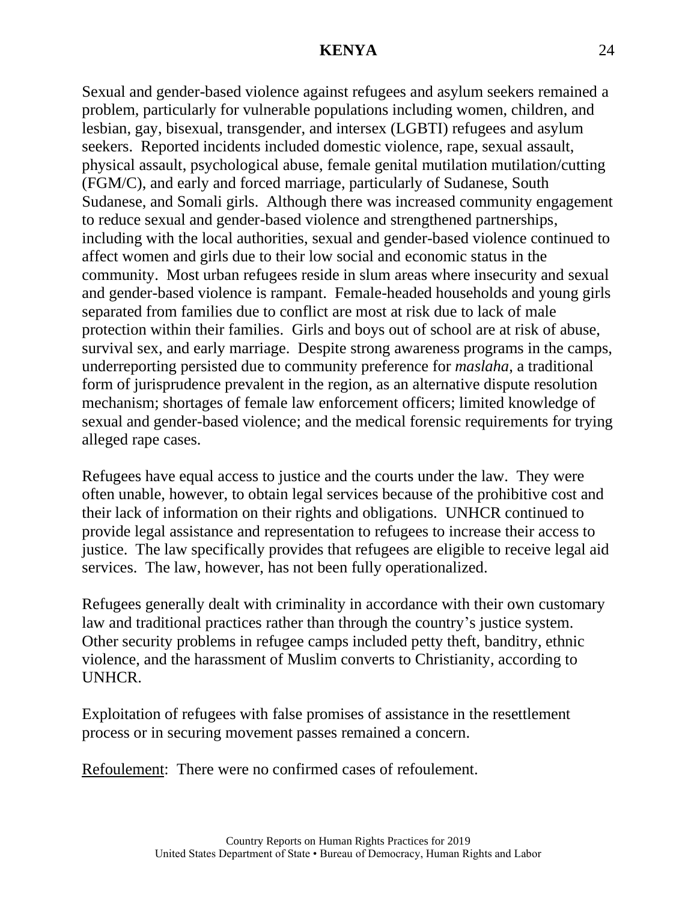Sexual and gender-based violence against refugees and asylum seekers remained a problem, particularly for vulnerable populations including women, children, and lesbian, gay, bisexual, transgender, and intersex (LGBTI) refugees and asylum seekers. Reported incidents included domestic violence, rape, sexual assault, physical assault, psychological abuse, female genital mutilation mutilation/cutting (FGM/C), and early and forced marriage, particularly of Sudanese, South Sudanese, and Somali girls. Although there was increased community engagement to reduce sexual and gender-based violence and strengthened partnerships, including with the local authorities, sexual and gender-based violence continued to affect women and girls due to their low social and economic status in the community. Most urban refugees reside in slum areas where insecurity and sexual and gender-based violence is rampant. Female-headed households and young girls separated from families due to conflict are most at risk due to lack of male protection within their families. Girls and boys out of school are at risk of abuse, survival sex, and early marriage. Despite strong awareness programs in the camps, underreporting persisted due to community preference for *maslaha*, a traditional form of jurisprudence prevalent in the region, as an alternative dispute resolution mechanism; shortages of female law enforcement officers; limited knowledge of sexual and gender-based violence; and the medical forensic requirements for trying alleged rape cases.

Refugees have equal access to justice and the courts under the law. They were often unable, however, to obtain legal services because of the prohibitive cost and their lack of information on their rights and obligations. UNHCR continued to provide legal assistance and representation to refugees to increase their access to justice. The law specifically provides that refugees are eligible to receive legal aid services. The law, however, has not been fully operationalized.

Refugees generally dealt with criminality in accordance with their own customary law and traditional practices rather than through the country's justice system. Other security problems in refugee camps included petty theft, banditry, ethnic violence, and the harassment of Muslim converts to Christianity, according to UNHCR.

Exploitation of refugees with false promises of assistance in the resettlement process or in securing movement passes remained a concern.

<u>Refoulement</u>: There were no confirmed cases of refoulement.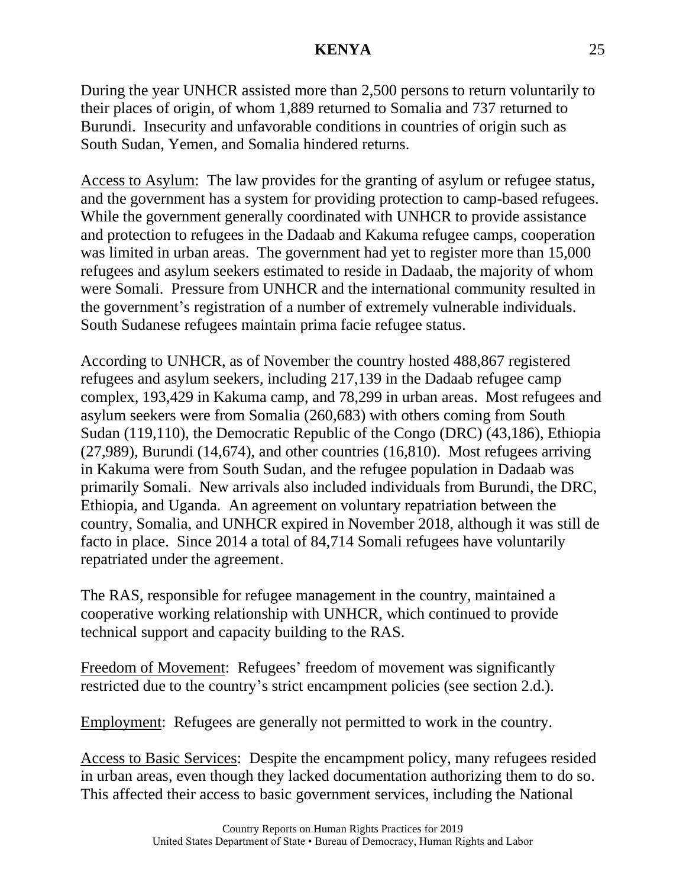During the year UNHCR assisted more than 2,500 persons to return voluntarily to their places of origin, of whom 1,889 returned to Somalia and 737 returned to Burundi. Insecurity and unfavorable conditions in countries of origin such as South Sudan, Yemen, and Somalia hindered returns.

<u>Access to Asylum</u>: The law provides for the granting of asylum or refugee status, and the government has a system for providing protection to camp-based refugees. While the government generally coordinated with UNHCR to provide assistance and protection to refugees in the Dadaab and Kakuma refugee camps, cooperation was limited in urban areas. The government had yet to register more than 15,000 refugees and asylum seekers estimated to reside in Dadaab, the majority of whom were Somali. Pressure from UNHCR and the international community resulted in the government's registration of a number of extremely vulnerable individuals. South Sudanese refugees maintain prima facie refugee status.

According to UNHCR, as of November the country hosted 488,867 registered refugees and asylum seekers, including 217,139 in the Dadaab refugee camp complex, 193,429 in Kakuma camp, and 78,299 in urban areas. Most refugees and asylum seekers were from Somalia (260,683) with others coming from South Sudan (119,110), the Democratic Republic of the Congo (DRC) (43,186), Ethiopia (27,989), Burundi (14,674), and other countries (16,810). Most refugees arriving in Kakuma were from South Sudan, and the refugee population in Dadaab was primarily Somali. New arrivals also included individuals from Burundi, the DRC, Ethiopia, and Uganda. An agreement on voluntary repatriation between the country, Somalia, and UNHCR expired in November 2018, although it was still de facto in place. Since 2014 a total of 84,714 Somali refugees have voluntarily repatriated under the agreement.

The RAS, responsible for refugee management in the country, maintained a cooperative working relationship with UNHCR, which continued to provide technical support and capacity building to the RAS.

<u>Freedom of Movement</u>: Refugees' freedom of movement was significantly restricted due to the country's strict encampment policies (see section 2.d.).

<u>Employment</u>: Refugees are generally not permitted to work in the country.

<u>Access to Basic Services</u>: Despite the encampment policy, many refugees resided in urban areas, even though they lacked documentation authorizing them to do so. This affected their access to basic government services, including the National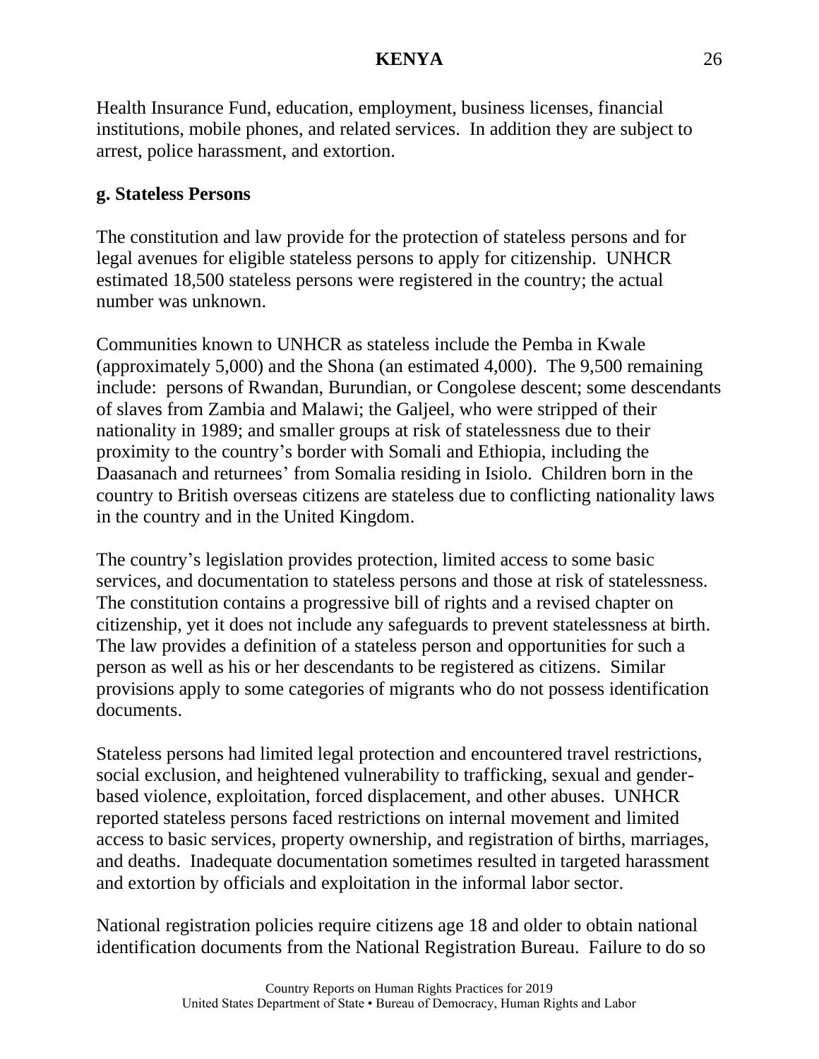Health Insurance Fund, education, employment, business licenses, financial institutions, mobile phones, and related services. In addition they are subject to arrest, police harassment, and extortion.

**g. Stateless Persons**

The constitution and law provide for the protection of stateless persons and for legal avenues for eligible stateless persons to apply for citizenship. UNHCR estimated 18,500 stateless persons were registered in the country; the actual number was unknown.

Communities known to UNHCR as stateless include the Pemba in Kwale (approximately 5,000) and the Shona (an estimated 4,000). The 9,500 remaining include: persons of Rwandan, Burundian, or Congolese descent; some descendants of slaves from Zambia and Malawi; the Galjeel, who were stripped of their nationality in 1989; and smaller groups at risk of statelessness due to their proximity to the country's border with Somali and Ethiopia, including the Daasanach and returnees' from Somalia residing in Isiolo. Children born in the country to British overseas citizens are stateless due to conflicting nationality laws in the country and in the United Kingdom.

The country's legislation provides protection, limited access to some basic services, and documentation to stateless persons and those at risk of statelessness. The constitution contains a progressive bill of rights and a revised chapter on citizenship, yet it does not include any safeguards to prevent statelessness at birth. The law provides a definition of a stateless person and opportunities for such a person as well as his or her descendants to be registered as citizens. Similar provisions apply to some categories of migrants who do not possess identification documents.

Stateless persons had limited legal protection and encountered travel restrictions, social exclusion, and heightened vulnerability to trafficking, sexual and gender-based violence, exploitation, forced displacement, and other abuses. UNHCR reported stateless persons faced restrictions on internal movement and limited access to basic services, property ownership, and registration of births, marriages, and deaths. Inadequate documentation sometimes resulted in targeted harassment and extortion by officials and exploitation in the informal labor sector.

National registration policies require citizens age 18 and older to obtain national identification documents from the National Registration Bureau. Failure to do so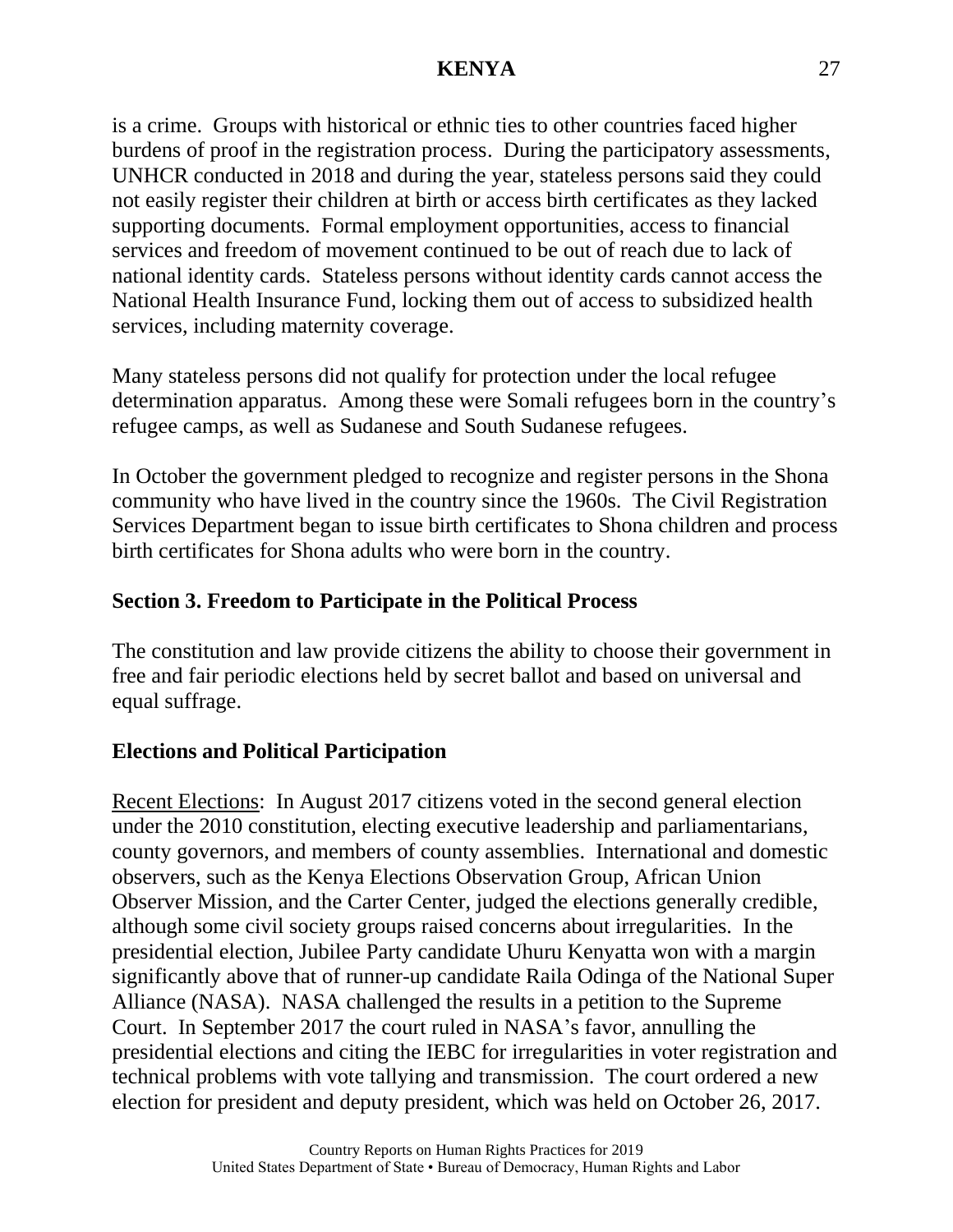is a crime. Groups with historical or ethnic ties to other countries faced higher burdens of proof in the registration process. During the participatory assessments, UNHCR conducted in 2018 and during the year, stateless persons said they could not easily register their children at birth or access birth certificates as they lacked supporting documents. Formal employment opportunities, access to financial services and freedom of movement continued to be out of reach due to lack of national identity cards. Stateless persons without identity cards cannot access the National Health Insurance Fund, locking them out of access to subsidized health services, including maternity coverage.

Many stateless persons did not qualify for protection under the local refugee determination apparatus. Among these were Somali refugees born in the country's refugee camps, as well as Sudanese and South Sudanese refugees.

In October the government pledged to recognize and register persons in the Shona community who have lived in the country since the 1960s. The Civil Registration Services Department began to issue birth certificates to Shona children and process birth certificates for Shona adults who were born in the country.

## Section 3. Freedom to Participate in the Political Process

The constitution and law provide citizens the ability to choose their government in free and fair periodic elections held by secret ballot and based on universal and equal suffrage.

### Elections and Political Participation

Recent Elections: In August 2017 citizens voted in the second general election under the 2010 constitution, electing executive leadership and parliamentarians, county governors, and members of county assemblies. International and domestic observers, such as the Kenya Elections Observation Group, African Union Observer Mission, and the Carter Center, judged the elections generally credible, although some civil society groups raised concerns about irregularities. In the presidential election, Jubilee Party candidate Uhuru Kenyatta won with a margin significantly above that of runner-up candidate Raila Odinga of the National Super Alliance (NASA). NASA challenged the results in a petition to the Supreme Court. In September 2017 the court ruled in NASA's favor, annulling the presidential elections and citing the IEBC for irregularities in voter registration and technical problems with vote tallying and transmission. The court ordered a new election for president and deputy president, which was held on October 26, 2017.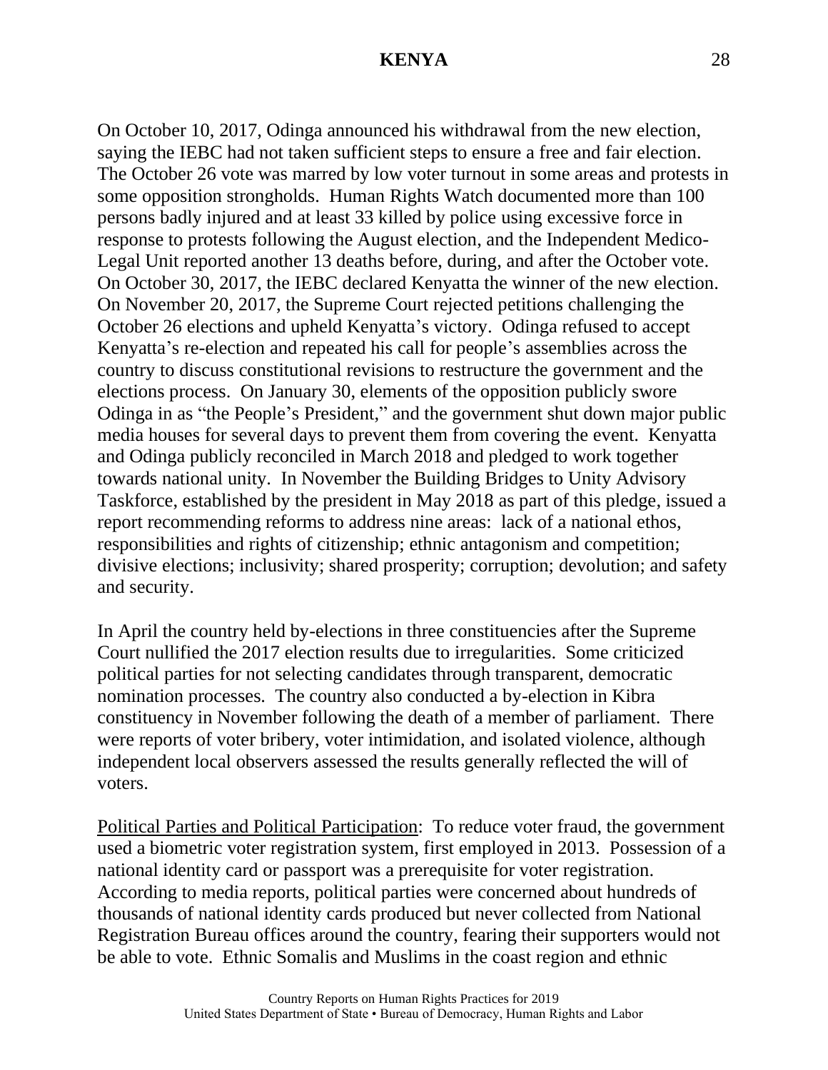On October 10, 2017, Odinga announced his withdrawal from the new election, saying the IEBC had not taken sufficient steps to ensure a free and fair election. The October 26 vote was marred by low voter turnout in some areas and protests in some opposition strongholds. Human Rights Watch documented more than 100 persons badly injured and at least 33 killed by police using excessive force in response to protests following the August election, and the Independent Medico-Legal Unit reported another 13 deaths before, during, and after the October vote. On October 30, 2017, the IEBC declared Kenyatta the winner of the new election. On November 20, 2017, the Supreme Court rejected petitions challenging the October 26 elections and upheld Kenyatta's victory. Odinga refused to accept Kenyatta's re-election and repeated his call for people's assemblies across the country to discuss constitutional revisions to restructure the government and the elections process. On January 30, elements of the opposition publicly swore Odinga in as "the People's President," and the government shut down major public media houses for several days to prevent them from covering the event. Kenyatta and Odinga publicly reconciled in March 2018 and pledged to work together towards national unity. In November the Building Bridges to Unity Advisory Taskforce, established by the president in May 2018 as part of this pledge, issued a report recommending reforms to address nine areas: lack of a national ethos, responsibilities and rights of citizenship; ethnic antagonism and competition; divisive elections; inclusivity; shared prosperity; corruption; devolution; and safety and security.

In April the country held by-elections in three constituencies after the Supreme Court nullified the 2017 election results due to irregularities. Some criticized political parties for not selecting candidates through transparent, democratic nomination processes. The country also conducted a by-election in Kibra constituency in November following the death of a member of parliament. There were reports of voter bribery, voter intimidation, and isolated violence, although independent local observers assessed the results generally reflected the will of voters.

Political Parties and Political Participation: To reduce voter fraud, the government used a biometric voter registration system, first employed in 2013. Possession of a national identity card or passport was a prerequisite for voter registration. According to media reports, political parties were concerned about hundreds of thousands of national identity cards produced but never collected from National Registration Bureau offices around the country, fearing their supporters would not be able to vote. Ethnic Somalis and Muslims in the coast region and ethnic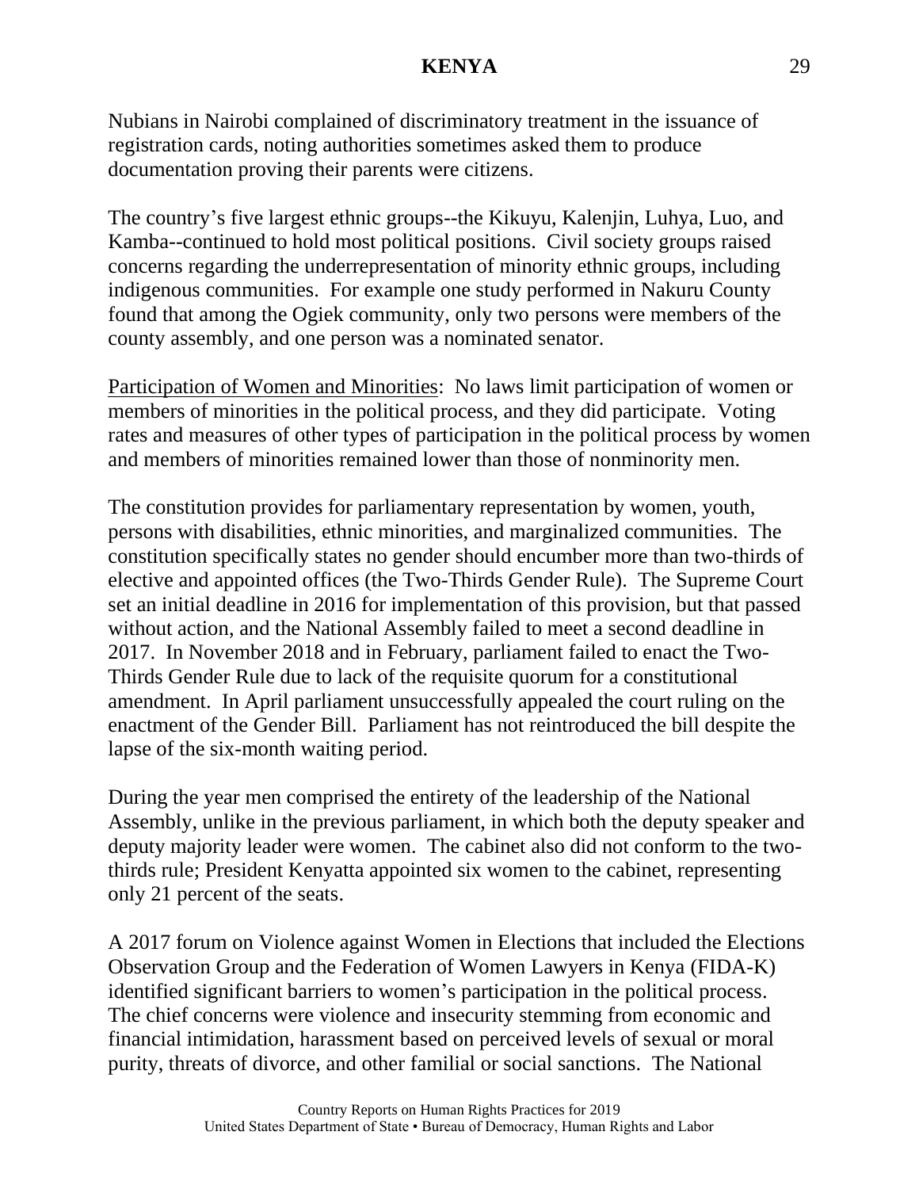Nubians in Nairobi complained of discriminatory treatment in the issuance of registration cards, noting authorities sometimes asked them to produce documentation proving their parents were citizens.

The country's five largest ethnic groups--the Kikuyu, Kalenjin, Luhya, Luo, and Kamba--continued to hold most political positions. Civil society groups raised concerns regarding the underrepresentation of minority ethnic groups, including indigenous communities. For example one study performed in Nakuru County found that among the Ogiek community, only two persons were members of the county assembly, and one person was a nominated senator.

Participation of Women and Minorities: No laws limit participation of women or members of minorities in the political process, and they did participate. Voting rates and measures of other types of participation in the political process by women and members of minorities remained lower than those of nonminority men.

The constitution provides for parliamentary representation by women, youth, persons with disabilities, ethnic minorities, and marginalized communities. The constitution specifically states no gender should encumber more than two-thirds of elective and appointed offices (the Two-Thirds Gender Rule). The Supreme Court set an initial deadline in 2016 for implementation of this provision, but that passed without action, and the National Assembly failed to meet a second deadline in 2017. In November 2018 and in February, parliament failed to enact the Two-Thirds Gender Rule due to lack of the requisite quorum for a constitutional amendment. In April parliament unsuccessfully appealed the court ruling on the enactment of the Gender Bill. Parliament has not reintroduced the bill despite the lapse of the six-month waiting period.

During the year men comprised the entirety of the leadership of the National Assembly, unlike in the previous parliament, in which both the deputy speaker and deputy majority leader were women. The cabinet also did not conform to the two-thirds rule; President Kenyatta appointed six women to the cabinet, representing only 21 percent of the seats.

A 2017 forum on Violence against Women in Elections that included the Elections Observation Group and the Federation of Women Lawyers in Kenya (FIDA-K) identified significant barriers to women's participation in the political process. The chief concerns were violence and insecurity stemming from economic and financial intimidation, harassment based on perceived levels of sexual or moral purity, threats of divorce, and other familial or social sanctions. The National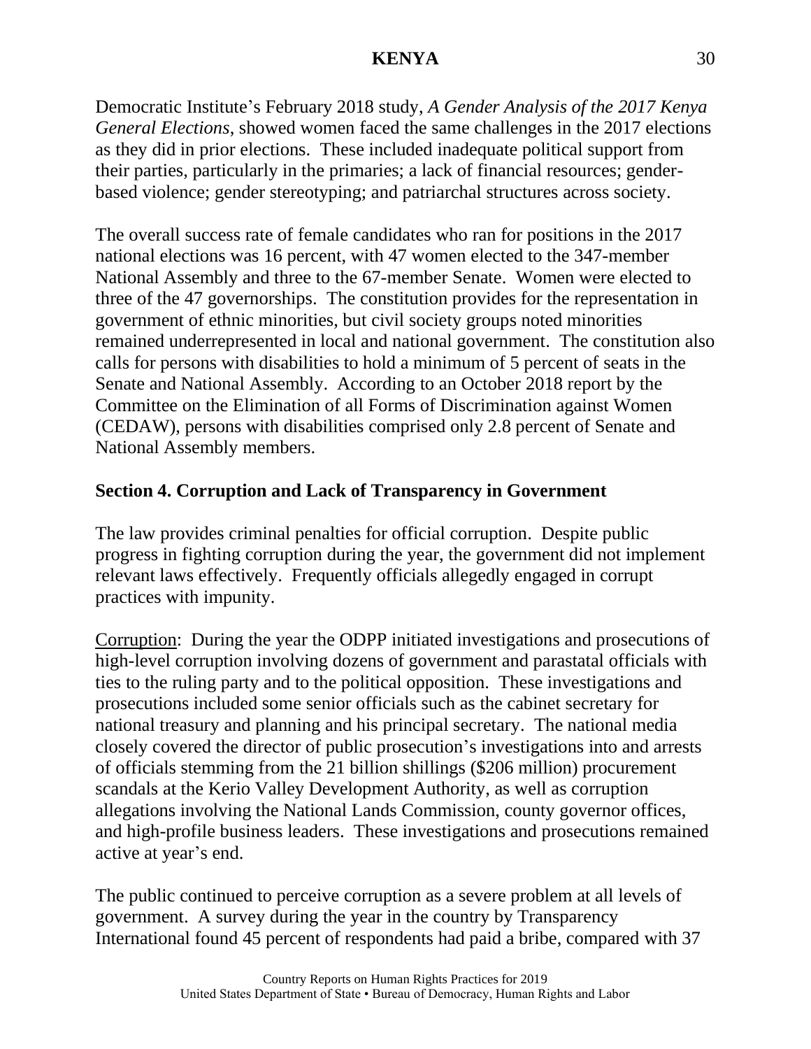Democratic Institute's February 2018 study, *A Gender Analysis of the 2017 Kenya General Elections*, showed women faced the same challenges in the 2017 elections as they did in prior elections. These included inadequate political support from their parties, particularly in the primaries; a lack of financial resources; gender-based violence; gender stereotyping; and patriarchal structures across society.

The overall success rate of female candidates who ran for positions in the 2017 national elections was 16 percent, with 47 women elected to the 347-member National Assembly and three to the 67-member Senate. Women were elected to three of the 47 governorships. The constitution provides for the representation in government of ethnic minorities, but civil society groups noted minorities remained underrepresented in local and national government. The constitution also calls for persons with disabilities to hold a minimum of 5 percent of seats in the Senate and National Assembly. According to an October 2018 report by the Committee on the Elimination of all Forms of Discrimination against Women (CEDAW), persons with disabilities comprised only 2.8 percent of Senate and National Assembly members.

## Section 4. Corruption and Lack of Transparency in Government

The law provides criminal penalties for official corruption. Despite public progress in fighting corruption during the year, the government did not implement relevant laws effectively. Frequently officials allegedly engaged in corrupt practices with impunity.

Corruption: During the year the ODPP initiated investigations and prosecutions of high-level corruption involving dozens of government and parastatal officials with ties to the ruling party and to the political opposition. These investigations and prosecutions included some senior officials such as the cabinet secretary for national treasury and planning and his principal secretary. The national media closely covered the director of public prosecution's investigations into and arrests of officials stemming from the 21 billion shillings ($206 million) procurement scandals at the Kerio Valley Development Authority, as well as corruption allegations involving the National Lands Commission, county governor offices, and high-profile business leaders. These investigations and prosecutions remained active at year's end.

The public continued to perceive corruption as a severe problem at all levels of government. A survey during the year in the country by Transparency International found 45 percent of respondents had paid a bribe, compared with 37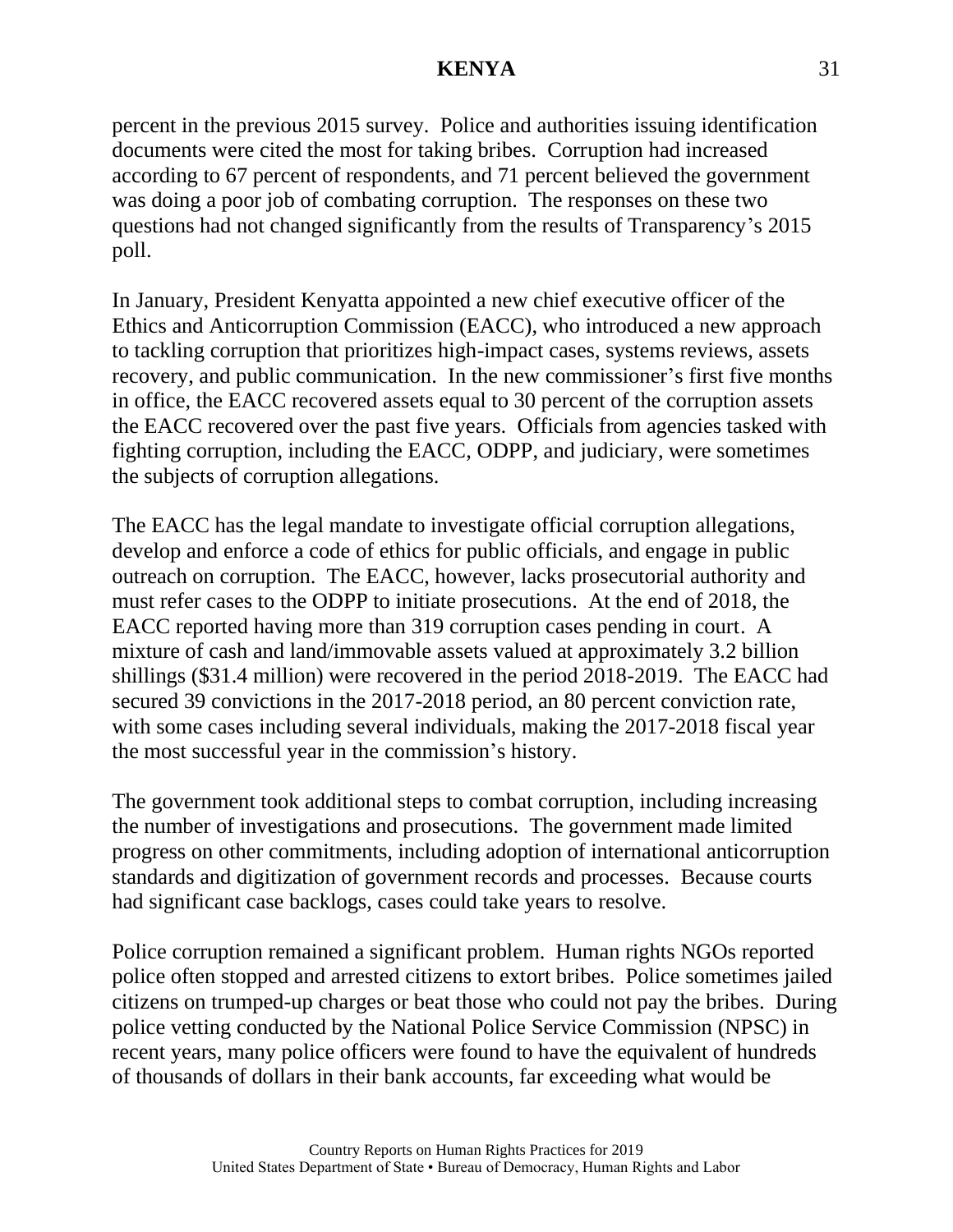percent in the previous 2015 survey. Police and authorities issuing identification documents were cited the most for taking bribes. Corruption had increased according to 67 percent of respondents, and 71 percent believed the government was doing a poor job of combating corruption. The responses on these two questions had not changed significantly from the results of Transparency's 2015 poll.

In January, President Kenyatta appointed a new chief executive officer of the Ethics and Anticorruption Commission (EACC), who introduced a new approach to tackling corruption that prioritizes high-impact cases, systems reviews, assets recovery, and public communication. In the new commissioner's first five months in office, the EACC recovered assets equal to 30 percent of the corruption assets the EACC recovered over the past five years. Officials from agencies tasked with fighting corruption, including the EACC, ODPP, and judiciary, were sometimes the subjects of corruption allegations.

The EACC has the legal mandate to investigate official corruption allegations, develop and enforce a code of ethics for public officials, and engage in public outreach on corruption. The EACC, however, lacks prosecutorial authority and must refer cases to the ODPP to initiate prosecutions. At the end of 2018, the EACC reported having more than 319 corruption cases pending in court. A mixture of cash and land/immovable assets valued at approximately 3.2 billion shillings ($31.4 million) were recovered in the period 2018-2019. The EACC had secured 39 convictions in the 2017-2018 period, an 80 percent conviction rate, with some cases including several individuals, making the 2017-2018 fiscal year the most successful year in the commission's history.

The government took additional steps to combat corruption, including increasing the number of investigations and prosecutions. The government made limited progress on other commitments, including adoption of international anticorruption standards and digitization of government records and processes. Because courts had significant case backlogs, cases could take years to resolve.

Police corruption remained a significant problem. Human rights NGOs reported police often stopped and arrested citizens to extort bribes. Police sometimes jailed citizens on trumped-up charges or beat those who could not pay the bribes. During police vetting conducted by the National Police Service Commission (NPSC) in recent years, many police officers were found to have the equivalent of hundreds of thousands of dollars in their bank accounts, far exceeding what would be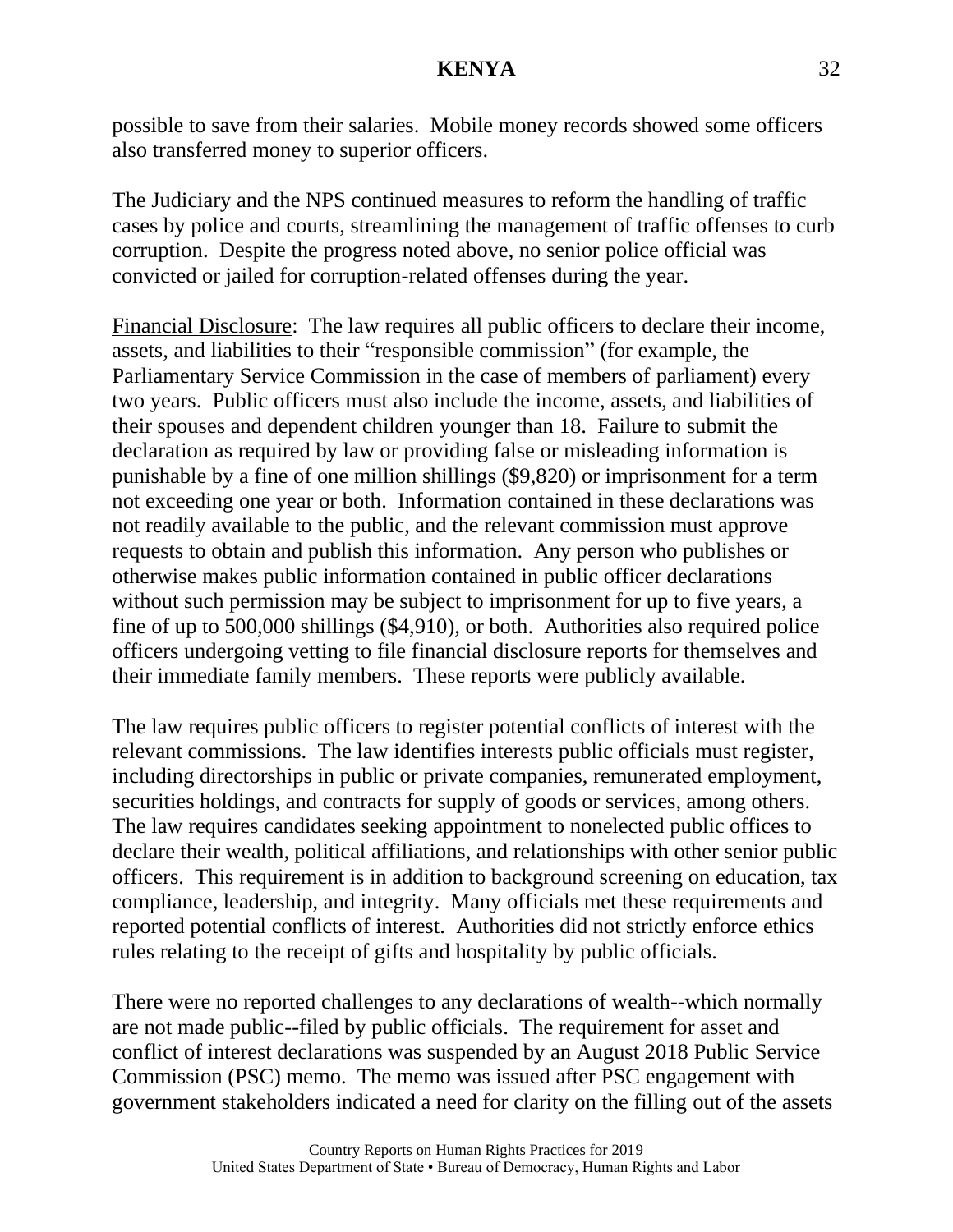possible to save from their salaries. Mobile money records showed some officers also transferred money to superior officers.

The Judiciary and the NPS continued measures to reform the handling of traffic cases by police and courts, streamlining the management of traffic offenses to curb corruption. Despite the progress noted above, no senior police official was convicted or jailed for corruption-related offenses during the year.

Financial Disclosure: The law requires all public officers to declare their income, assets, and liabilities to their "responsible commission" (for example, the Parliamentary Service Commission in the case of members of parliament) every two years. Public officers must also include the income, assets, and liabilities of their spouses and dependent children younger than 18. Failure to submit the declaration as required by law or providing false or misleading information is punishable by a fine of one million shillings ($9,820) or imprisonment for a term not exceeding one year or both. Information contained in these declarations was not readily available to the public, and the relevant commission must approve requests to obtain and publish this information. Any person who publishes or otherwise makes public information contained in public officer declarations without such permission may be subject to imprisonment for up to five years, a fine of up to 500,000 shillings ($4,910), or both. Authorities also required police officers undergoing vetting to file financial disclosure reports for themselves and their immediate family members. These reports were publicly available.

The law requires public officers to register potential conflicts of interest with the relevant commissions. The law identifies interests public officials must register, including directorships in public or private companies, remunerated employment, securities holdings, and contracts for supply of goods or services, among others. The law requires candidates seeking appointment to nonelected public offices to declare their wealth, political affiliations, and relationships with other senior public officers. This requirement is in addition to background screening on education, tax compliance, leadership, and integrity. Many officials met these requirements and reported potential conflicts of interest. Authorities did not strictly enforce ethics rules relating to the receipt of gifts and hospitality by public officials.

There were no reported challenges to any declarations of wealth--which normally are not made public--filed by public officials. The requirement for asset and conflict of interest declarations was suspended by an August 2018 Public Service Commission (PSC) memo. The memo was issued after PSC engagement with government stakeholders indicated a need for clarity on the filling out of the assets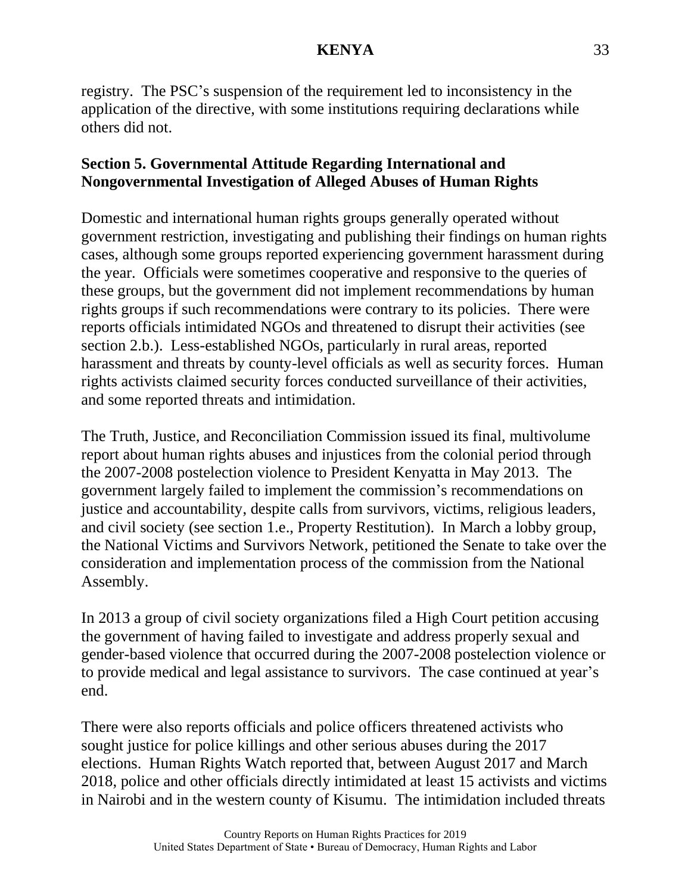registry. The PSC's suspension of the requirement led to inconsistency in the application of the directive, with some institutions requiring declarations while others did not.

## Section 5. Governmental Attitude Regarding International and Nongovernmental Investigation of Alleged Abuses of Human Rights

Domestic and international human rights groups generally operated without government restriction, investigating and publishing their findings on human rights cases, although some groups reported experiencing government harassment during the year. Officials were sometimes cooperative and responsive to the queries of these groups, but the government did not implement recommendations by human rights groups if such recommendations were contrary to its policies. There were reports officials intimidated NGOs and threatened to disrupt their activities (see section 2.b.). Less-established NGOs, particularly in rural areas, reported harassment and threats by county-level officials as well as security forces. Human rights activists claimed security forces conducted surveillance of their activities, and some reported threats and intimidation.

The Truth, Justice, and Reconciliation Commission issued its final, multivolume report about human rights abuses and injustices from the colonial period through the 2007-2008 postelection violence to President Kenyatta in May 2013. The government largely failed to implement the commission's recommendations on justice and accountability, despite calls from survivors, victims, religious leaders, and civil society (see section 1.e., Property Restitution). In March a lobby group, the National Victims and Survivors Network, petitioned the Senate to take over the consideration and implementation process of the commission from the National Assembly.

In 2013 a group of civil society organizations filed a High Court petition accusing the government of having failed to investigate and address properly sexual and gender-based violence that occurred during the 2007-2008 postelection violence or to provide medical and legal assistance to survivors. The case continued at year's end.

There were also reports officials and police officers threatened activists who sought justice for police killings and other serious abuses during the 2017 elections. Human Rights Watch reported that, between August 2017 and March 2018, police and other officials directly intimidated at least 15 activists and victims in Nairobi and in the western county of Kisumu. The intimidation included threats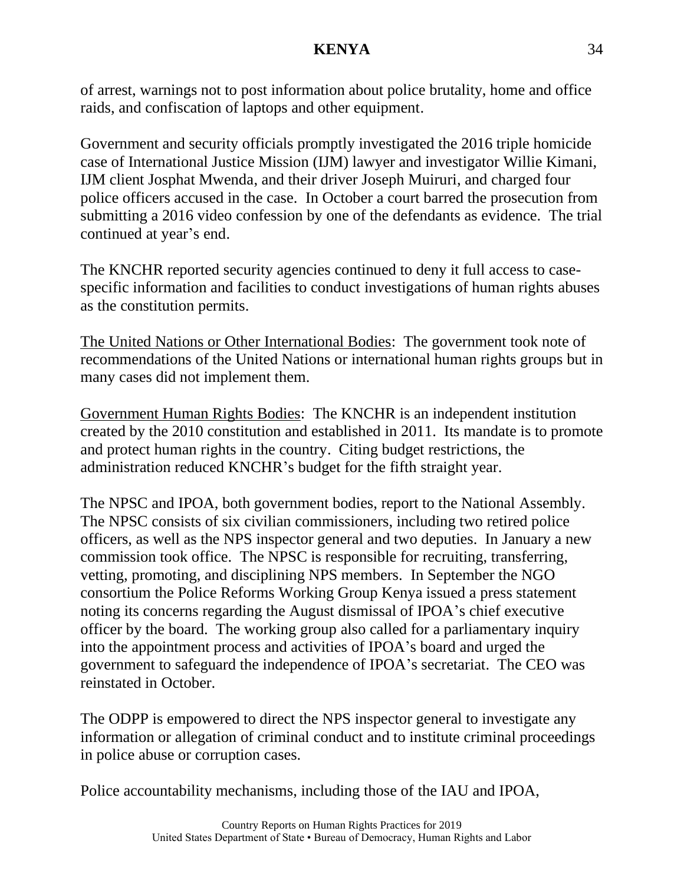of arrest, warnings not to post information about police brutality, home and office raids, and confiscation of laptops and other equipment.

Government and security officials promptly investigated the 2016 triple homicide case of International Justice Mission (IJM) lawyer and investigator Willie Kimani, IJM client Josphat Mwenda, and their driver Joseph Muiruri, and charged four police officers accused in the case. In October a court barred the prosecution from submitting a 2016 video confession by one of the defendants as evidence. The trial continued at year's end.

The KNCHR reported security agencies continued to deny it full access to case-specific information and facilities to conduct investigations of human rights abuses as the constitution permits.

The United Nations or Other International Bodies: The government took note of recommendations of the United Nations or international human rights groups but in many cases did not implement them.

Government Human Rights Bodies: The KNCHR is an independent institution created by the 2010 constitution and established in 2011. Its mandate is to promote and protect human rights in the country. Citing budget restrictions, the administration reduced KNCHR's budget for the fifth straight year.

The NPSC and IPOA, both government bodies, report to the National Assembly. The NPSC consists of six civilian commissioners, including two retired police officers, as well as the NPS inspector general and two deputies. In January a new commission took office. The NPSC is responsible for recruiting, transferring, vetting, promoting, and disciplining NPS members. In September the NGO consortium the Police Reforms Working Group Kenya issued a press statement noting its concerns regarding the August dismissal of IPOA's chief executive officer by the board. The working group also called for a parliamentary inquiry into the appointment process and activities of IPOA's board and urged the government to safeguard the independence of IPOA's secretariat. The CEO was reinstated in October.

The ODPP is empowered to direct the NPS inspector general to investigate any information or allegation of criminal conduct and to institute criminal proceedings in police abuse or corruption cases.

Police accountability mechanisms, including those of the IAU and IPOA,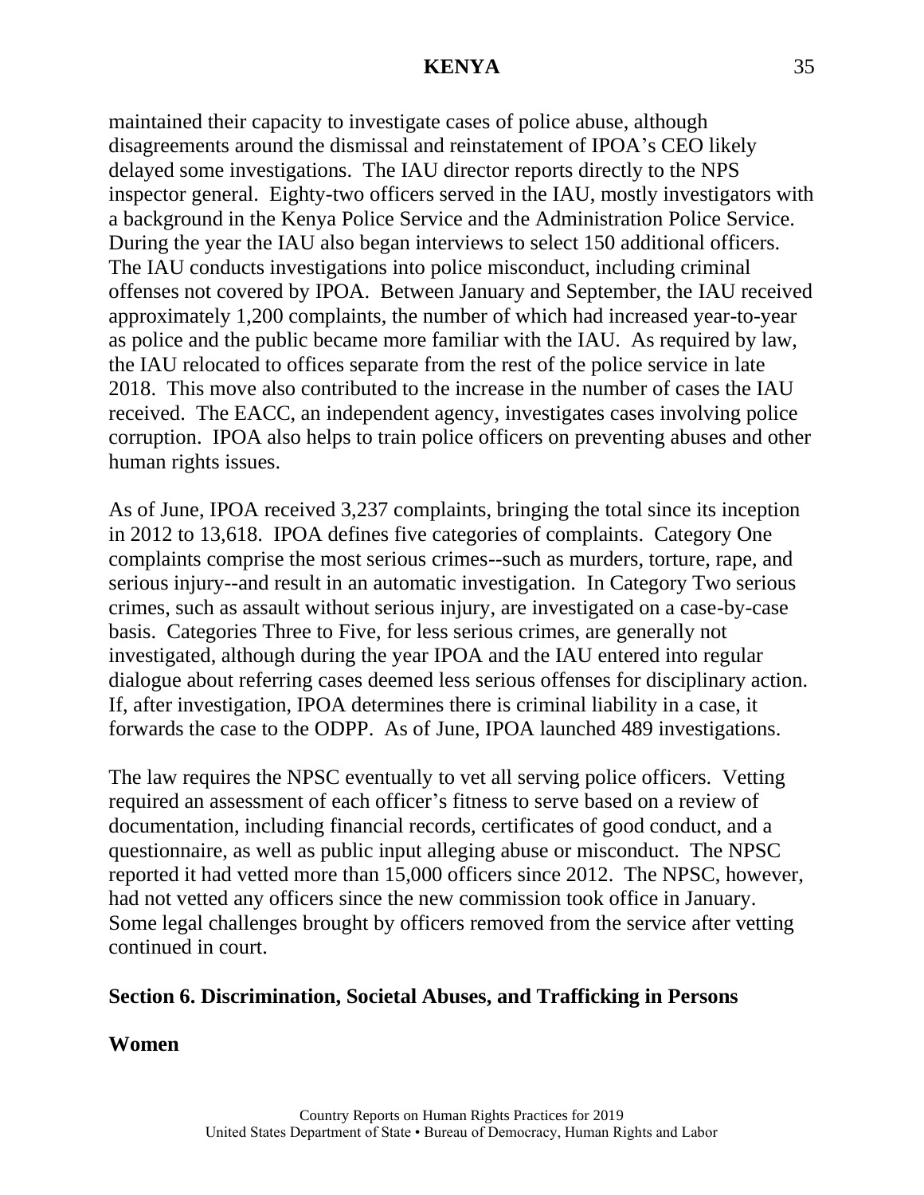maintained their capacity to investigate cases of police abuse, although disagreements around the dismissal and reinstatement of IPOA's CEO likely delayed some investigations. The IAU director reports directly to the NPS inspector general. Eighty-two officers served in the IAU, mostly investigators with a background in the Kenya Police Service and the Administration Police Service. During the year the IAU also began interviews to select 150 additional officers. The IAU conducts investigations into police misconduct, including criminal offenses not covered by IPOA. Between January and September, the IAU received approximately 1,200 complaints, the number of which had increased year-to-year as police and the public became more familiar with the IAU. As required by law, the IAU relocated to offices separate from the rest of the police service in late 2018. This move also contributed to the increase in the number of cases the IAU received. The EACC, an independent agency, investigates cases involving police corruption. IPOA also helps to train police officers on preventing abuses and other human rights issues.

As of June, IPOA received 3,237 complaints, bringing the total since its inception in 2012 to 13,618. IPOA defines five categories of complaints. Category One complaints comprise the most serious crimes--such as murders, torture, rape, and serious injury--and result in an automatic investigation. In Category Two serious crimes, such as assault without serious injury, are investigated on a case-by-case basis. Categories Three to Five, for less serious crimes, are generally not investigated, although during the year IPOA and the IAU entered into regular dialogue about referring cases deemed less serious offenses for disciplinary action. If, after investigation, IPOA determines there is criminal liability in a case, it forwards the case to the ODPP. As of June, IPOA launched 489 investigations.

The law requires the NPSC eventually to vet all serving police officers. Vetting required an assessment of each officer's fitness to serve based on a review of documentation, including financial records, certificates of good conduct, and a questionnaire, as well as public input alleging abuse or misconduct. The NPSC reported it had vetted more than 15,000 officers since 2012. The NPSC, however, had not vetted any officers since the new commission took office in January. Some legal challenges brought by officers removed from the service after vetting continued in court.

## Section 6. Discrimination, Societal Abuses, and Trafficking in Persons

### Women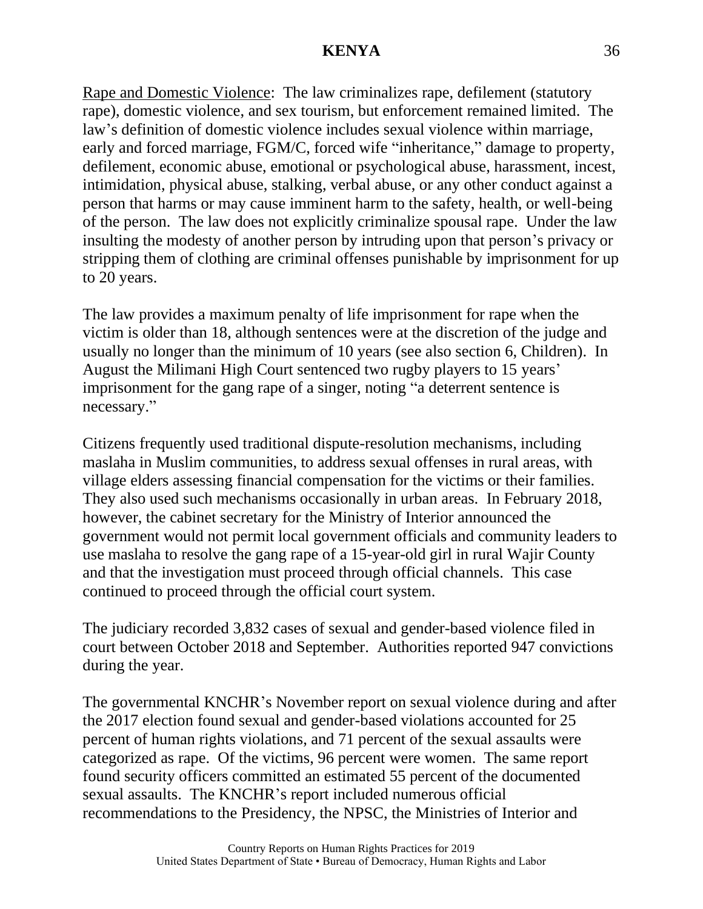Rape and Domestic Violence: The law criminalizes rape, defilement (statutory rape), domestic violence, and sex tourism, but enforcement remained limited. The law's definition of domestic violence includes sexual violence within marriage, early and forced marriage, FGM/C, forced wife "inheritance," damage to property, defilement, economic abuse, emotional or psychological abuse, harassment, incest, intimidation, physical abuse, stalking, verbal abuse, or any other conduct against a person that harms or may cause imminent harm to the safety, health, or well-being of the person. The law does not explicitly criminalize spousal rape. Under the law insulting the modesty of another person by intruding upon that person's privacy or stripping them of clothing are criminal offenses punishable by imprisonment for up to 20 years.

The law provides a maximum penalty of life imprisonment for rape when the victim is older than 18, although sentences were at the discretion of the judge and usually no longer than the minimum of 10 years (see also section 6, Children). In August the Milimani High Court sentenced two rugby players to 15 years' imprisonment for the gang rape of a singer, noting "a deterrent sentence is necessary."

Citizens frequently used traditional dispute-resolution mechanisms, including maslaha in Muslim communities, to address sexual offenses in rural areas, with village elders assessing financial compensation for the victims or their families. They also used such mechanisms occasionally in urban areas. In February 2018, however, the cabinet secretary for the Ministry of Interior announced the government would not permit local government officials and community leaders to use maslaha to resolve the gang rape of a 15-year-old girl in rural Wajir County and that the investigation must proceed through official channels. This case continued to proceed through the official court system.

The judiciary recorded 3,832 cases of sexual and gender-based violence filed in court between October 2018 and September. Authorities reported 947 convictions during the year.

The governmental KNCHR's November report on sexual violence during and after the 2017 election found sexual and gender-based violations accounted for 25 percent of human rights violations, and 71 percent of the sexual assaults were categorized as rape. Of the victims, 96 percent were women. The same report found security officers committed an estimated 55 percent of the documented sexual assaults. The KNCHR's report included numerous official recommendations to the Presidency, the NPSC, the Ministries of Interior and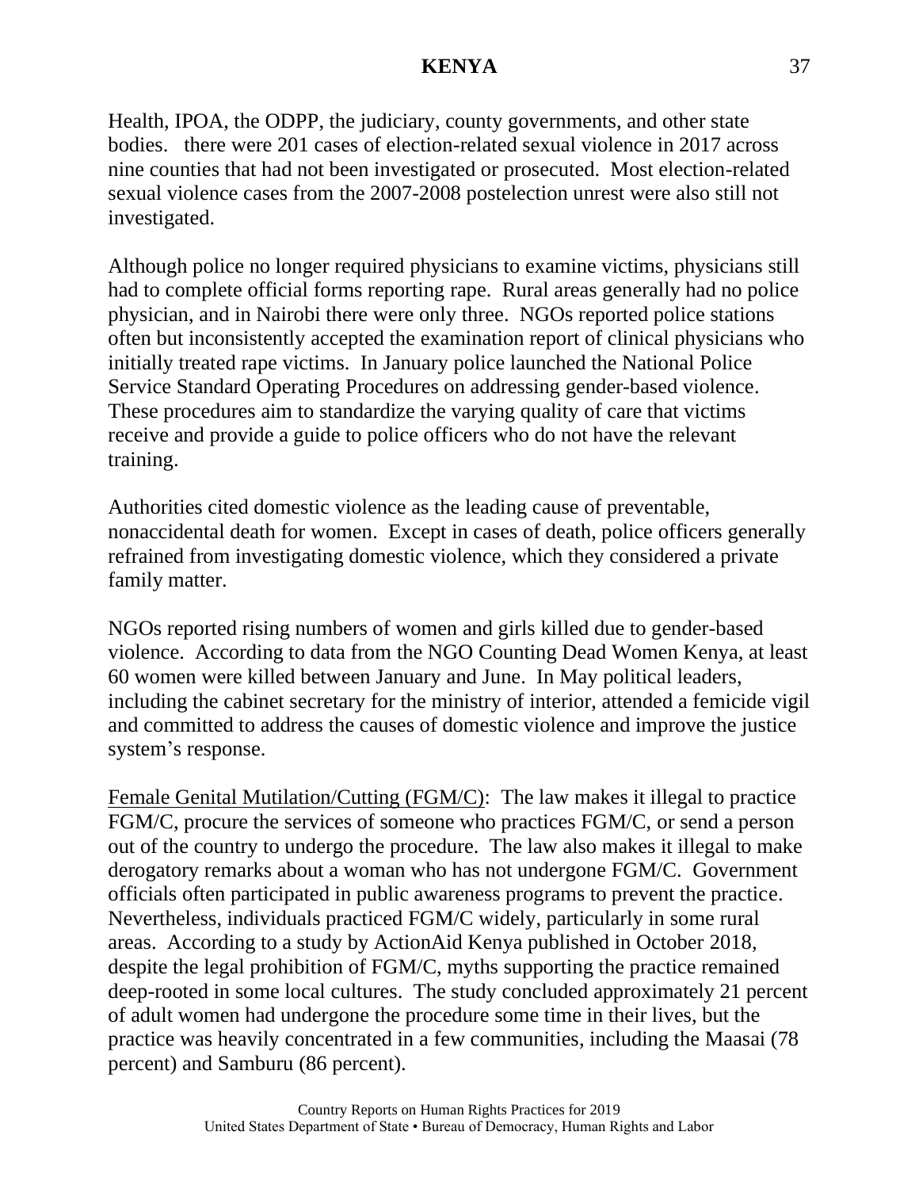Health, IPOA, the ODPP, the judiciary, county governments, and other state bodies.  there were 201 cases of election-related sexual violence in 2017 across nine counties that had not been investigated or prosecuted.  Most election-related sexual violence cases from the 2007-2008 postelection unrest were also still not investigated.

Although police no longer required physicians to examine victims, physicians still had to complete official forms reporting rape.  Rural areas generally had no police physician, and in Nairobi there were only three.  NGOs reported police stations often but inconsistently accepted the examination report of clinical physicians who initially treated rape victims.  In January police launched the National Police Service Standard Operating Procedures on addressing gender-based violence.  These procedures aim to standardize the varying quality of care that victims receive and provide a guide to police officers who do not have the relevant training.

Authorities cited domestic violence as the leading cause of preventable, nonaccidental death for women.  Except in cases of death, police officers generally refrained from investigating domestic violence, which they considered a private family matter.

NGOs reported rising numbers of women and girls killed due to gender-based violence.  According to data from the NGO Counting Dead Women Kenya, at least 60 women were killed between January and June.  In May political leaders, including the cabinet secretary for the ministry of interior, attended a femicide vigil and committed to address the causes of domestic violence and improve the justice system's response.

Female Genital Mutilation/Cutting (FGM/C):  The law makes it illegal to practice FGM/C, procure the services of someone who practices FGM/C, or send a person out of the country to undergo the procedure.  The law also makes it illegal to make derogatory remarks about a woman who has not undergone FGM/C.  Government officials often participated in public awareness programs to prevent the practice.  Nevertheless, individuals practiced FGM/C widely, particularly in some rural areas.  According to a study by ActionAid Kenya published in October 2018, despite the legal prohibition of FGM/C, myths supporting the practice remained deep-rooted in some local cultures.  The study concluded approximately 21 percent of adult women had undergone the procedure some time in their lives, but the practice was heavily concentrated in a few communities, including the Maasai (78 percent) and Samburu (86 percent).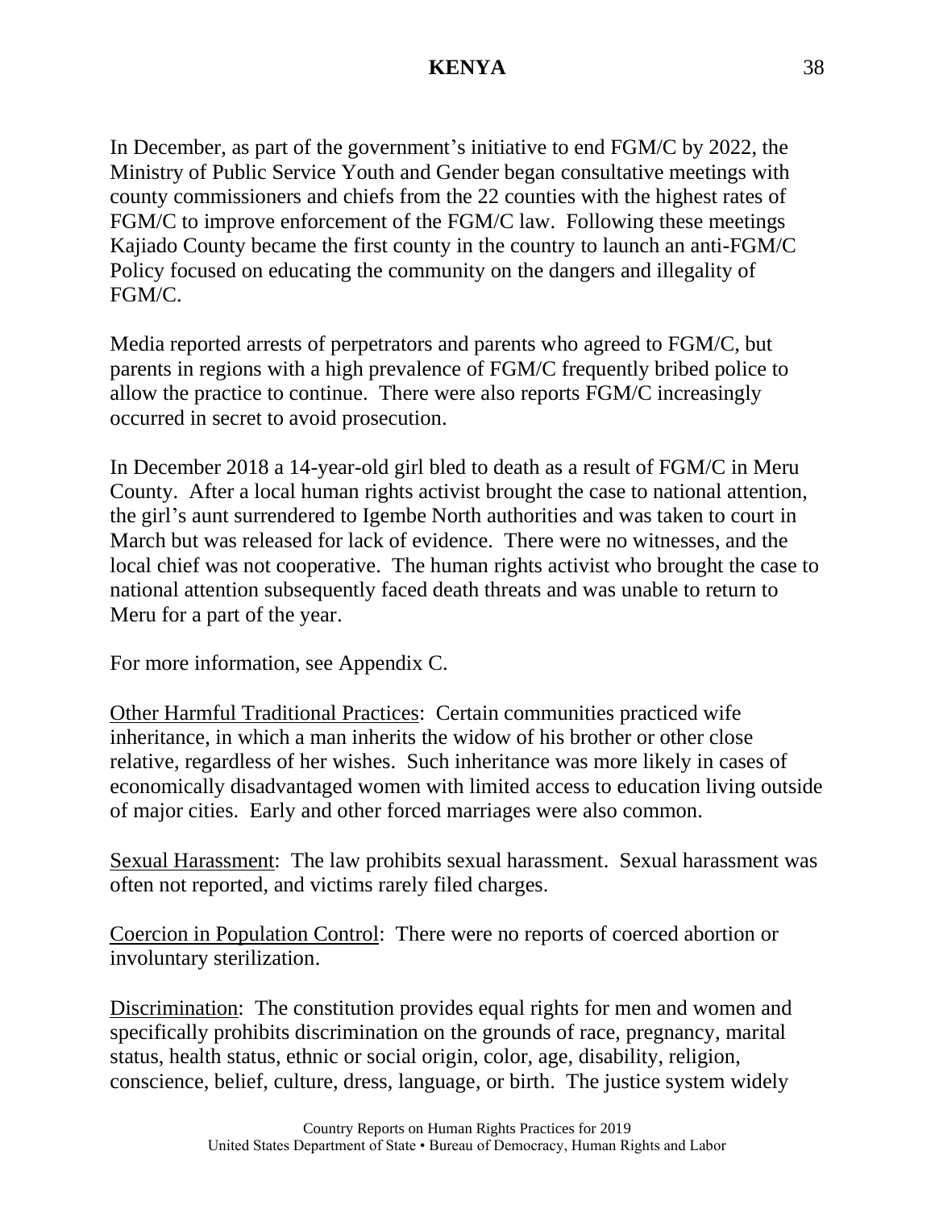In December, as part of the government's initiative to end FGM/C by 2022, the Ministry of Public Service Youth and Gender began consultative meetings with county commissioners and chiefs from the 22 counties with the highest rates of FGM/C to improve enforcement of the FGM/C law. Following these meetings Kajiado County became the first county in the country to launch an anti-FGM/C Policy focused on educating the community on the dangers and illegality of FGM/C.

Media reported arrests of perpetrators and parents who agreed to FGM/C, but parents in regions with a high prevalence of FGM/C frequently bribed police to allow the practice to continue. There were also reports FGM/C increasingly occurred in secret to avoid prosecution.

In December 2018 a 14-year-old girl bled to death as a result of FGM/C in Meru County. After a local human rights activist brought the case to national attention, the girl's aunt surrendered to Igembe North authorities and was taken to court in March but was released for lack of evidence. There were no witnesses, and the local chief was not cooperative. The human rights activist who brought the case to national attention subsequently faced death threats and was unable to return to Meru for a part of the year.

For more information, see Appendix C.

<u>Other Harmful Traditional Practices</u>: Certain communities practiced wife inheritance, in which a man inherits the widow of his brother or other close relative, regardless of her wishes. Such inheritance was more likely in cases of economically disadvantaged women with limited access to education living outside of major cities. Early and other forced marriages were also common.

<u>Sexual Harassment</u>: The law prohibits sexual harassment. Sexual harassment was often not reported, and victims rarely filed charges.

<u>Coercion in Population Control</u>: There were no reports of coerced abortion or involuntary sterilization.

<u>Discrimination</u>: The constitution provides equal rights for men and women and specifically prohibits discrimination on the grounds of race, pregnancy, marital status, health status, ethnic or social origin, color, age, disability, religion, conscience, belief, culture, dress, language, or birth. The justice system widely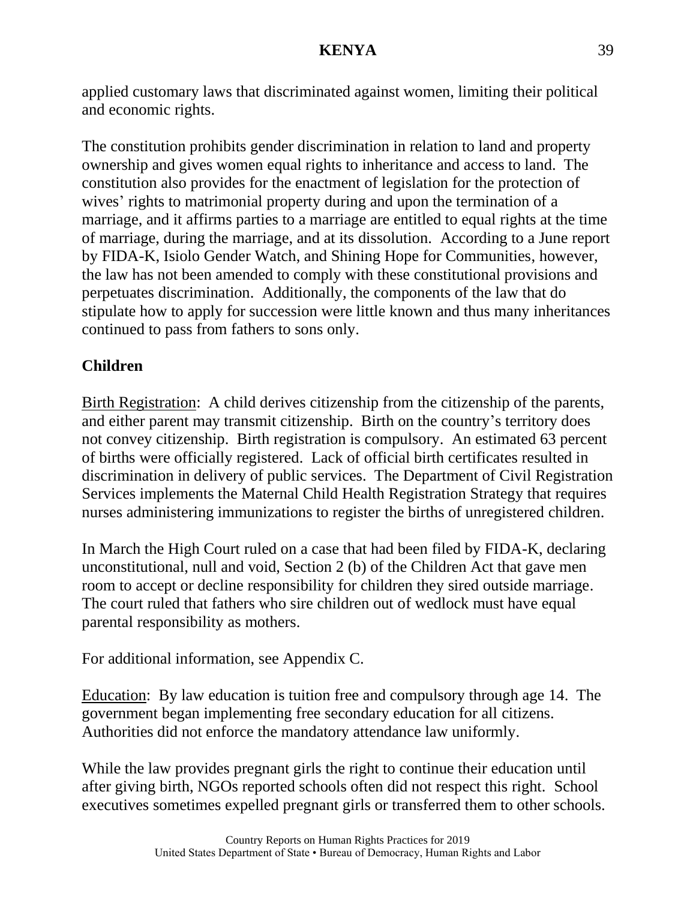applied customary laws that discriminated against women, limiting their political and economic rights.

The constitution prohibits gender discrimination in relation to land and property ownership and gives women equal rights to inheritance and access to land. The constitution also provides for the enactment of legislation for the protection of wives' rights to matrimonial property during and upon the termination of a marriage, and it affirms parties to a marriage are entitled to equal rights at the time of marriage, during the marriage, and at its dissolution. According to a June report by FIDA-K, Isiolo Gender Watch, and Shining Hope for Communities, however, the law has not been amended to comply with these constitutional provisions and perpetuates discrimination. Additionally, the components of the law that do stipulate how to apply for succession were little known and thus many inheritances continued to pass from fathers to sons only.

## Children

Birth Registration: A child derives citizenship from the citizenship of the parents, and either parent may transmit citizenship. Birth on the country's territory does not convey citizenship. Birth registration is compulsory. An estimated 63 percent of births were officially registered. Lack of official birth certificates resulted in discrimination in delivery of public services. The Department of Civil Registration Services implements the Maternal Child Health Registration Strategy that requires nurses administering immunizations to register the births of unregistered children.

In March the High Court ruled on a case that had been filed by FIDA-K, declaring unconstitutional, null and void, Section 2 (b) of the Children Act that gave men room to accept or decline responsibility for children they sired outside marriage. The court ruled that fathers who sire children out of wedlock must have equal parental responsibility as mothers.

For additional information, see Appendix C.

Education: By law education is tuition free and compulsory through age 14. The government began implementing free secondary education for all citizens. Authorities did not enforce the mandatory attendance law uniformly.

While the law provides pregnant girls the right to continue their education until after giving birth, NGOs reported schools often did not respect this right. School executives sometimes expelled pregnant girls or transferred them to other schools.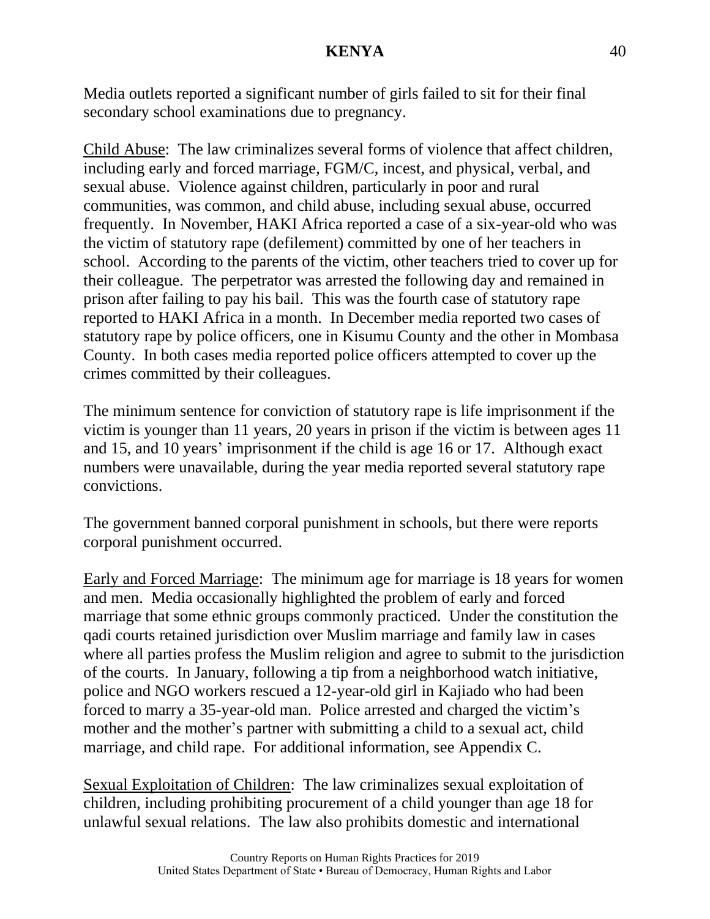Media outlets reported a significant number of girls failed to sit for their final secondary school examinations due to pregnancy.

Child Abuse: The law criminalizes several forms of violence that affect children, including early and forced marriage, FGM/C, incest, and physical, verbal, and sexual abuse. Violence against children, particularly in poor and rural communities, was common, and child abuse, including sexual abuse, occurred frequently. In November, HAKI Africa reported a case of a six-year-old who was the victim of statutory rape (defilement) committed by one of her teachers in school. According to the parents of the victim, other teachers tried to cover up for their colleague. The perpetrator was arrested the following day and remained in prison after failing to pay his bail. This was the fourth case of statutory rape reported to HAKI Africa in a month. In December media reported two cases of statutory rape by police officers, one in Kisumu County and the other in Mombasa County. In both cases media reported police officers attempted to cover up the crimes committed by their colleagues.

The minimum sentence for conviction of statutory rape is life imprisonment if the victim is younger than 11 years, 20 years in prison if the victim is between ages 11 and 15, and 10 years' imprisonment if the child is age 16 or 17. Although exact numbers were unavailable, during the year media reported several statutory rape convictions.

The government banned corporal punishment in schools, but there were reports corporal punishment occurred.

Early and Forced Marriage: The minimum age for marriage is 18 years for women and men. Media occasionally highlighted the problem of early and forced marriage that some ethnic groups commonly practiced. Under the constitution the qadi courts retained jurisdiction over Muslim marriage and family law in cases where all parties profess the Muslim religion and agree to submit to the jurisdiction of the courts. In January, following a tip from a neighborhood watch initiative, police and NGO workers rescued a 12-year-old girl in Kajiado who had been forced to marry a 35-year-old man. Police arrested and charged the victim's mother and the mother's partner with submitting a child to a sexual act, child marriage, and child rape. For additional information, see Appendix C.

Sexual Exploitation of Children: The law criminalizes sexual exploitation of children, including prohibiting procurement of a child younger than age 18 for unlawful sexual relations. The law also prohibits domestic and international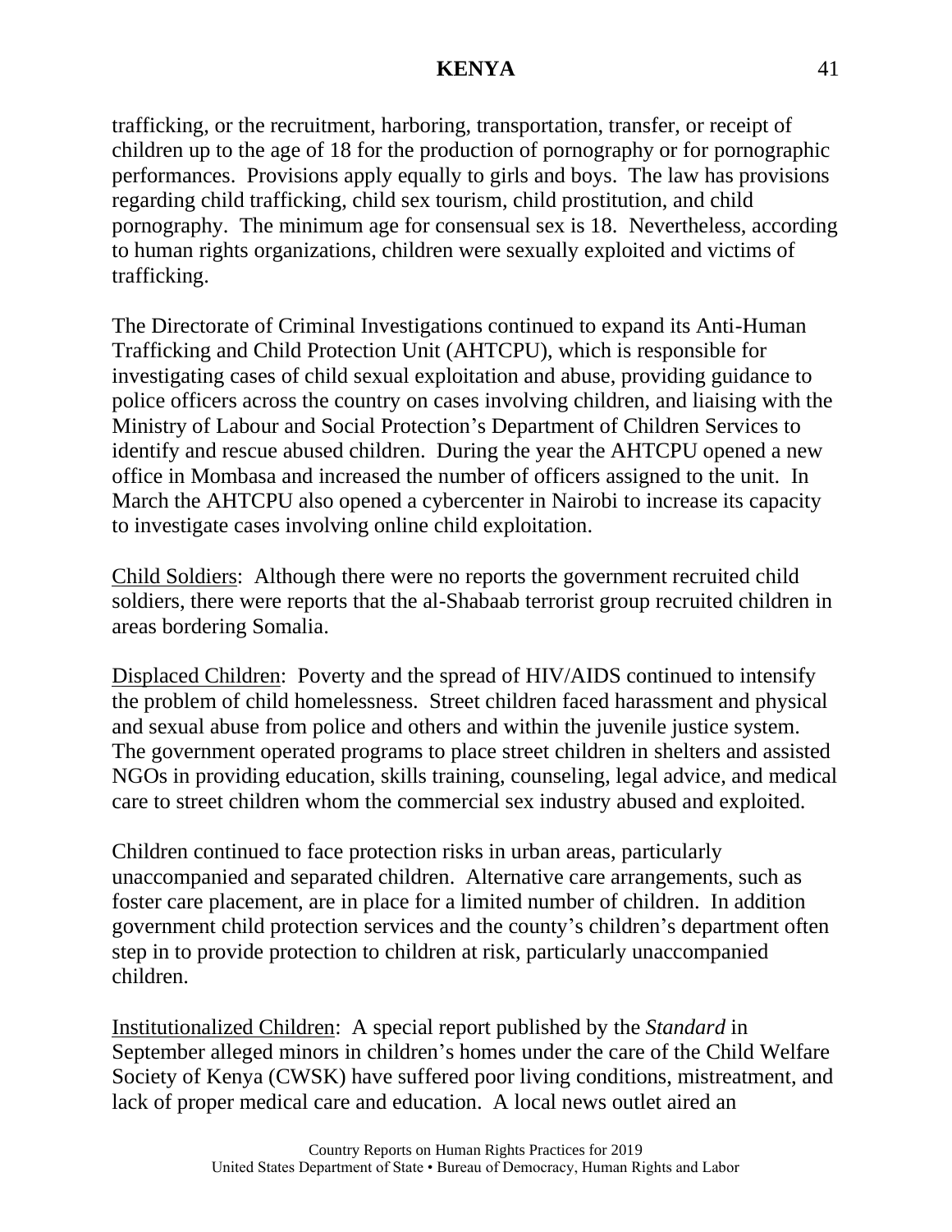trafficking, or the recruitment, harboring, transportation, transfer, or receipt of children up to the age of 18 for the production of pornography or for pornographic performances. Provisions apply equally to girls and boys. The law has provisions regarding child trafficking, child sex tourism, child prostitution, and child pornography. The minimum age for consensual sex is 18. Nevertheless, according to human rights organizations, children were sexually exploited and victims of trafficking.

The Directorate of Criminal Investigations continued to expand its Anti-Human Trafficking and Child Protection Unit (AHTCPU), which is responsible for investigating cases of child sexual exploitation and abuse, providing guidance to police officers across the country on cases involving children, and liaising with the Ministry of Labour and Social Protection's Department of Children Services to identify and rescue abused children. During the year the AHTCPU opened a new office in Mombasa and increased the number of officers assigned to the unit. In March the AHTCPU also opened a cybercenter in Nairobi to increase its capacity to investigate cases involving online child exploitation.

Child Soldiers: Although there were no reports the government recruited child soldiers, there were reports that the al-Shabaab terrorist group recruited children in areas bordering Somalia.

Displaced Children: Poverty and the spread of HIV/AIDS continued to intensify the problem of child homelessness. Street children faced harassment and physical and sexual abuse from police and others and within the juvenile justice system. The government operated programs to place street children in shelters and assisted NGOs in providing education, skills training, counseling, legal advice, and medical care to street children whom the commercial sex industry abused and exploited.

Children continued to face protection risks in urban areas, particularly unaccompanied and separated children. Alternative care arrangements, such as foster care placement, are in place for a limited number of children. In addition government child protection services and the county's children's department often step in to provide protection to children at risk, particularly unaccompanied children.

Institutionalized Children: A special report published by the *Standard* in September alleged minors in children's homes under the care of the Child Welfare Society of Kenya (CWSK) have suffered poor living conditions, mistreatment, and lack of proper medical care and education. A local news outlet aired an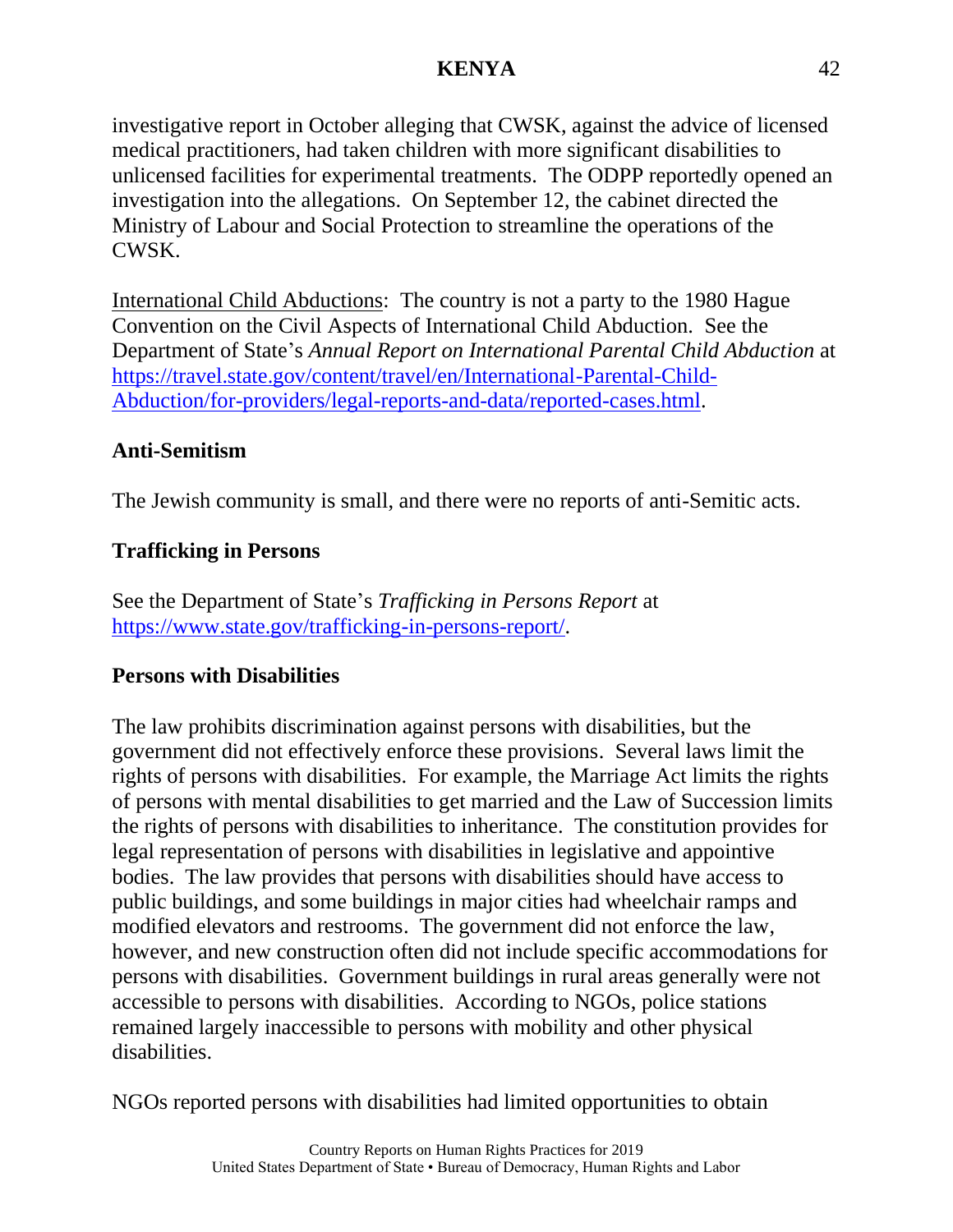investigative report in October alleging that CWSK, against the advice of licensed medical practitioners, had taken children with more significant disabilities to unlicensed facilities for experimental treatments. The ODPP reportedly opened an investigation into the allegations. On September 12, the cabinet directed the Ministry of Labour and Social Protection to streamline the operations of the CWSK.

International Child Abductions: The country is not a party to the 1980 Hague Convention on the Civil Aspects of International Child Abduction. See the Department of State's *Annual Report on International Parental Child Abduction* at [https://travel.state.gov/content/travel/en/International-Parental-Child-Abduction/for-providers/legal-reports-and-data/reported-cases.html](https://travel.state.gov/content/travel/en/International-Parental-Child-Abduction/for-providers/legal-reports-and-data/reported-cases.html).

**Anti-Semitism**

The Jewish community is small, and there were no reports of anti-Semitic acts.

**Trafficking in Persons**

See the Department of State's *Trafficking in Persons Report* at [https://www.state.gov/trafficking-in-persons-report/](https://www.state.gov/trafficking-in-persons-report/).

**Persons with Disabilities**

The law prohibits discrimination against persons with disabilities, but the government did not effectively enforce these provisions. Several laws limit the rights of persons with disabilities. For example, the Marriage Act limits the rights of persons with mental disabilities to get married and the Law of Succession limits the rights of persons with disabilities to inheritance. The constitution provides for legal representation of persons with disabilities in legislative and appointive bodies. The law provides that persons with disabilities should have access to public buildings, and some buildings in major cities had wheelchair ramps and modified elevators and restrooms. The government did not enforce the law, however, and new construction often did not include specific accommodations for persons with disabilities. Government buildings in rural areas generally were not accessible to persons with disabilities. According to NGOs, police stations remained largely inaccessible to persons with mobility and other physical disabilities.

NGOs reported persons with disabilities had limited opportunities to obtain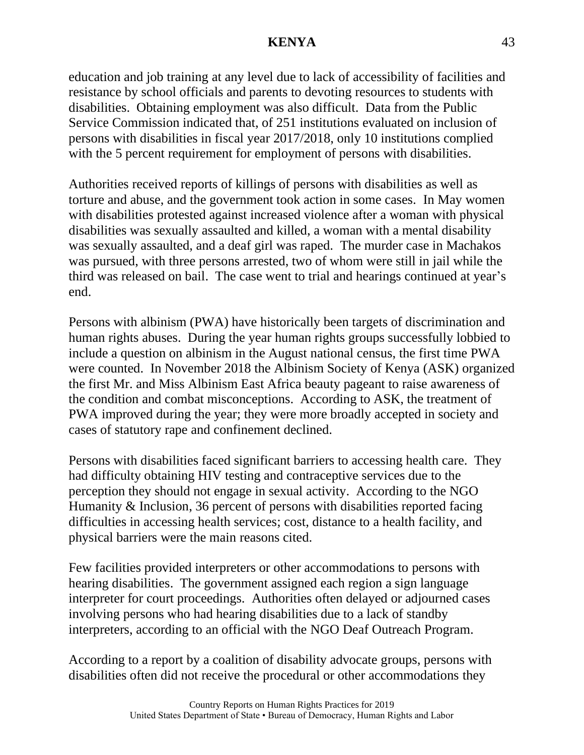education and job training at any level due to lack of accessibility of facilities and resistance by school officials and parents to devoting resources to students with disabilities. Obtaining employment was also difficult. Data from the Public Service Commission indicated that, of 251 institutions evaluated on inclusion of persons with disabilities in fiscal year 2017/2018, only 10 institutions complied with the 5 percent requirement for employment of persons with disabilities.

Authorities received reports of killings of persons with disabilities as well as torture and abuse, and the government took action in some cases. In May women with disabilities protested against increased violence after a woman with physical disabilities was sexually assaulted and killed, a woman with a mental disability was sexually assaulted, and a deaf girl was raped. The murder case in Machakos was pursued, with three persons arrested, two of whom were still in jail while the third was released on bail. The case went to trial and hearings continued at year's end.

Persons with albinism (PWA) have historically been targets of discrimination and human rights abuses. During the year human rights groups successfully lobbied to include a question on albinism in the August national census, the first time PWA were counted. In November 2018 the Albinism Society of Kenya (ASK) organized the first Mr. and Miss Albinism East Africa beauty pageant to raise awareness of the condition and combat misconceptions. According to ASK, the treatment of PWA improved during the year; they were more broadly accepted in society and cases of statutory rape and confinement declined.

Persons with disabilities faced significant barriers to accessing health care. They had difficulty obtaining HIV testing and contraceptive services due to the perception they should not engage in sexual activity. According to the NGO Humanity & Inclusion, 36 percent of persons with disabilities reported facing difficulties in accessing health services; cost, distance to a health facility, and physical barriers were the main reasons cited.

Few facilities provided interpreters or other accommodations to persons with hearing disabilities. The government assigned each region a sign language interpreter for court proceedings. Authorities often delayed or adjourned cases involving persons who had hearing disabilities due to a lack of standby interpreters, according to an official with the NGO Deaf Outreach Program.

According to a report by a coalition of disability advocate groups, persons with disabilities often did not receive the procedural or other accommodations they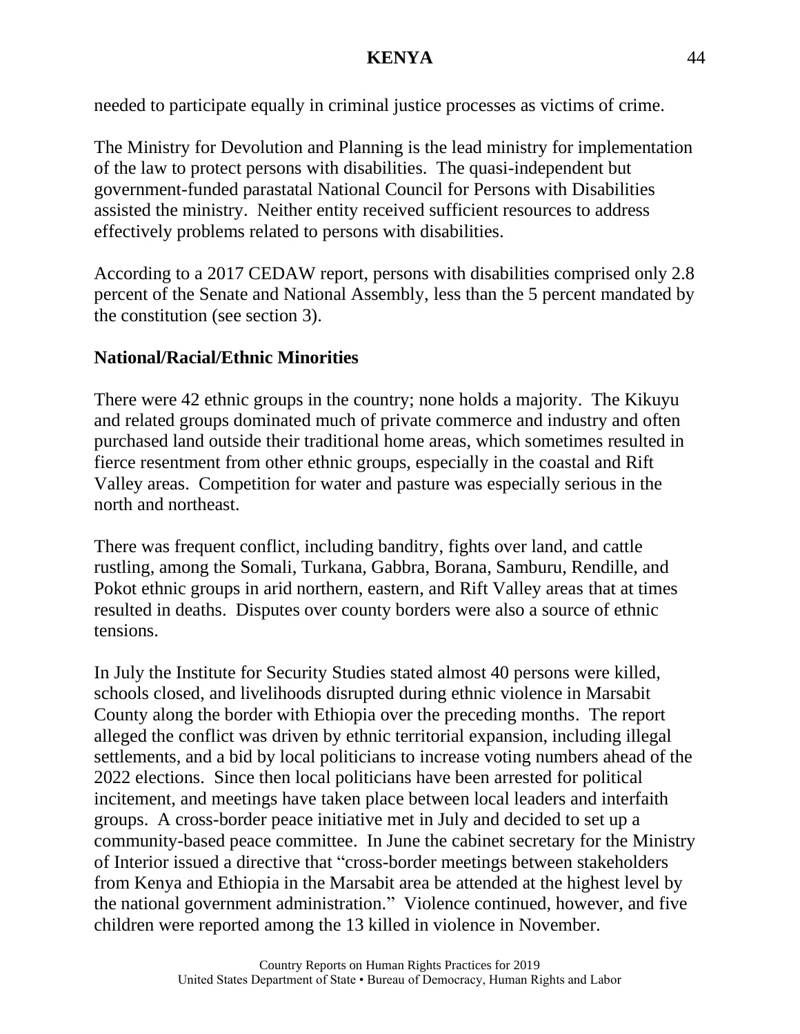needed to participate equally in criminal justice processes as victims of crime.

The Ministry for Devolution and Planning is the lead ministry for implementation of the law to protect persons with disabilities. The quasi-independent but government-funded parastatal National Council for Persons with Disabilities assisted the ministry. Neither entity received sufficient resources to address effectively problems related to persons with disabilities.

According to a 2017 CEDAW report, persons with disabilities comprised only 2.8 percent of the Senate and National Assembly, less than the 5 percent mandated by the constitution (see section 3).

**National/Racial/Ethnic Minorities**

There were 42 ethnic groups in the country; none holds a majority. The Kikuyu and related groups dominated much of private commerce and industry and often purchased land outside their traditional home areas, which sometimes resulted in fierce resentment from other ethnic groups, especially in the coastal and Rift Valley areas. Competition for water and pasture was especially serious in the north and northeast.

There was frequent conflict, including banditry, fights over land, and cattle rustling, among the Somali, Turkana, Gabbra, Borana, Samburu, Rendille, and Pokot ethnic groups in arid northern, eastern, and Rift Valley areas that at times resulted in deaths. Disputes over county borders were also a source of ethnic tensions.

In July the Institute for Security Studies stated almost 40 persons were killed, schools closed, and livelihoods disrupted during ethnic violence in Marsabit County along the border with Ethiopia over the preceding months. The report alleged the conflict was driven by ethnic territorial expansion, including illegal settlements, and a bid by local politicians to increase voting numbers ahead of the 2022 elections. Since then local politicians have been arrested for political incitement, and meetings have taken place between local leaders and interfaith groups. A cross-border peace initiative met in July and decided to set up a community-based peace committee. In June the cabinet secretary for the Ministry of Interior issued a directive that "cross-border meetings between stakeholders from Kenya and Ethiopia in the Marsabit area be attended at the highest level by the national government administration." Violence continued, however, and five children were reported among the 13 killed in violence in November.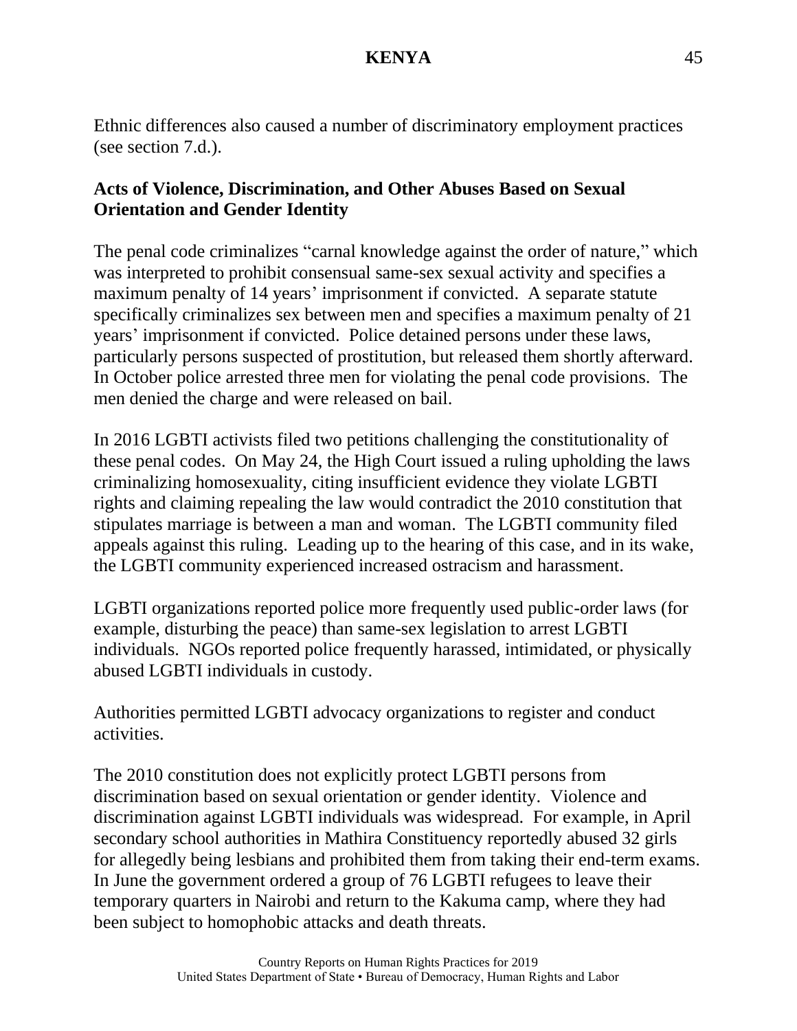Ethnic differences also caused a number of discriminatory employment practices (see section 7.d.).

**Acts of Violence, Discrimination, and Other Abuses Based on Sexual Orientation and Gender Identity**

The penal code criminalizes "carnal knowledge against the order of nature," which was interpreted to prohibit consensual same-sex sexual activity and specifies a maximum penalty of 14 years' imprisonment if convicted. A separate statute specifically criminalizes sex between men and specifies a maximum penalty of 21 years' imprisonment if convicted. Police detained persons under these laws, particularly persons suspected of prostitution, but released them shortly afterward. In October police arrested three men for violating the penal code provisions. The men denied the charge and were released on bail.

In 2016 LGBTI activists filed two petitions challenging the constitutionality of these penal codes. On May 24, the High Court issued a ruling upholding the laws criminalizing homosexuality, citing insufficient evidence they violate LGBTI rights and claiming repealing the law would contradict the 2010 constitution that stipulates marriage is between a man and woman. The LGBTI community filed appeals against this ruling. Leading up to the hearing of this case, and in its wake, the LGBTI community experienced increased ostracism and harassment.

LGBTI organizations reported police more frequently used public-order laws (for example, disturbing the peace) than same-sex legislation to arrest LGBTI individuals. NGOs reported police frequently harassed, intimidated, or physically abused LGBTI individuals in custody.

Authorities permitted LGBTI advocacy organizations to register and conduct activities.

The 2010 constitution does not explicitly protect LGBTI persons from discrimination based on sexual orientation or gender identity. Violence and discrimination against LGBTI individuals was widespread. For example, in April secondary school authorities in Mathira Constituency reportedly abused 32 girls for allegedly being lesbians and prohibited them from taking their end-term exams. In June the government ordered a group of 76 LGBTI refugees to leave their temporary quarters in Nairobi and return to the Kakuma camp, where they had been subject to homophobic attacks and death threats.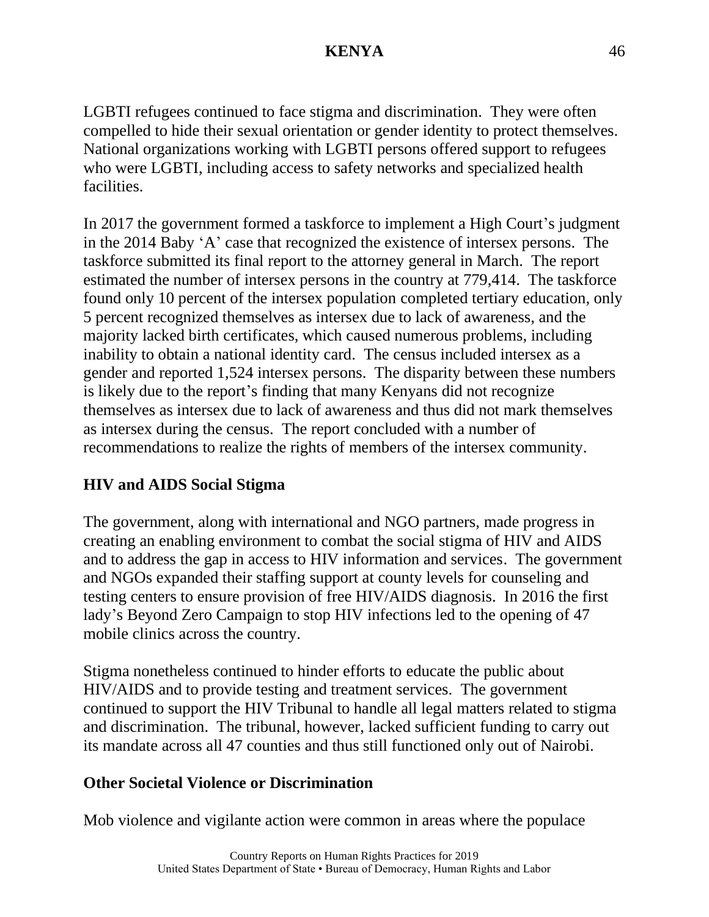LGBTI refugees continued to face stigma and discrimination. They were often compelled to hide their sexual orientation or gender identity to protect themselves. National organizations working with LGBTI persons offered support to refugees who were LGBTI, including access to safety networks and specialized health facilities.

In 2017 the government formed a taskforce to implement a High Court's judgment in the 2014 Baby 'A' case that recognized the existence of intersex persons. The taskforce submitted its final report to the attorney general in March. The report estimated the number of intersex persons in the country at 779,414. The taskforce found only 10 percent of the intersex population completed tertiary education, only 5 percent recognized themselves as intersex due to lack of awareness, and the majority lacked birth certificates, which caused numerous problems, including inability to obtain a national identity card. The census included intersex as a gender and reported 1,524 intersex persons. The disparity between these numbers is likely due to the report's finding that many Kenyans did not recognize themselves as intersex due to lack of awareness and thus did not mark themselves as intersex during the census. The report concluded with a number of recommendations to realize the rights of members of the intersex community.

**HIV and AIDS Social Stigma**

The government, along with international and NGO partners, made progress in creating an enabling environment to combat the social stigma of HIV and AIDS and to address the gap in access to HIV information and services. The government and NGOs expanded their staffing support at county levels for counseling and testing centers to ensure provision of free HIV/AIDS diagnosis. In 2016 the first lady's Beyond Zero Campaign to stop HIV infections led to the opening of 47 mobile clinics across the country.

Stigma nonetheless continued to hinder efforts to educate the public about HIV/AIDS and to provide testing and treatment services. The government continued to support the HIV Tribunal to handle all legal matters related to stigma and discrimination. The tribunal, however, lacked sufficient funding to carry out its mandate across all 47 counties and thus still functioned only out of Nairobi.

**Other Societal Violence or Discrimination**

Mob violence and vigilante action were common in areas where the populace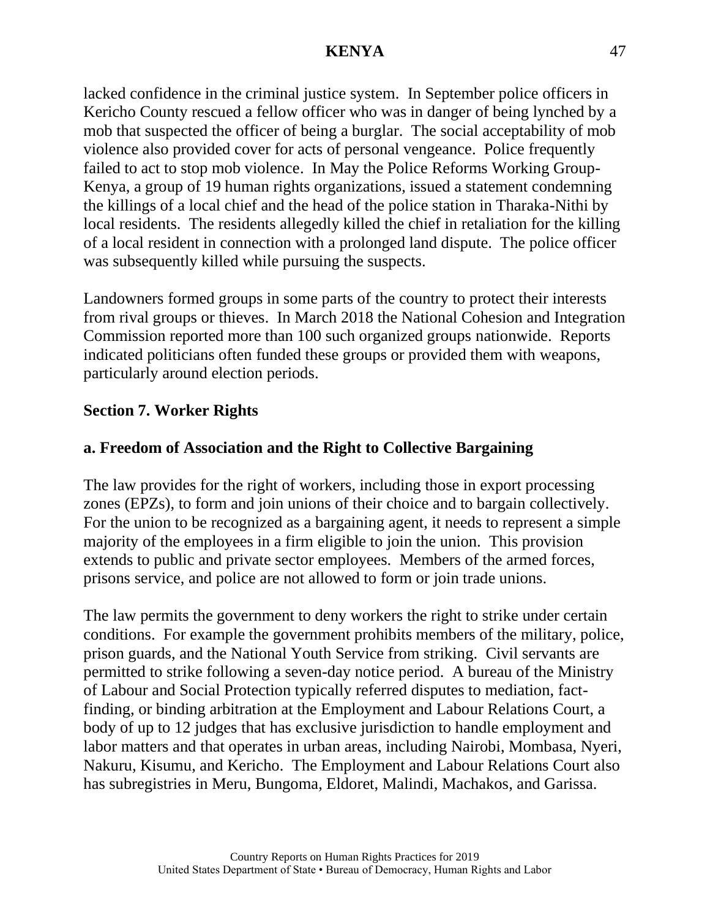lacked confidence in the criminal justice system. In September police officers in Kericho County rescued a fellow officer who was in danger of being lynched by a mob that suspected the officer of being a burglar. The social acceptability of mob violence also provided cover for acts of personal vengeance. Police frequently failed to act to stop mob violence. In May the Police Reforms Working Group-Kenya, a group of 19 human rights organizations, issued a statement condemning the killings of a local chief and the head of the police station in Tharaka-Nithi by local residents. The residents allegedly killed the chief in retaliation for the killing of a local resident in connection with a prolonged land dispute. The police officer was subsequently killed while pursuing the suspects.

Landowners formed groups in some parts of the country to protect their interests from rival groups or thieves. In March 2018 the National Cohesion and Integration Commission reported more than 100 such organized groups nationwide. Reports indicated politicians often funded these groups or provided them with weapons, particularly around election periods.

## Section 7. Worker Rights

### a. Freedom of Association and the Right to Collective Bargaining

The law provides for the right of workers, including those in export processing zones (EPZs), to form and join unions of their choice and to bargain collectively. For the union to be recognized as a bargaining agent, it needs to represent a simple majority of the employees in a firm eligible to join the union. This provision extends to public and private sector employees. Members of the armed forces, prisons service, and police are not allowed to form or join trade unions.

The law permits the government to deny workers the right to strike under certain conditions. For example the government prohibits members of the military, police, prison guards, and the National Youth Service from striking. Civil servants are permitted to strike following a seven-day notice period. A bureau of the Ministry of Labour and Social Protection typically referred disputes to mediation, fact-finding, or binding arbitration at the Employment and Labour Relations Court, a body of up to 12 judges that has exclusive jurisdiction to handle employment and labor matters and that operates in urban areas, including Nairobi, Mombasa, Nyeri, Nakuru, Kisumu, and Kericho. The Employment and Labour Relations Court also has subregistries in Meru, Bungoma, Eldoret, Malindi, Machakos, and Garissa.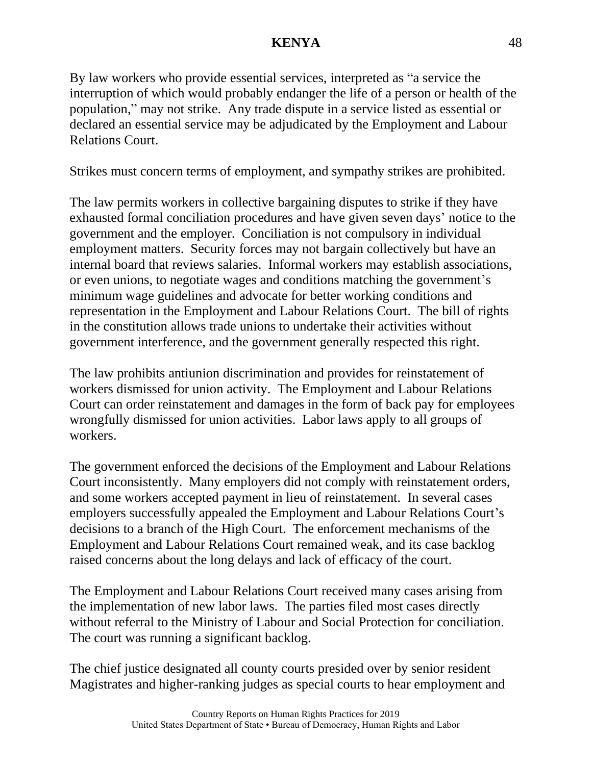By law workers who provide essential services, interpreted as "a service the interruption of which would probably endanger the life of a person or health of the population," may not strike. Any trade dispute in a service listed as essential or declared an essential service may be adjudicated by the Employment and Labour Relations Court.

Strikes must concern terms of employment, and sympathy strikes are prohibited.

The law permits workers in collective bargaining disputes to strike if they have exhausted formal conciliation procedures and have given seven days' notice to the government and the employer. Conciliation is not compulsory in individual employment matters. Security forces may not bargain collectively but have an internal board that reviews salaries. Informal workers may establish associations, or even unions, to negotiate wages and conditions matching the government's minimum wage guidelines and advocate for better working conditions and representation in the Employment and Labour Relations Court. The bill of rights in the constitution allows trade unions to undertake their activities without government interference, and the government generally respected this right.

The law prohibits antiunion discrimination and provides for reinstatement of workers dismissed for union activity. The Employment and Labour Relations Court can order reinstatement and damages in the form of back pay for employees wrongfully dismissed for union activities. Labor laws apply to all groups of workers.

The government enforced the decisions of the Employment and Labour Relations Court inconsistently. Many employers did not comply with reinstatement orders, and some workers accepted payment in lieu of reinstatement. In several cases employers successfully appealed the Employment and Labour Relations Court's decisions to a branch of the High Court. The enforcement mechanisms of the Employment and Labour Relations Court remained weak, and its case backlog raised concerns about the long delays and lack of efficacy of the court.

The Employment and Labour Relations Court received many cases arising from the implementation of new labor laws. The parties filed most cases directly without referral to the Ministry of Labour and Social Protection for conciliation. The court was running a significant backlog.

The chief justice designated all county courts presided over by senior resident Magistrates and higher-ranking judges as special courts to hear employment and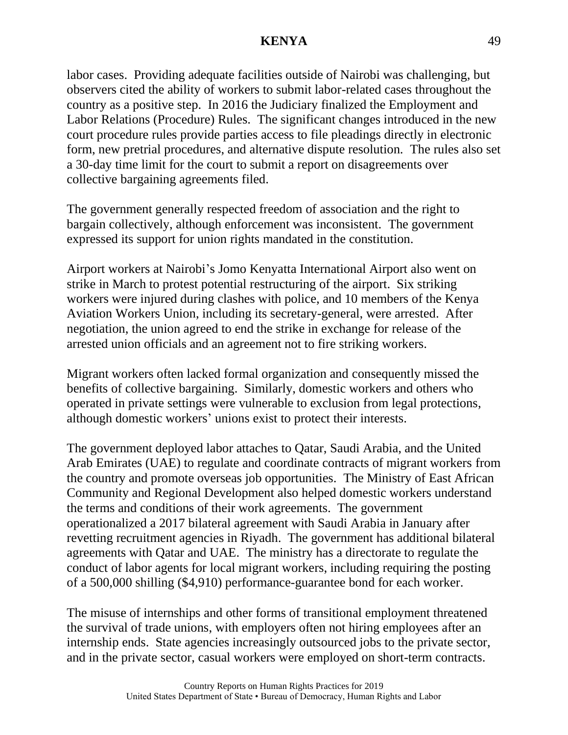labor cases. Providing adequate facilities outside of Nairobi was challenging, but observers cited the ability of workers to submit labor-related cases throughout the country as a positive step. In 2016 the Judiciary finalized the Employment and Labor Relations (Procedure) Rules. The significant changes introduced in the new court procedure rules provide parties access to file pleadings directly in electronic form, new pretrial procedures, and alternative dispute resolution. The rules also set a 30-day time limit for the court to submit a report on disagreements over collective bargaining agreements filed.

The government generally respected freedom of association and the right to bargain collectively, although enforcement was inconsistent. The government expressed its support for union rights mandated in the constitution.

Airport workers at Nairobi's Jomo Kenyatta International Airport also went on strike in March to protest potential restructuring of the airport. Six striking workers were injured during clashes with police, and 10 members of the Kenya Aviation Workers Union, including its secretary-general, were arrested. After negotiation, the union agreed to end the strike in exchange for release of the arrested union officials and an agreement not to fire striking workers.

Migrant workers often lacked formal organization and consequently missed the benefits of collective bargaining. Similarly, domestic workers and others who operated in private settings were vulnerable to exclusion from legal protections, although domestic workers' unions exist to protect their interests.

The government deployed labor attaches to Qatar, Saudi Arabia, and the United Arab Emirates (UAE) to regulate and coordinate contracts of migrant workers from the country and promote overseas job opportunities. The Ministry of East African Community and Regional Development also helped domestic workers understand the terms and conditions of their work agreements. The government operationalized a 2017 bilateral agreement with Saudi Arabia in January after revetting recruitment agencies in Riyadh. The government has additional bilateral agreements with Qatar and UAE. The ministry has a directorate to regulate the conduct of labor agents for local migrant workers, including requiring the posting of a 500,000 shilling ($4,910) performance-guarantee bond for each worker.

The misuse of internships and other forms of transitional employment threatened the survival of trade unions, with employers often not hiring employees after an internship ends. State agencies increasingly outsourced jobs to the private sector, and in the private sector, casual workers were employed on short-term contracts.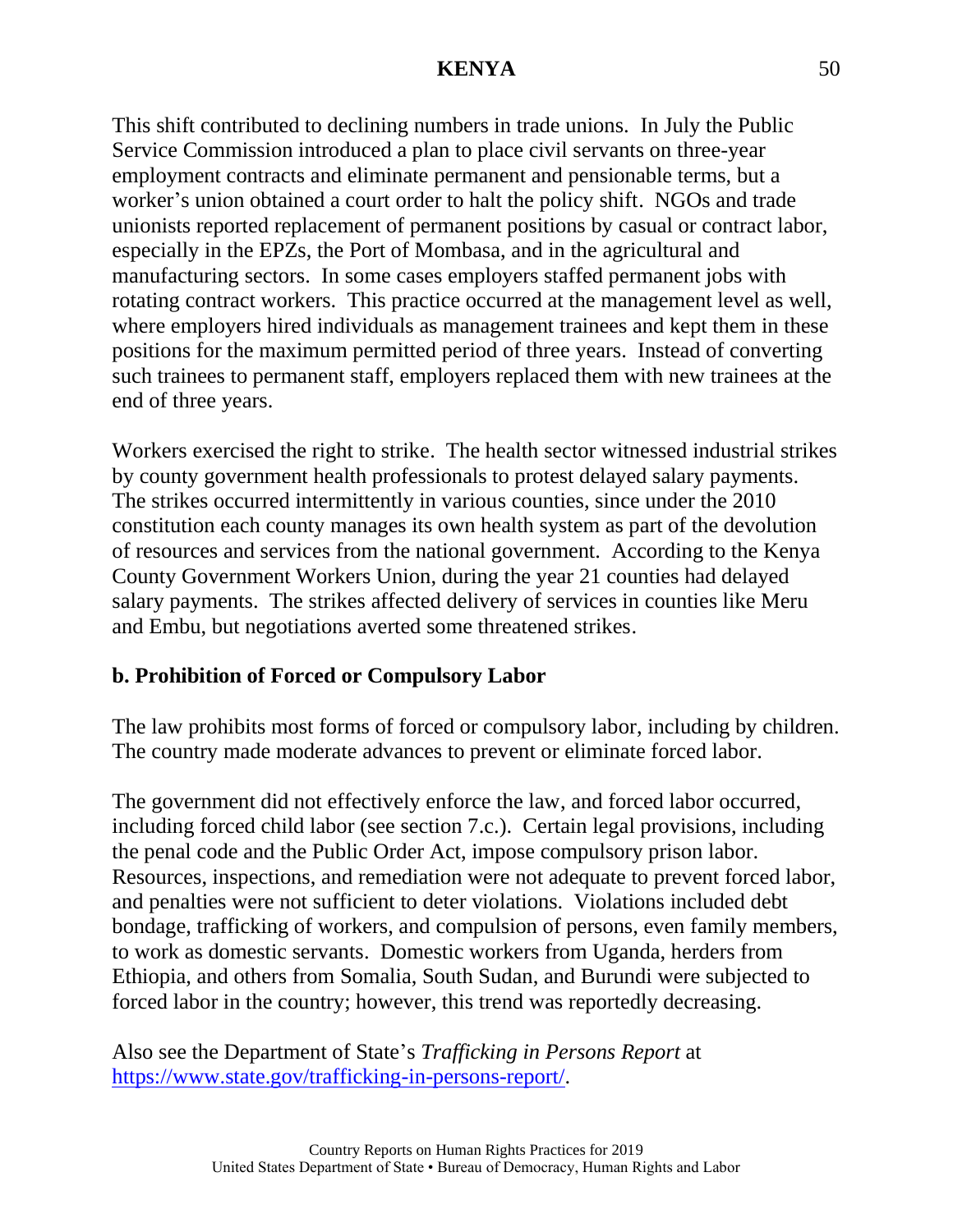This shift contributed to declining numbers in trade unions. In July the Public Service Commission introduced a plan to place civil servants on three-year employment contracts and eliminate permanent and pensionable terms, but a worker's union obtained a court order to halt the policy shift. NGOs and trade unionists reported replacement of permanent positions by casual or contract labor, especially in the EPZs, the Port of Mombasa, and in the agricultural and manufacturing sectors. In some cases employers staffed permanent jobs with rotating contract workers. This practice occurred at the management level as well, where employers hired individuals as management trainees and kept them in these positions for the maximum permitted period of three years. Instead of converting such trainees to permanent staff, employers replaced them with new trainees at the end of three years.

Workers exercised the right to strike. The health sector witnessed industrial strikes by county government health professionals to protest delayed salary payments. The strikes occurred intermittently in various counties, since under the 2010 constitution each county manages its own health system as part of the devolution of resources and services from the national government. According to the Kenya County Government Workers Union, during the year 21 counties had delayed salary payments. The strikes affected delivery of services in counties like Meru and Embu, but negotiations averted some threatened strikes.

**b. Prohibition of Forced or Compulsory Labor**

The law prohibits most forms of forced or compulsory labor, including by children. The country made moderate advances to prevent or eliminate forced labor.

The government did not effectively enforce the law, and forced labor occurred, including forced child labor (see section 7.c.). Certain legal provisions, including the penal code and the Public Order Act, impose compulsory prison labor. Resources, inspections, and remediation were not adequate to prevent forced labor, and penalties were not sufficient to deter violations. Violations included debt bondage, trafficking of workers, and compulsion of persons, even family members, to work as domestic servants. Domestic workers from Uganda, herders from Ethiopia, and others from Somalia, South Sudan, and Burundi were subjected to forced labor in the country; however, this trend was reportedly decreasing.

Also see the Department of State's *Trafficking in Persons Report* at [https://www.state.gov/trafficking-in-persons-report/](https://www.state.gov/trafficking-in-persons-report/).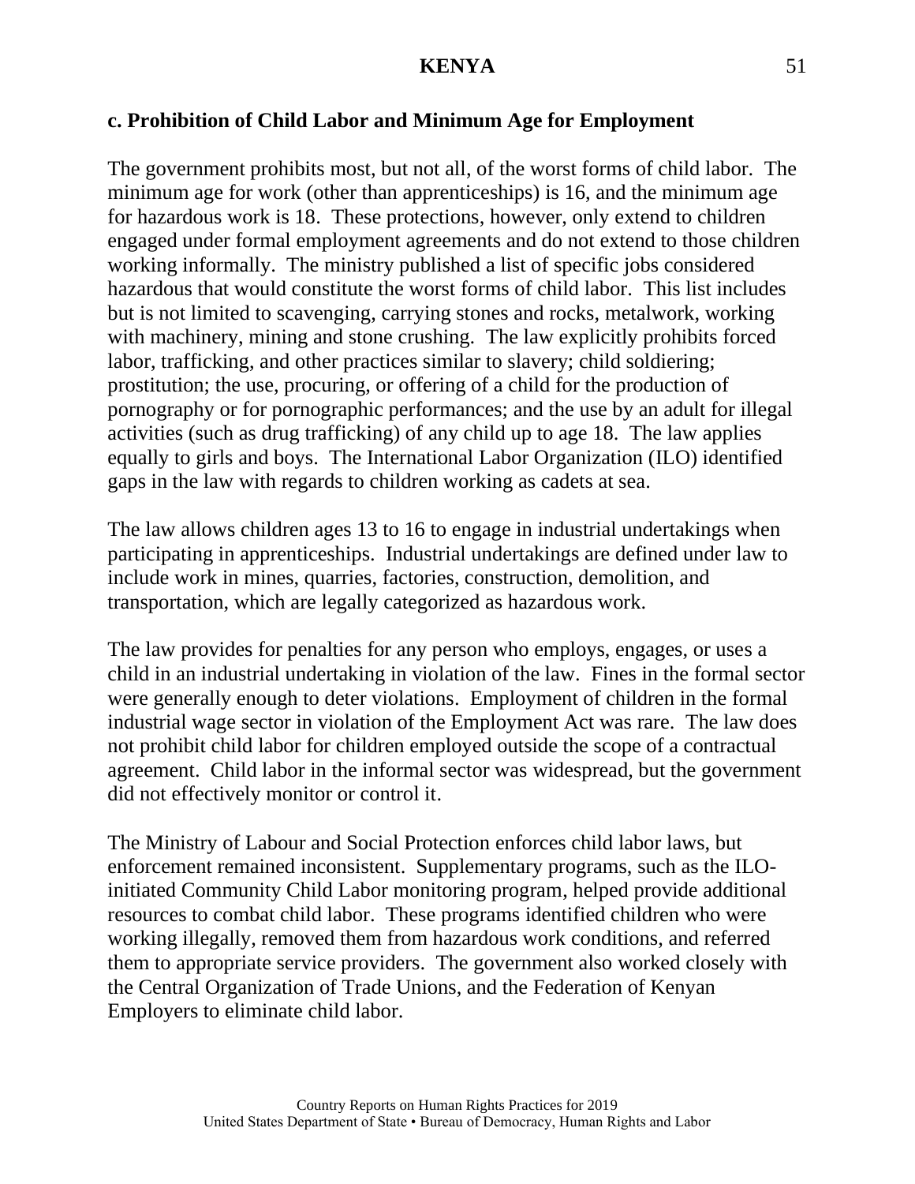### c. Prohibition of Child Labor and Minimum Age for Employment

The government prohibits most, but not all, of the worst forms of child labor. The minimum age for work (other than apprenticeships) is 16, and the minimum age for hazardous work is 18. These protections, however, only extend to children engaged under formal employment agreements and do not extend to those children working informally. The ministry published a list of specific jobs considered hazardous that would constitute the worst forms of child labor. This list includes but is not limited to scavenging, carrying stones and rocks, metalwork, working with machinery, mining and stone crushing. The law explicitly prohibits forced labor, trafficking, and other practices similar to slavery; child soldiering; prostitution; the use, procuring, or offering of a child for the production of pornography or for pornographic performances; and the use by an adult for illegal activities (such as drug trafficking) of any child up to age 18. The law applies equally to girls and boys. The International Labor Organization (ILO) identified gaps in the law with regards to children working as cadets at sea.

The law allows children ages 13 to 16 to engage in industrial undertakings when participating in apprenticeships. Industrial undertakings are defined under law to include work in mines, quarries, factories, construction, demolition, and transportation, which are legally categorized as hazardous work.

The law provides for penalties for any person who employs, engages, or uses a child in an industrial undertaking in violation of the law. Fines in the formal sector were generally enough to deter violations. Employment of children in the formal industrial wage sector in violation of the Employment Act was rare. The law does not prohibit child labor for children employed outside the scope of a contractual agreement. Child labor in the informal sector was widespread, but the government did not effectively monitor or control it.

The Ministry of Labour and Social Protection enforces child labor laws, but enforcement remained inconsistent. Supplementary programs, such as the ILO-initiated Community Child Labor monitoring program, helped provide additional resources to combat child labor. These programs identified children who were working illegally, removed them from hazardous work conditions, and referred them to appropriate service providers. The government also worked closely with the Central Organization of Trade Unions, and the Federation of Kenyan Employers to eliminate child labor.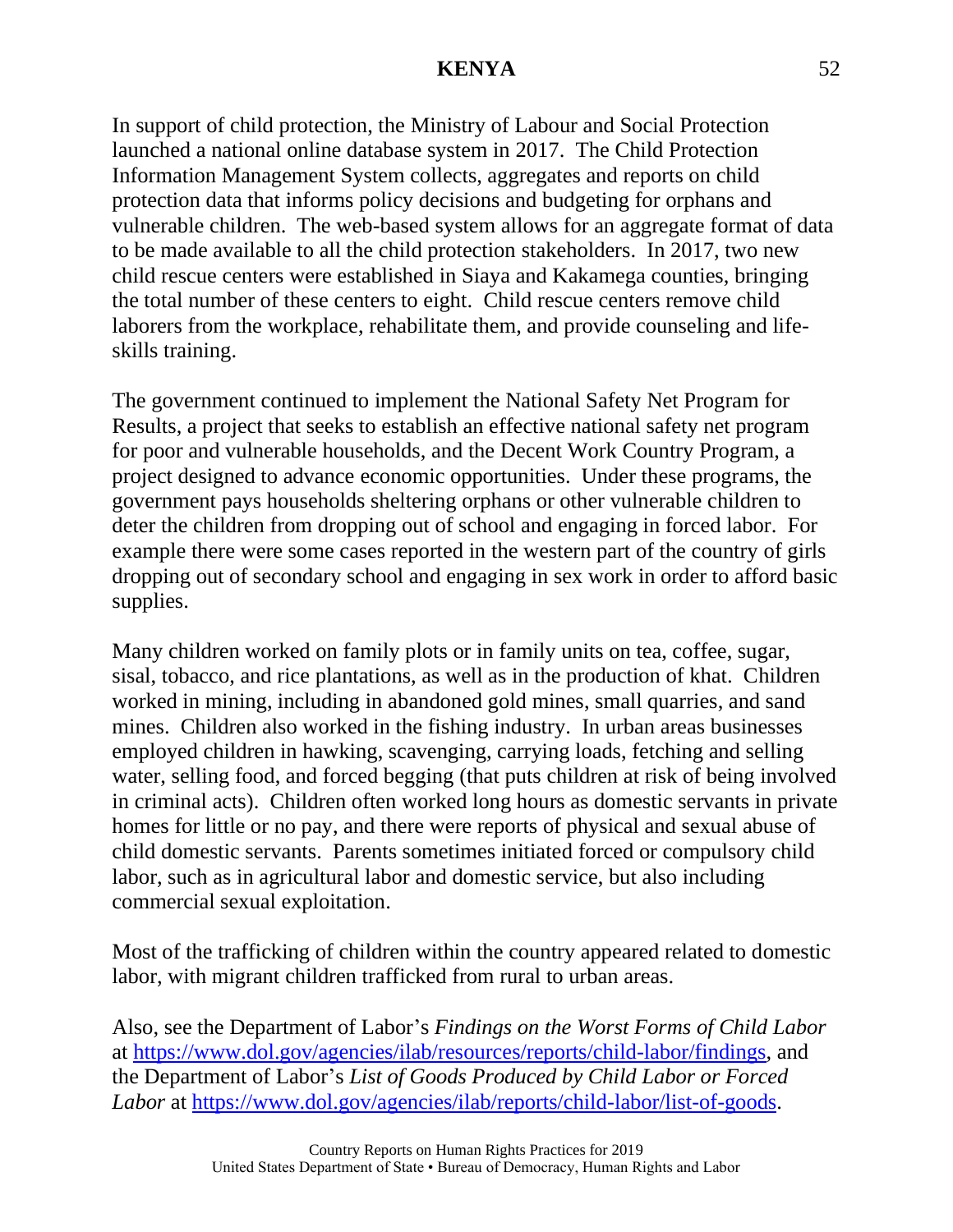In support of child protection, the Ministry of Labour and Social Protection launched a national online database system in 2017. The Child Protection Information Management System collects, aggregates and reports on child protection data that informs policy decisions and budgeting for orphans and vulnerable children. The web-based system allows for an aggregate format of data to be made available to all the child protection stakeholders. In 2017, two new child rescue centers were established in Siaya and Kakamega counties, bringing the total number of these centers to eight. Child rescue centers remove child laborers from the workplace, rehabilitate them, and provide counseling and life-skills training.

The government continued to implement the National Safety Net Program for Results, a project that seeks to establish an effective national safety net program for poor and vulnerable households, and the Decent Work Country Program, a project designed to advance economic opportunities. Under these programs, the government pays households sheltering orphans or other vulnerable children to deter the children from dropping out of school and engaging in forced labor. For example there were some cases reported in the western part of the country of girls dropping out of secondary school and engaging in sex work in order to afford basic supplies.

Many children worked on family plots or in family units on tea, coffee, sugar, sisal, tobacco, and rice plantations, as well as in the production of khat. Children worked in mining, including in abandoned gold mines, small quarries, and sand mines. Children also worked in the fishing industry. In urban areas businesses employed children in hawking, scavenging, carrying loads, fetching and selling water, selling food, and forced begging (that puts children at risk of being involved in criminal acts). Children often worked long hours as domestic servants in private homes for little or no pay, and there were reports of physical and sexual abuse of child domestic servants. Parents sometimes initiated forced or compulsory child labor, such as in agricultural labor and domestic service, but also including commercial sexual exploitation.

Most of the trafficking of children within the country appeared related to domestic labor, with migrant children trafficked from rural to urban areas.

Also, see the Department of Labor's *Findings on the Worst Forms of Child Labor* at https://www.dol.gov/agencies/ilab/resources/reports/child-labor/findings, and the Department of Labor's *List of Goods Produced by Child Labor or Forced Labor* at https://www.dol.gov/agencies/ilab/reports/child-labor/list-of-goods.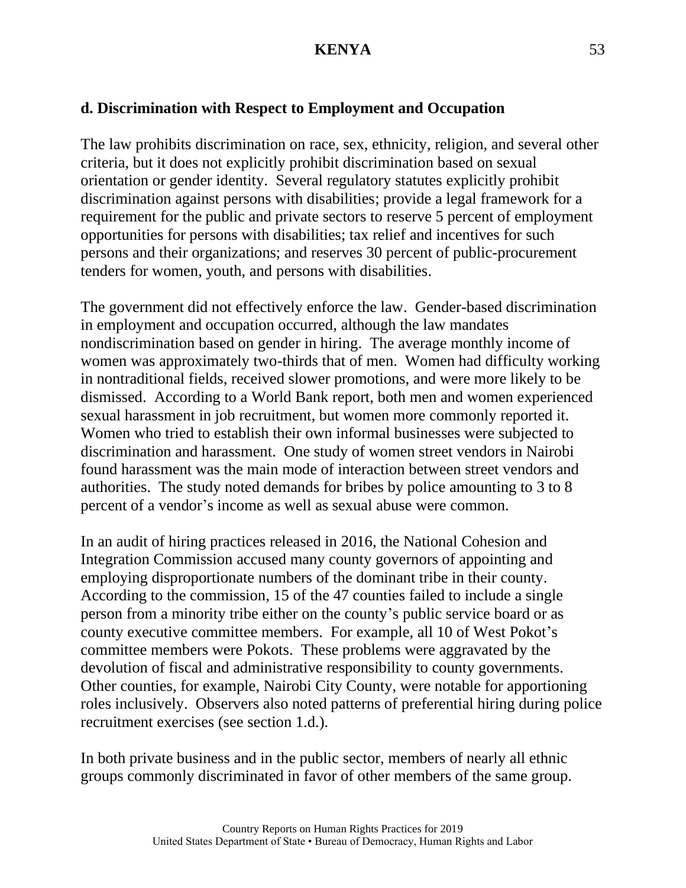## d. Discrimination with Respect to Employment and Occupation

The law prohibits discrimination on race, sex, ethnicity, religion, and several other criteria, but it does not explicitly prohibit discrimination based on sexual orientation or gender identity. Several regulatory statutes explicitly prohibit discrimination against persons with disabilities; provide a legal framework for a requirement for the public and private sectors to reserve 5 percent of employment opportunities for persons with disabilities; tax relief and incentives for such persons and their organizations; and reserves 30 percent of public-procurement tenders for women, youth, and persons with disabilities.

The government did not effectively enforce the law. Gender-based discrimination in employment and occupation occurred, although the law mandates nondiscrimination based on gender in hiring. The average monthly income of women was approximately two-thirds that of men. Women had difficulty working in nontraditional fields, received slower promotions, and were more likely to be dismissed. According to a World Bank report, both men and women experienced sexual harassment in job recruitment, but women more commonly reported it. Women who tried to establish their own informal businesses were subjected to discrimination and harassment. One study of women street vendors in Nairobi found harassment was the main mode of interaction between street vendors and authorities. The study noted demands for bribes by police amounting to 3 to 8 percent of a vendor's income as well as sexual abuse were common.

In an audit of hiring practices released in 2016, the National Cohesion and Integration Commission accused many county governors of appointing and employing disproportionate numbers of the dominant tribe in their county. According to the commission, 15 of the 47 counties failed to include a single person from a minority tribe either on the county's public service board or as county executive committee members. For example, all 10 of West Pokot's committee members were Pokots. These problems were aggravated by the devolution of fiscal and administrative responsibility to county governments. Other counties, for example, Nairobi City County, were notable for apportioning roles inclusively. Observers also noted patterns of preferential hiring during police recruitment exercises (see section 1.d.).

In both private business and in the public sector, members of nearly all ethnic groups commonly discriminated in favor of other members of the same group.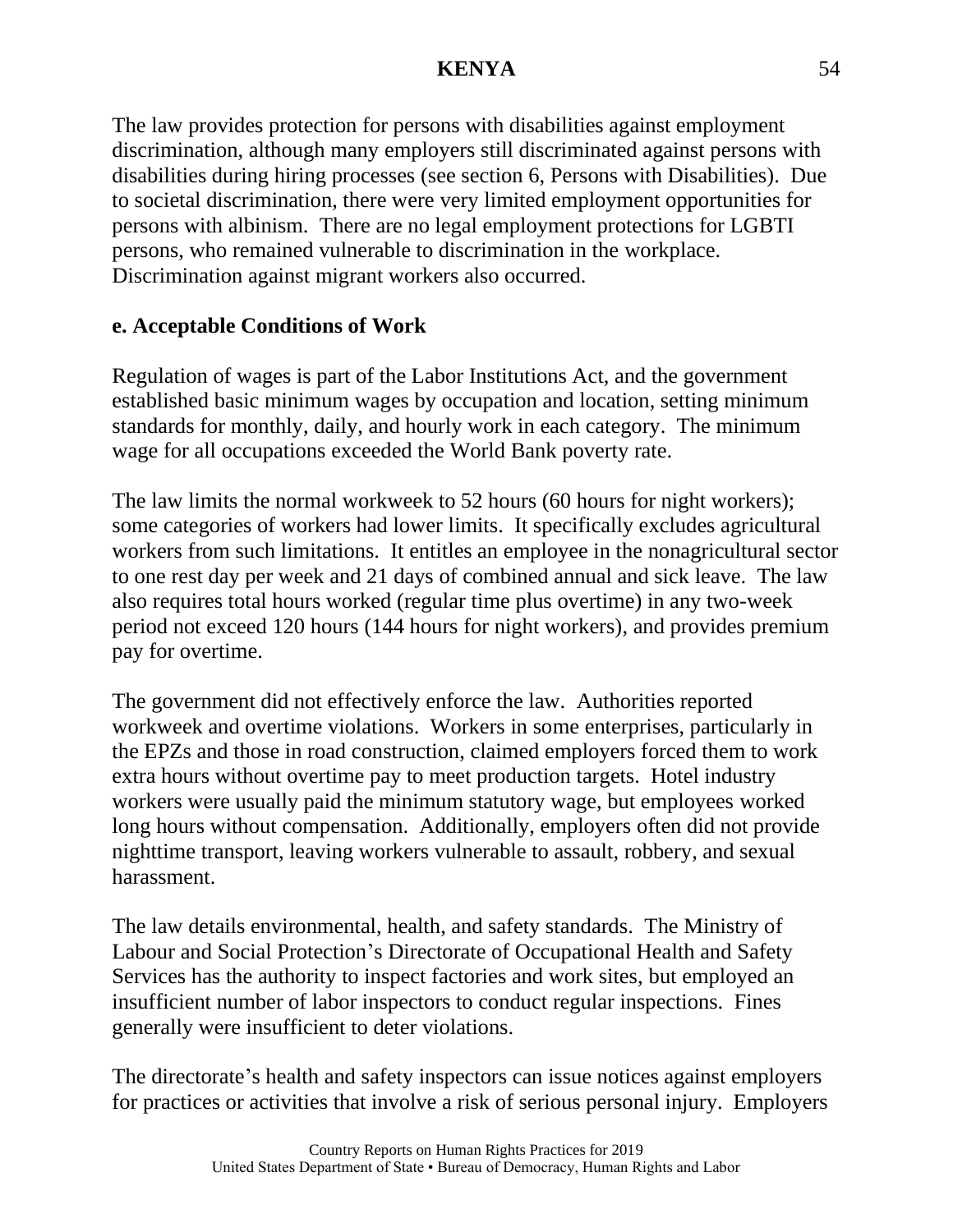The law provides protection for persons with disabilities against employment discrimination, although many employers still discriminated against persons with disabilities during hiring processes (see section 6, Persons with Disabilities). Due to societal discrimination, there were very limited employment opportunities for persons with albinism. There are no legal employment protections for LGBTI persons, who remained vulnerable to discrimination in the workplace. Discrimination against migrant workers also occurred.

**e. Acceptable Conditions of Work**

Regulation of wages is part of the Labor Institutions Act, and the government established basic minimum wages by occupation and location, setting minimum standards for monthly, daily, and hourly work in each category. The minimum wage for all occupations exceeded the World Bank poverty rate.

The law limits the normal workweek to 52 hours (60 hours for night workers); some categories of workers had lower limits. It specifically excludes agricultural workers from such limitations. It entitles an employee in the nonagricultural sector to one rest day per week and 21 days of combined annual and sick leave. The law also requires total hours worked (regular time plus overtime) in any two-week period not exceed 120 hours (144 hours for night workers), and provides premium pay for overtime.

The government did not effectively enforce the law. Authorities reported workweek and overtime violations. Workers in some enterprises, particularly in the EPZs and those in road construction, claimed employers forced them to work extra hours without overtime pay to meet production targets. Hotel industry workers were usually paid the minimum statutory wage, but employees worked long hours without compensation. Additionally, employers often did not provide nighttime transport, leaving workers vulnerable to assault, robbery, and sexual harassment.

The law details environmental, health, and safety standards. The Ministry of Labour and Social Protection's Directorate of Occupational Health and Safety Services has the authority to inspect factories and work sites, but employed an insufficient number of labor inspectors to conduct regular inspections. Fines generally were insufficient to deter violations.

The directorate's health and safety inspectors can issue notices against employers for practices or activities that involve a risk of serious personal injury. Employers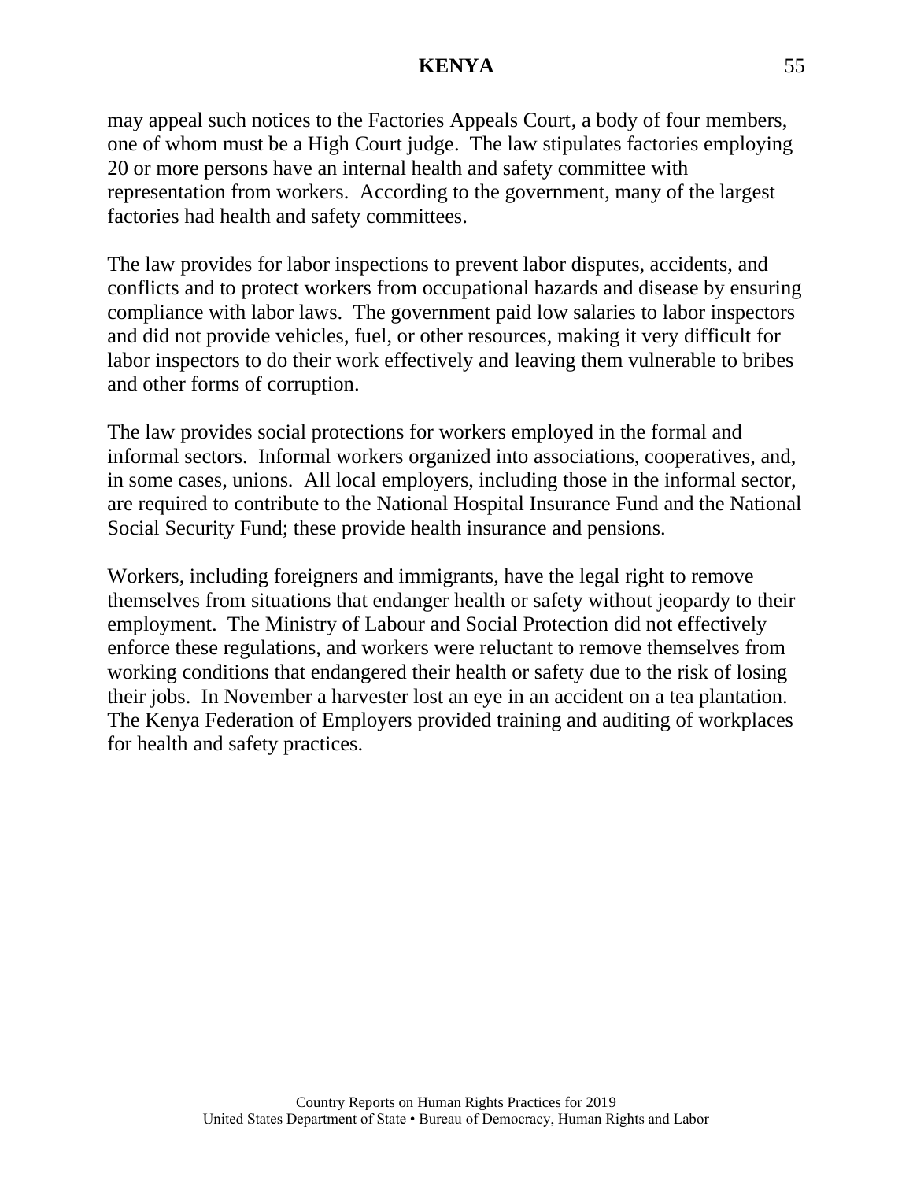may appeal such notices to the Factories Appeals Court, a body of four members, one of whom must be a High Court judge. The law stipulates factories employing 20 or more persons have an internal health and safety committee with representation from workers. According to the government, many of the largest factories had health and safety committees.

The law provides for labor inspections to prevent labor disputes, accidents, and conflicts and to protect workers from occupational hazards and disease by ensuring compliance with labor laws. The government paid low salaries to labor inspectors and did not provide vehicles, fuel, or other resources, making it very difficult for labor inspectors to do their work effectively and leaving them vulnerable to bribes and other forms of corruption.

The law provides social protections for workers employed in the formal and informal sectors. Informal workers organized into associations, cooperatives, and, in some cases, unions. All local employers, including those in the informal sector, are required to contribute to the National Hospital Insurance Fund and the National Social Security Fund; these provide health insurance and pensions.

Workers, including foreigners and immigrants, have the legal right to remove themselves from situations that endanger health or safety without jeopardy to their employment. The Ministry of Labour and Social Protection did not effectively enforce these regulations, and workers were reluctant to remove themselves from working conditions that endangered their health or safety due to the risk of losing their jobs. In November a harvester lost an eye in an accident on a tea plantation. The Kenya Federation of Employers provided training and auditing of workplaces for health and safety practices.